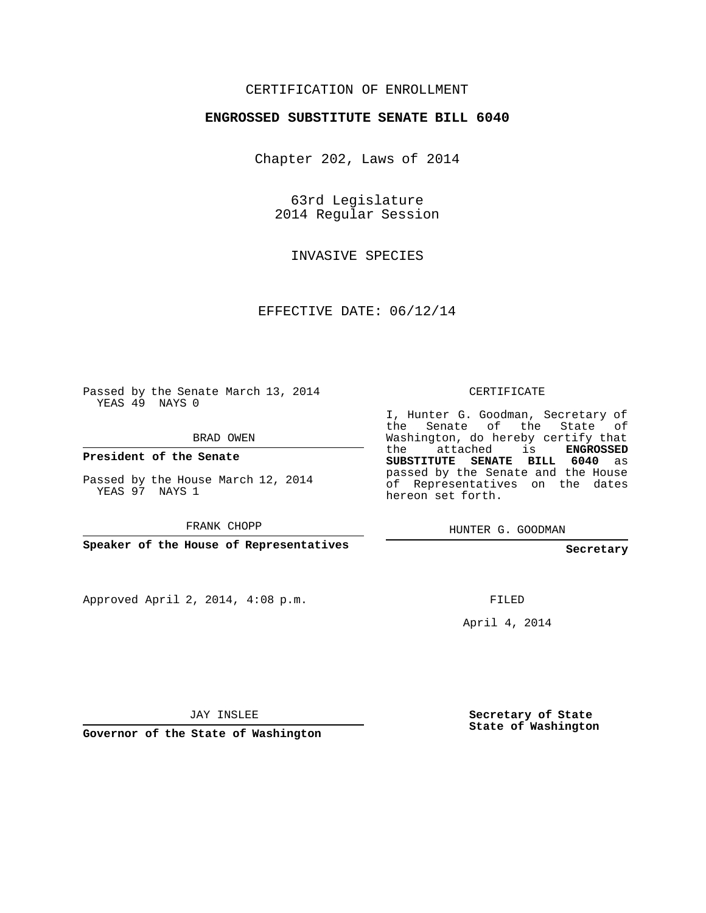CERTIFICATION OF ENROLLMENT

**ENGROSSED SUBSTITUTE SENATE BILL 6040**

Chapter 202, Laws of 2014

63rd Legislature
2014 Regular Session

INVASIVE SPECIES

EFFECTIVE DATE: 06/12/14

Passed by the Senate March 13, 2014
YEAS 49 NAYS 0

BRAD OWEN

**President of the Senate**

Passed by the House March 12, 2014
YEAS 97 NAYS 1

FRANK CHOPP

**Speaker of the House of Representatives**

Approved April 2, 2014, 4:08 p.m.

JAY INSLEE

**Governor of the State of Washington**

CERTIFICATE

I, Hunter G. Goodman, Secretary of the Senate of the State of Washington, do hereby certify that the attached is **ENGROSSED SUBSTITUTE SENATE BILL 6040** as passed by the Senate and the House of Representatives on the dates hereon set forth.

HUNTER G. GOODMAN

**Secretary**

FILED

April 4, 2014

**Secretary of State**
**State of Washington**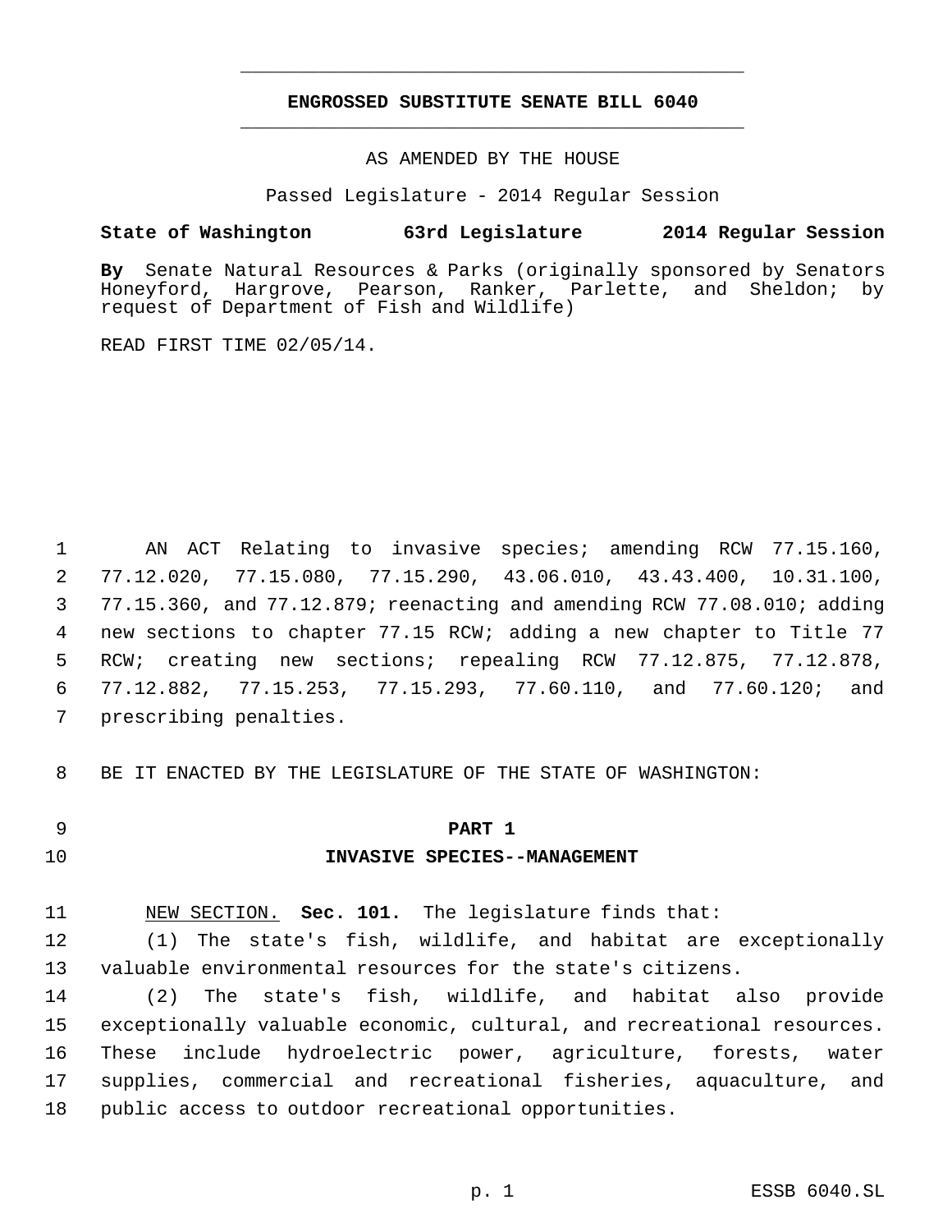# ENGROSSED SUBSTITUTE SENATE BILL 6040

AS AMENDED BY THE HOUSE

Passed Legislature - 2014 Regular Session

**State of Washington 63rd Legislature 2014 Regular Session**

**By** Senate Natural Resources & Parks (originally sponsored by Senators Honeyford, Hargrove, Pearson, Ranker, Parlette, and Sheldon; by request of Department of Fish and Wildlife)

READ FIRST TIME 02/05/14.

AN ACT Relating to invasive species; amending RCW 77.15.160, 77.12.020, 77.15.080, 77.15.290, 43.06.010, 43.43.400, 10.31.100, 77.15.360, and 77.12.879; reenacting and amending RCW 77.08.010; adding new sections to chapter 77.15 RCW; adding a new chapter to Title 77 RCW; creating new sections; repealing RCW 77.12.875, 77.12.878, 77.12.882, 77.15.253, 77.15.293, 77.60.110, and 77.60.120; and prescribing penalties.

BE IT ENACTED BY THE LEGISLATURE OF THE STATE OF WASHINGTON:

## PART 1
## INVASIVE SPECIES--MANAGEMENT

NEW SECTION. **Sec. 101.** The legislature finds that:

(1) The state's fish, wildlife, and habitat are exceptionally valuable environmental resources for the state's citizens.

(2) The state's fish, wildlife, and habitat also provide exceptionally valuable economic, cultural, and recreational resources. These include hydroelectric power, agriculture, forests, water supplies, commercial and recreational fisheries, aquaculture, and public access to outdoor recreational opportunities.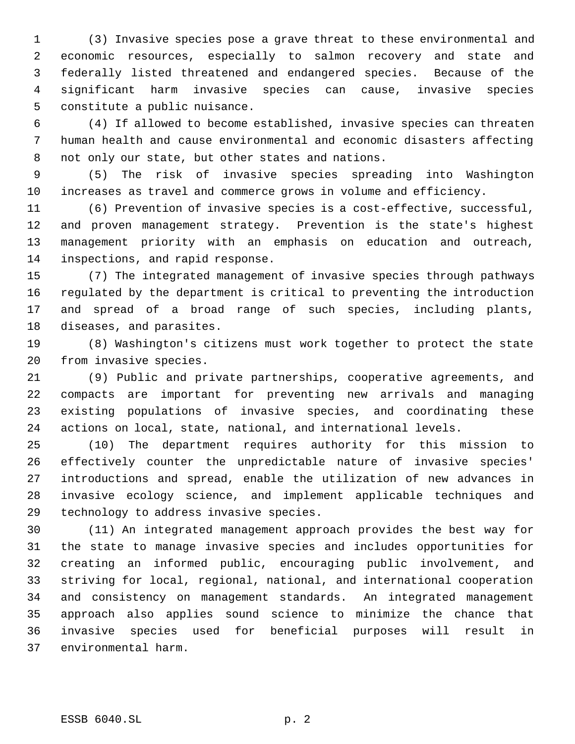(3) Invasive species pose a grave threat to these environmental and economic resources, especially to salmon recovery and state and federally listed threatened and endangered species. Because of the significant harm invasive species can cause, invasive species constitute a public nuisance.

(4) If allowed to become established, invasive species can threaten human health and cause environmental and economic disasters affecting not only our state, but other states and nations.

(5) The risk of invasive species spreading into Washington increases as travel and commerce grows in volume and efficiency.

(6) Prevention of invasive species is a cost-effective, successful, and proven management strategy. Prevention is the state's highest management priority with an emphasis on education and outreach, inspections, and rapid response.

(7) The integrated management of invasive species through pathways regulated by the department is critical to preventing the introduction and spread of a broad range of such species, including plants, diseases, and parasites.

(8) Washington's citizens must work together to protect the state from invasive species.

(9) Public and private partnerships, cooperative agreements, and compacts are important for preventing new arrivals and managing existing populations of invasive species, and coordinating these actions on local, state, national, and international levels.

(10) The department requires authority for this mission to effectively counter the unpredictable nature of invasive species' introductions and spread, enable the utilization of new advances in invasive ecology science, and implement applicable techniques and technology to address invasive species.

(11) An integrated management approach provides the best way for the state to manage invasive species and includes opportunities for creating an informed public, encouraging public involvement, and striving for local, regional, national, and international cooperation and consistency on management standards. An integrated management approach also applies sound science to minimize the chance that invasive species used for beneficial purposes will result in environmental harm.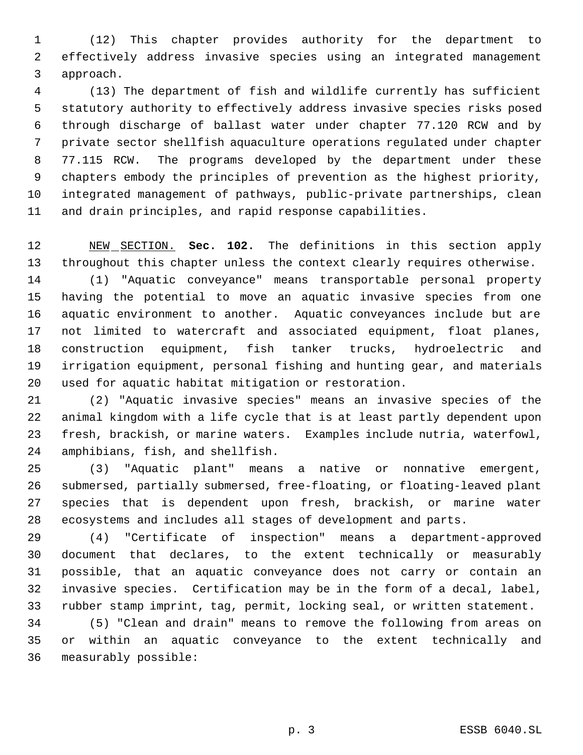(12) This chapter provides authority for the department to effectively address invasive species using an integrated management approach.

(13) The department of fish and wildlife currently has sufficient statutory authority to effectively address invasive species risks posed through discharge of ballast water under chapter 77.120 RCW and by private sector shellfish aquaculture operations regulated under chapter 77.115 RCW. The programs developed by the department under these chapters embody the principles of prevention as the highest priority, integrated management of pathways, public-private partnerships, clean and drain principles, and rapid response capabilities.

NEW SECTION. **Sec. 102.** The definitions in this section apply throughout this chapter unless the context clearly requires otherwise.

(1) "Aquatic conveyance" means transportable personal property having the potential to move an aquatic invasive species from one aquatic environment to another. Aquatic conveyances include but are not limited to watercraft and associated equipment, float planes, construction equipment, fish tanker trucks, hydroelectric and irrigation equipment, personal fishing and hunting gear, and materials used for aquatic habitat mitigation or restoration.

(2) "Aquatic invasive species" means an invasive species of the animal kingdom with a life cycle that is at least partly dependent upon fresh, brackish, or marine waters. Examples include nutria, waterfowl, amphibians, fish, and shellfish.

(3) "Aquatic plant" means a native or nonnative emergent, submersed, partially submersed, free-floating, or floating-leaved plant species that is dependent upon fresh, brackish, or marine water ecosystems and includes all stages of development and parts.

(4) "Certificate of inspection" means a department-approved document that declares, to the extent technically or measurably possible, that an aquatic conveyance does not carry or contain an invasive species. Certification may be in the form of a decal, label, rubber stamp imprint, tag, permit, locking seal, or written statement.

(5) "Clean and drain" means to remove the following from areas on or within an aquatic conveyance to the extent technically and measurably possible: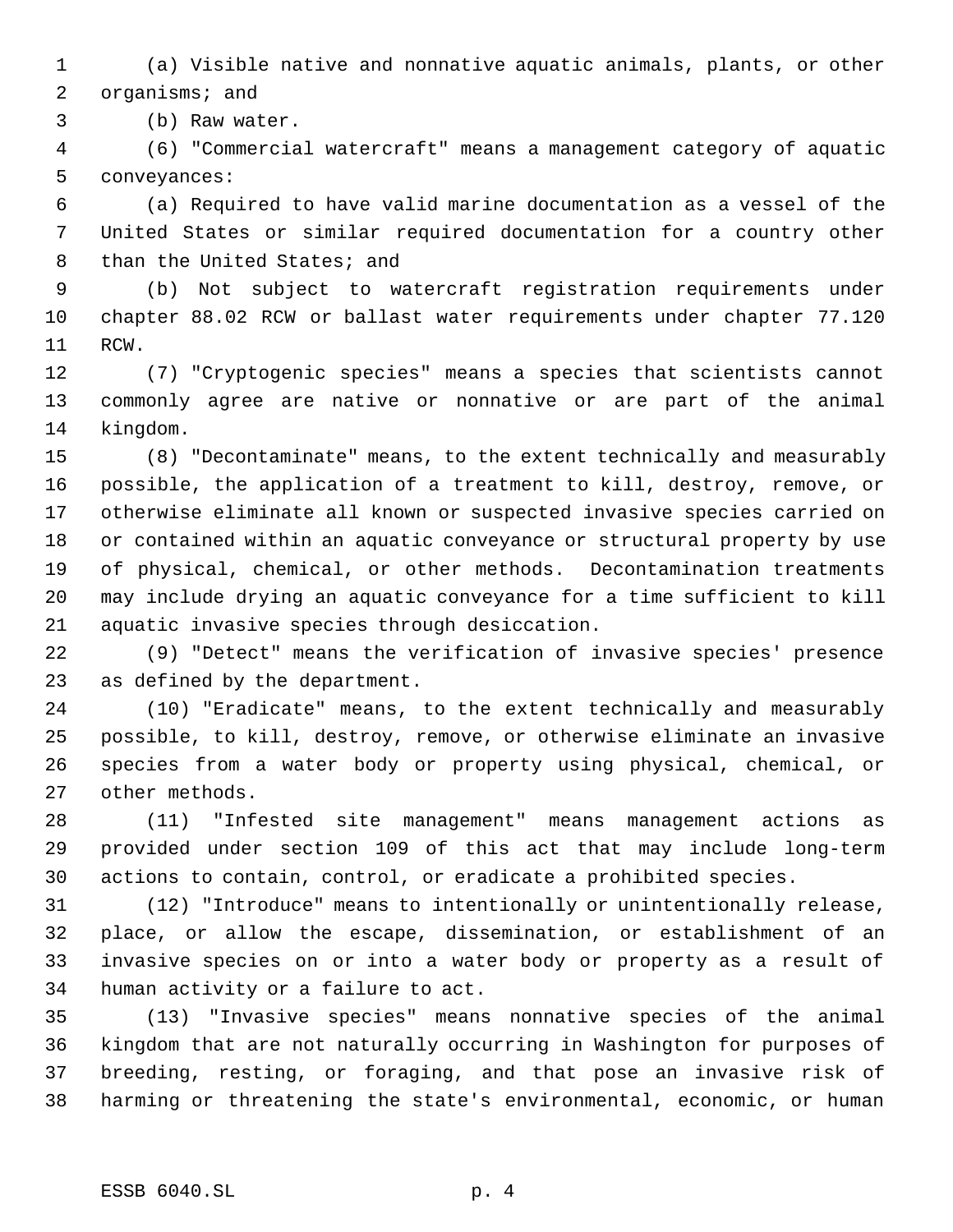(a) Visible native and nonnative aquatic animals, plants, or other organisms; and

(b) Raw water.

(6) "Commercial watercraft" means a management category of aquatic conveyances:

(a) Required to have valid marine documentation as a vessel of the United States or similar required documentation for a country other than the United States; and

(b) Not subject to watercraft registration requirements under chapter 88.02 RCW or ballast water requirements under chapter 77.120 RCW.

(7) "Cryptogenic species" means a species that scientists cannot commonly agree are native or nonnative or are part of the animal kingdom.

(8) "Decontaminate" means, to the extent technically and measurably possible, the application of a treatment to kill, destroy, remove, or otherwise eliminate all known or suspected invasive species carried on or contained within an aquatic conveyance or structural property by use of physical, chemical, or other methods. Decontamination treatments may include drying an aquatic conveyance for a time sufficient to kill aquatic invasive species through desiccation.

(9) "Detect" means the verification of invasive species' presence as defined by the department.

(10) "Eradicate" means, to the extent technically and measurably possible, to kill, destroy, remove, or otherwise eliminate an invasive species from a water body or property using physical, chemical, or other methods.

(11) "Infested site management" means management actions as provided under section 109 of this act that may include long-term actions to contain, control, or eradicate a prohibited species.

(12) "Introduce" means to intentionally or unintentionally release, place, or allow the escape, dissemination, or establishment of an invasive species on or into a water body or property as a result of human activity or a failure to act.

(13) "Invasive species" means nonnative species of the animal kingdom that are not naturally occurring in Washington for purposes of breeding, resting, or foraging, and that pose an invasive risk of harming or threatening the state's environmental, economic, or human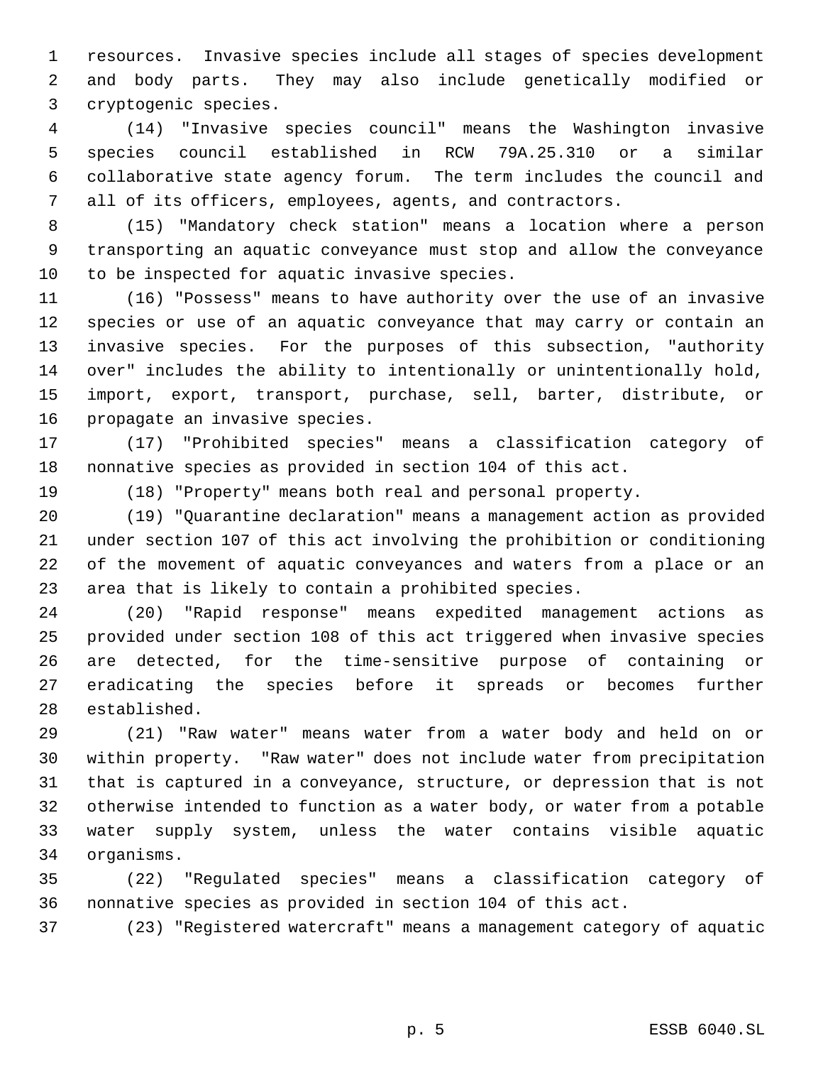resources. Invasive species include all stages of species development and body parts. They may also include genetically modified or cryptogenic species.

(14) "Invasive species council" means the Washington invasive species council established in RCW 79A.25.310 or a similar collaborative state agency forum. The term includes the council and all of its officers, employees, agents, and contractors.

(15) "Mandatory check station" means a location where a person transporting an aquatic conveyance must stop and allow the conveyance to be inspected for aquatic invasive species.

(16) "Possess" means to have authority over the use of an invasive species or use of an aquatic conveyance that may carry or contain an invasive species. For the purposes of this subsection, "authority over" includes the ability to intentionally or unintentionally hold, import, export, transport, purchase, sell, barter, distribute, or propagate an invasive species.

(17) "Prohibited species" means a classification category of nonnative species as provided in section 104 of this act.

(18) "Property" means both real and personal property.

(19) "Quarantine declaration" means a management action as provided under section 107 of this act involving the prohibition or conditioning of the movement of aquatic conveyances and waters from a place or an area that is likely to contain a prohibited species.

(20) "Rapid response" means expedited management actions as provided under section 108 of this act triggered when invasive species are detected, for the time-sensitive purpose of containing or eradicating the species before it spreads or becomes further established.

(21) "Raw water" means water from a water body and held on or within property. "Raw water" does not include water from precipitation that is captured in a conveyance, structure, or depression that is not otherwise intended to function as a water body, or water from a potable water supply system, unless the water contains visible aquatic organisms.

(22) "Regulated species" means a classification category of nonnative species as provided in section 104 of this act.

(23) "Registered watercraft" means a management category of aquatic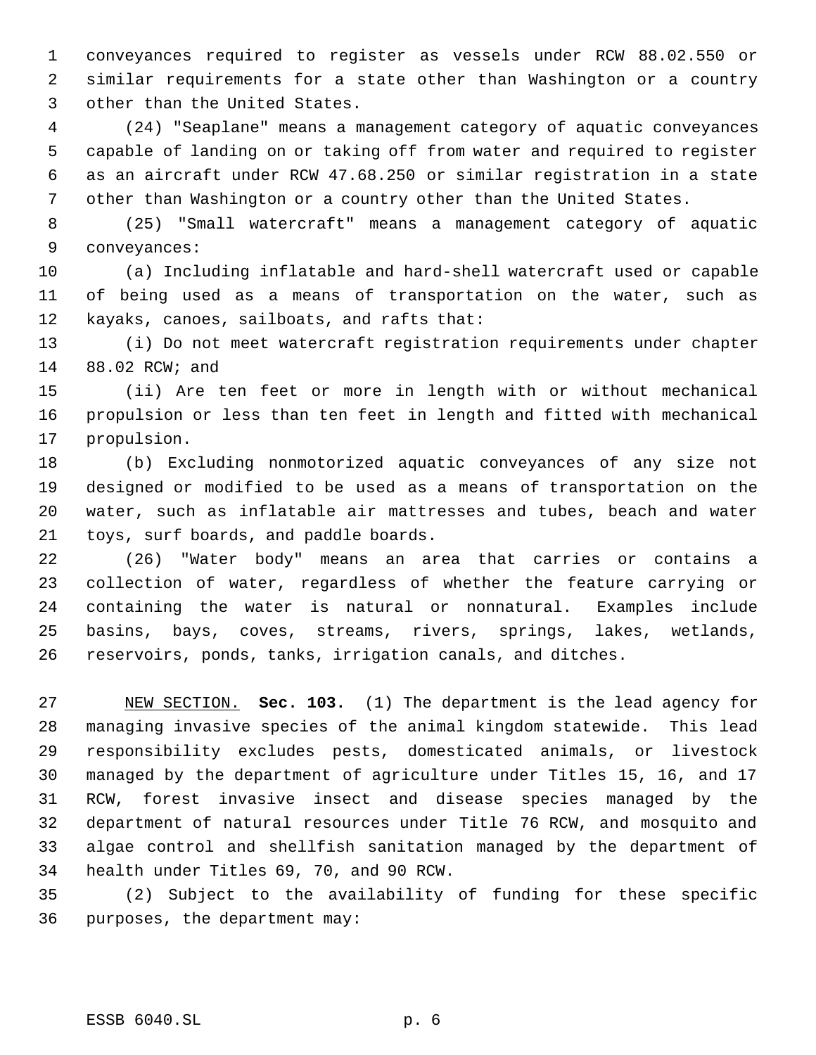conveyances required to register as vessels under RCW 88.02.550 or similar requirements for a state other than Washington or a country other than the United States.

(24) "Seaplane" means a management category of aquatic conveyances capable of landing on or taking off from water and required to register as an aircraft under RCW 47.68.250 or similar registration in a state other than Washington or a country other than the United States.

(25) "Small watercraft" means a management category of aquatic conveyances:

(a) Including inflatable and hard-shell watercraft used or capable of being used as a means of transportation on the water, such as kayaks, canoes, sailboats, and rafts that:

(i) Do not meet watercraft registration requirements under chapter 88.02 RCW; and

(ii) Are ten feet or more in length with or without mechanical propulsion or less than ten feet in length and fitted with mechanical propulsion.

(b) Excluding nonmotorized aquatic conveyances of any size not designed or modified to be used as a means of transportation on the water, such as inflatable air mattresses and tubes, beach and water toys, surf boards, and paddle boards.

(26) "Water body" means an area that carries or contains a collection of water, regardless of whether the feature carrying or containing the water is natural or nonnatural. Examples include basins, bays, coves, streams, rivers, springs, lakes, wetlands, reservoirs, ponds, tanks, irrigation canals, and ditches.

NEW SECTION. **Sec. 103.** (1) The department is the lead agency for managing invasive species of the animal kingdom statewide. This lead responsibility excludes pests, domesticated animals, or livestock managed by the department of agriculture under Titles 15, 16, and 17 RCW, forest invasive insect and disease species managed by the department of natural resources under Title 76 RCW, and mosquito and algae control and shellfish sanitation managed by the department of health under Titles 69, 70, and 90 RCW.

(2) Subject to the availability of funding for these specific purposes, the department may: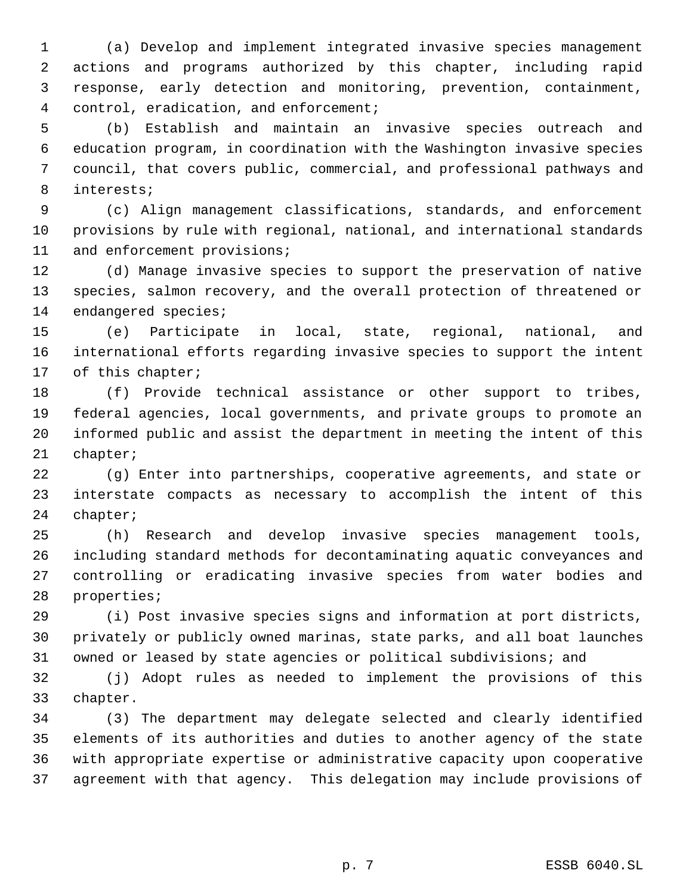(a) Develop and implement integrated invasive species management actions and programs authorized by this chapter, including rapid response, early detection and monitoring, prevention, containment, control, eradication, and enforcement;

(b) Establish and maintain an invasive species outreach and education program, in coordination with the Washington invasive species council, that covers public, commercial, and professional pathways and interests;

(c) Align management classifications, standards, and enforcement provisions by rule with regional, national, and international standards and enforcement provisions;

(d) Manage invasive species to support the preservation of native species, salmon recovery, and the overall protection of threatened or endangered species;

(e) Participate in local, state, regional, national, and international efforts regarding invasive species to support the intent of this chapter;

(f) Provide technical assistance or other support to tribes, federal agencies, local governments, and private groups to promote an informed public and assist the department in meeting the intent of this chapter;

(g) Enter into partnerships, cooperative agreements, and state or interstate compacts as necessary to accomplish the intent of this chapter;

(h) Research and develop invasive species management tools, including standard methods for decontaminating aquatic conveyances and controlling or eradicating invasive species from water bodies and properties;

(i) Post invasive species signs and information at port districts, privately or publicly owned marinas, state parks, and all boat launches owned or leased by state agencies or political subdivisions; and

(j) Adopt rules as needed to implement the provisions of this chapter.

(3) The department may delegate selected and clearly identified elements of its authorities and duties to another agency of the state with appropriate expertise or administrative capacity upon cooperative agreement with that agency. This delegation may include provisions of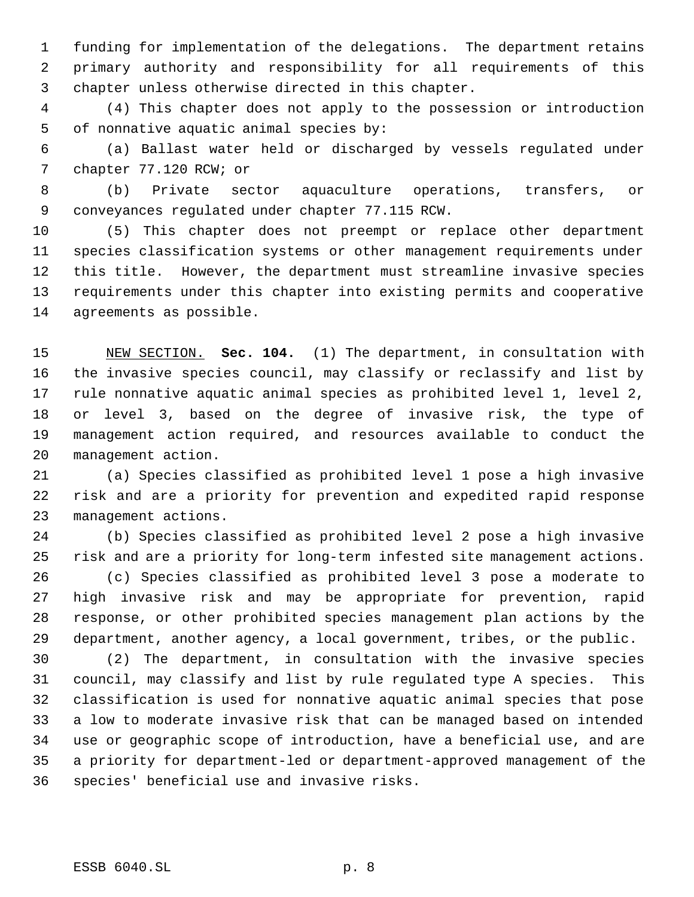funding for implementation of the delegations. The department retains primary authority and responsibility for all requirements of this chapter unless otherwise directed in this chapter.

(4) This chapter does not apply to the possession or introduction of nonnative aquatic animal species by:

(a) Ballast water held or discharged by vessels regulated under chapter 77.120 RCW; or

(b) Private sector aquaculture operations, transfers, or conveyances regulated under chapter 77.115 RCW.

(5) This chapter does not preempt or replace other department species classification systems or other management requirements under this title. However, the department must streamline invasive species requirements under this chapter into existing permits and cooperative agreements as possible.

NEW SECTION. **Sec. 104.** (1) The department, in consultation with the invasive species council, may classify or reclassify and list by rule nonnative aquatic animal species as prohibited level 1, level 2, or level 3, based on the degree of invasive risk, the type of management action required, and resources available to conduct the management action.

(a) Species classified as prohibited level 1 pose a high invasive risk and are a priority for prevention and expedited rapid response management actions.

(b) Species classified as prohibited level 2 pose a high invasive risk and are a priority for long-term infested site management actions.

(c) Species classified as prohibited level 3 pose a moderate to high invasive risk and may be appropriate for prevention, rapid response, or other prohibited species management plan actions by the department, another agency, a local government, tribes, or the public.

(2) The department, in consultation with the invasive species council, may classify and list by rule regulated type A species. This classification is used for nonnative aquatic animal species that pose a low to moderate invasive risk that can be managed based on intended use or geographic scope of introduction, have a beneficial use, and are a priority for department-led or department-approved management of the species' beneficial use and invasive risks.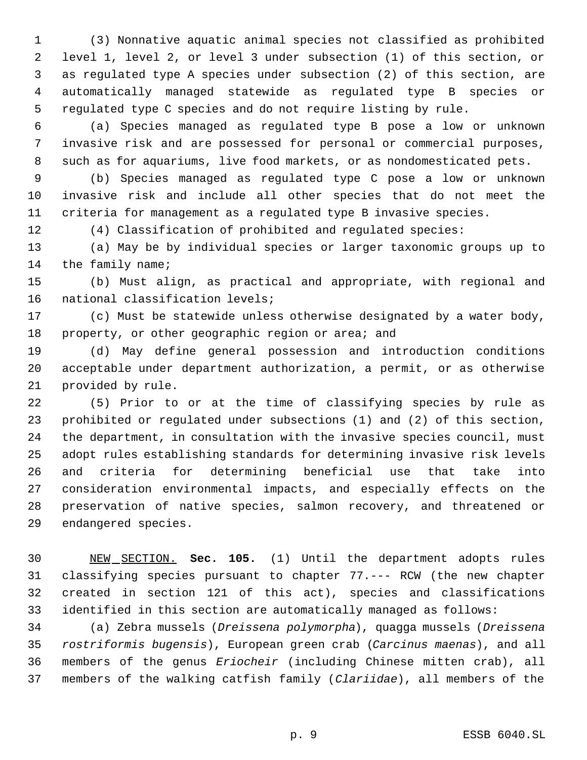(3) Nonnative aquatic animal species not classified as prohibited level 1, level 2, or level 3 under subsection (1) of this section, or as regulated type A species under subsection (2) of this section, are automatically managed statewide as regulated type B species or regulated type C species and do not require listing by rule.

(a) Species managed as regulated type B pose a low or unknown invasive risk and are possessed for personal or commercial purposes, such as for aquariums, live food markets, or as nondomesticated pets.

(b) Species managed as regulated type C pose a low or unknown invasive risk and include all other species that do not meet the criteria for management as a regulated type B invasive species.

(4) Classification of prohibited and regulated species:

(a) May be by individual species or larger taxonomic groups up to the family name;

(b) Must align, as practical and appropriate, with regional and national classification levels;

(c) Must be statewide unless otherwise designated by a water body, property, or other geographic region or area; and

(d) May define general possession and introduction conditions acceptable under department authorization, a permit, or as otherwise provided by rule.

(5) Prior to or at the time of classifying species by rule as prohibited or regulated under subsections (1) and (2) of this section, the department, in consultation with the invasive species council, must adopt rules establishing standards for determining invasive risk levels and criteria for determining beneficial use that take into consideration environmental impacts, and especially effects on the preservation of native species, salmon recovery, and threatened or endangered species.

NEW SECTION. **Sec. 105.** (1) Until the department adopts rules classifying species pursuant to chapter 77.--- RCW (the new chapter created in section 121 of this act), species and classifications identified in this section are automatically managed as follows:

(a) Zebra mussels (*Dreissena polymorpha*), quagga mussels (*Dreissena rostriformis bugensis*), European green crab (*Carcinus maenas*), and all members of the genus *Eriocheir* (including Chinese mitten crab), all members of the walking catfish family (*Clariidae*), all members of the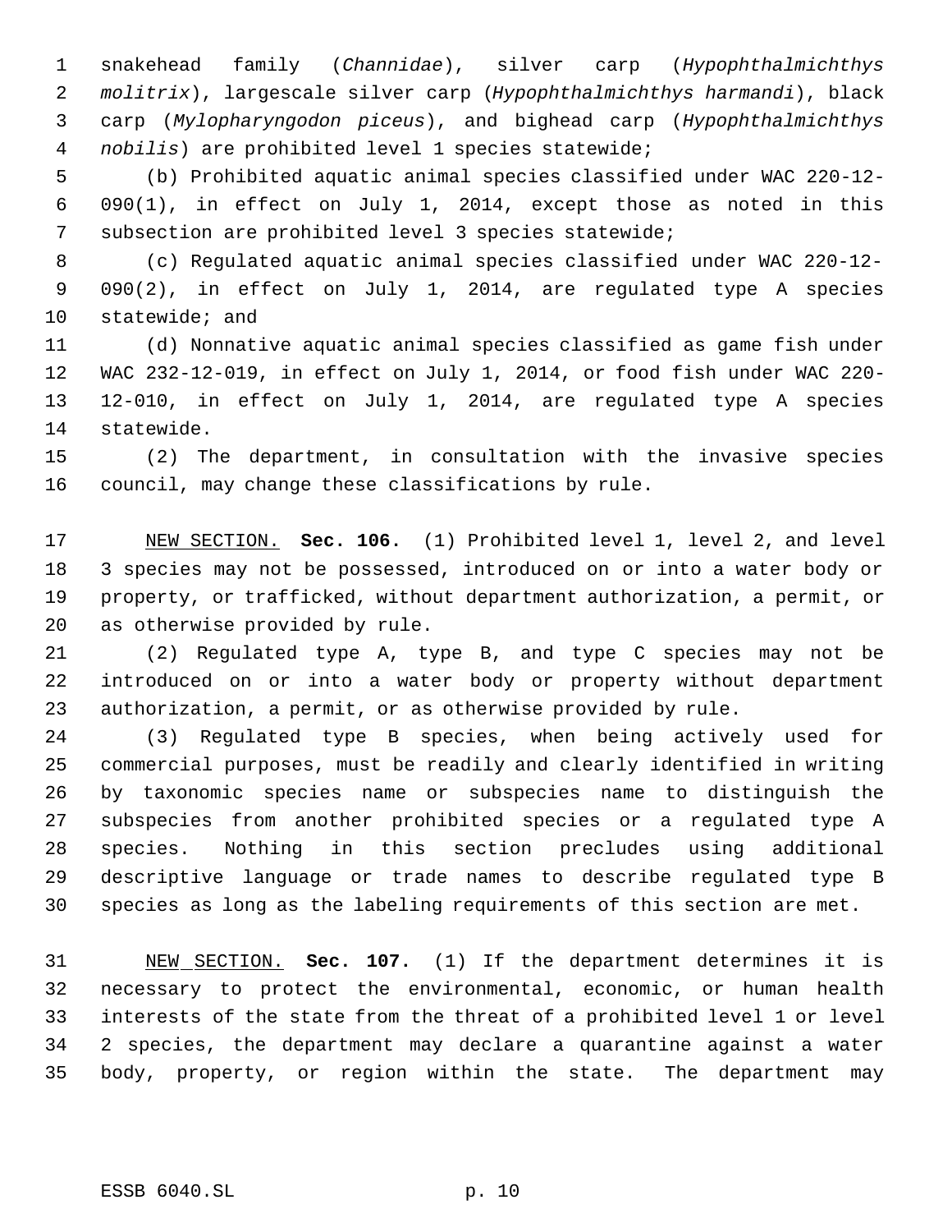snakehead family (*Channidae*), silver carp (*Hypophthalmichthys molitrix*), largescale silver carp (*Hypophthalmichthys harmandi*), black carp (*Mylopharyngodon piceus*), and bighead carp (*Hypophthalmichthys nobilis*) are prohibited level 1 species statewide;

(b) Prohibited aquatic animal species classified under WAC 220-12-090(1), in effect on July 1, 2014, except those as noted in this subsection are prohibited level 3 species statewide;

(c) Regulated aquatic animal species classified under WAC 220-12-090(2), in effect on July 1, 2014, are regulated type A species statewide; and

(d) Nonnative aquatic animal species classified as game fish under WAC 232-12-019, in effect on July 1, 2014, or food fish under WAC 220-12-010, in effect on July 1, 2014, are regulated type A species statewide.

(2) The department, in consultation with the invasive species council, may change these classifications by rule.

NEW SECTION. **Sec. 106.** (1) Prohibited level 1, level 2, and level 3 species may not be possessed, introduced on or into a water body or property, or trafficked, without department authorization, a permit, or as otherwise provided by rule.

(2) Regulated type A, type B, and type C species may not be introduced on or into a water body or property without department authorization, a permit, or as otherwise provided by rule.

(3) Regulated type B species, when being actively used for commercial purposes, must be readily and clearly identified in writing by taxonomic species name or subspecies name to distinguish the subspecies from another prohibited species or a regulated type A species. Nothing in this section precludes using additional descriptive language or trade names to describe regulated type B species as long as the labeling requirements of this section are met.

NEW SECTION. **Sec. 107.** (1) If the department determines it is necessary to protect the environmental, economic, or human health interests of the state from the threat of a prohibited level 1 or level 2 species, the department may declare a quarantine against a water body, property, or region within the state. The department may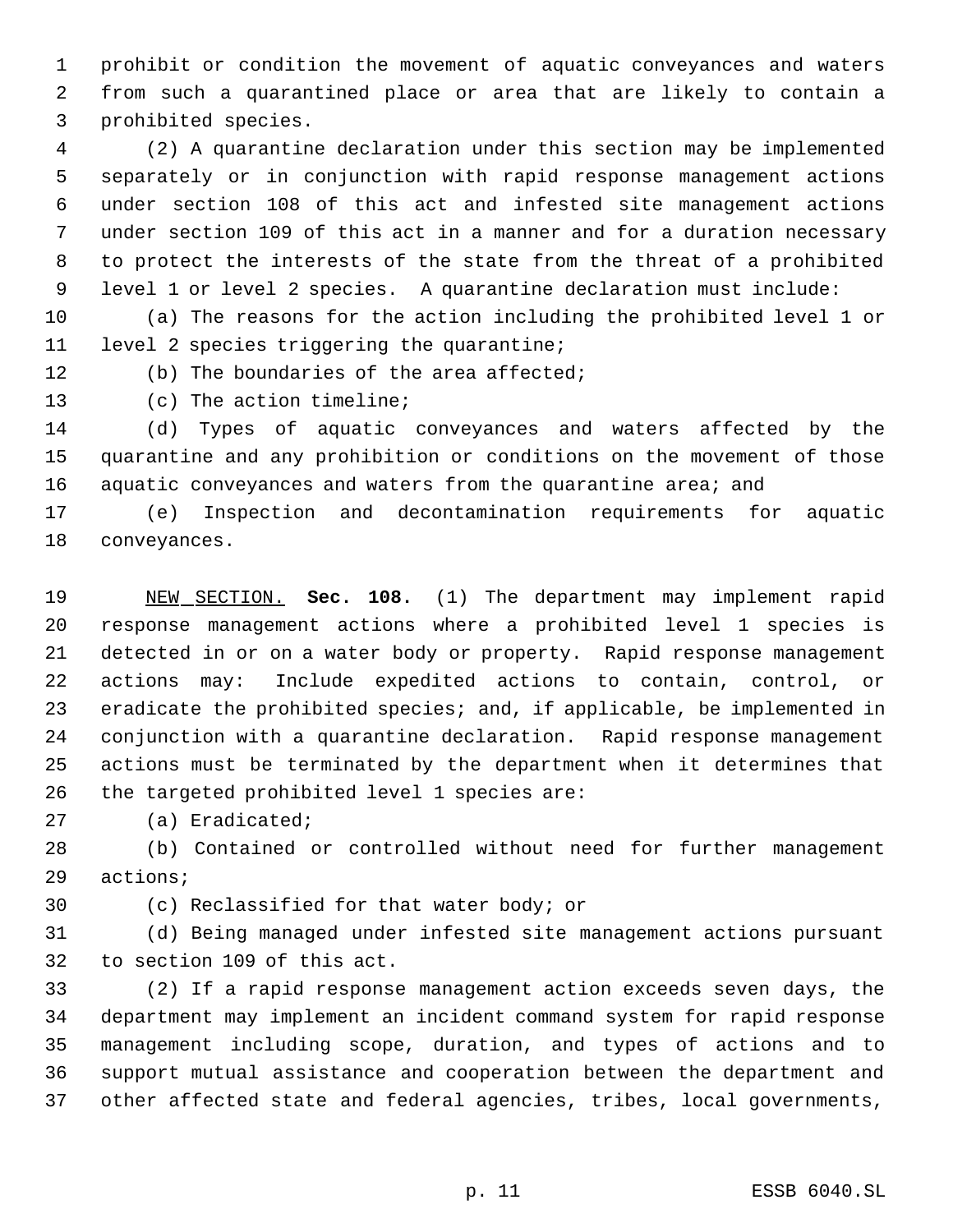prohibit or condition the movement of aquatic conveyances and waters from such a quarantined place or area that are likely to contain a prohibited species.

(2) A quarantine declaration under this section may be implemented separately or in conjunction with rapid response management actions under section 108 of this act and infested site management actions under section 109 of this act in a manner and for a duration necessary to protect the interests of the state from the threat of a prohibited level 1 or level 2 species. A quarantine declaration must include:

(a) The reasons for the action including the prohibited level 1 or level 2 species triggering the quarantine;

(b) The boundaries of the area affected;

(c) The action timeline;

(d) Types of aquatic conveyances and waters affected by the quarantine and any prohibition or conditions on the movement of those aquatic conveyances and waters from the quarantine area; and

(e) Inspection and decontamination requirements for aquatic conveyances.

NEW SECTION. **Sec. 108.** (1) The department may implement rapid response management actions where a prohibited level 1 species is detected in or on a water body or property. Rapid response management actions may: Include expedited actions to contain, control, or eradicate the prohibited species; and, if applicable, be implemented in conjunction with a quarantine declaration. Rapid response management actions must be terminated by the department when it determines that the targeted prohibited level 1 species are:

(a) Eradicated;

(b) Contained or controlled without need for further management actions;

(c) Reclassified for that water body; or

(d) Being managed under infested site management actions pursuant to section 109 of this act.

(2) If a rapid response management action exceeds seven days, the department may implement an incident command system for rapid response management including scope, duration, and types of actions and to support mutual assistance and cooperation between the department and other affected state and federal agencies, tribes, local governments,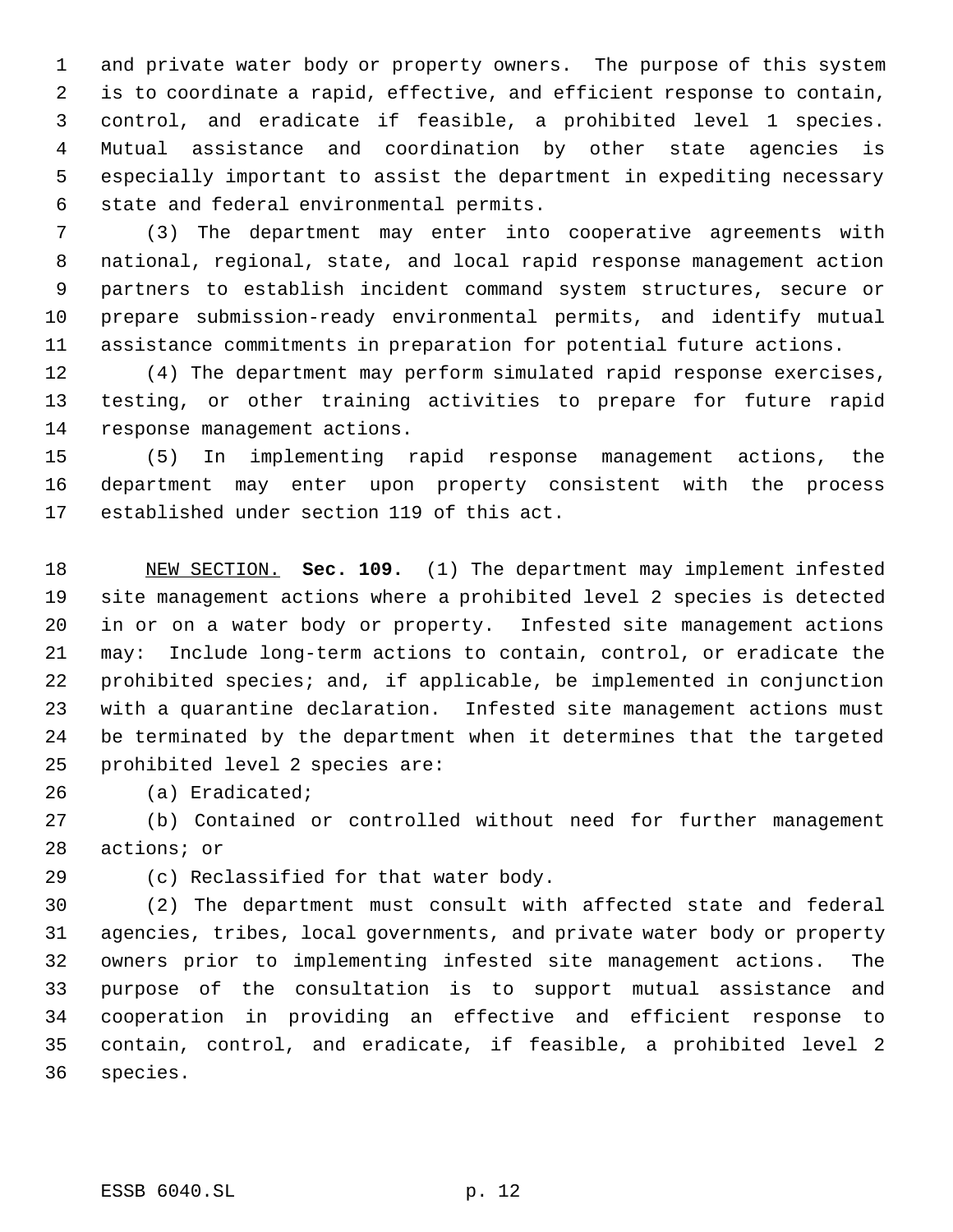and private water body or property owners. The purpose of this system is to coordinate a rapid, effective, and efficient response to contain, control, and eradicate if feasible, a prohibited level 1 species. Mutual assistance and coordination by other state agencies is especially important to assist the department in expediting necessary state and federal environmental permits.

(3) The department may enter into cooperative agreements with national, regional, state, and local rapid response management action partners to establish incident command system structures, secure or prepare submission-ready environmental permits, and identify mutual assistance commitments in preparation for potential future actions.

(4) The department may perform simulated rapid response exercises, testing, or other training activities to prepare for future rapid response management actions.

(5) In implementing rapid response management actions, the department may enter upon property consistent with the process established under section 119 of this act.

NEW SECTION. **Sec. 109.** (1) The department may implement infested site management actions where a prohibited level 2 species is detected in or on a water body or property. Infested site management actions may: Include long-term actions to contain, control, or eradicate the prohibited species; and, if applicable, be implemented in conjunction with a quarantine declaration. Infested site management actions must be terminated by the department when it determines that the targeted prohibited level 2 species are:

(a) Eradicated;

(b) Contained or controlled without need for further management actions; or

(c) Reclassified for that water body.

(2) The department must consult with affected state and federal agencies, tribes, local governments, and private water body or property owners prior to implementing infested site management actions. The purpose of the consultation is to support mutual assistance and cooperation in providing an effective and efficient response to contain, control, and eradicate, if feasible, a prohibited level 2 species.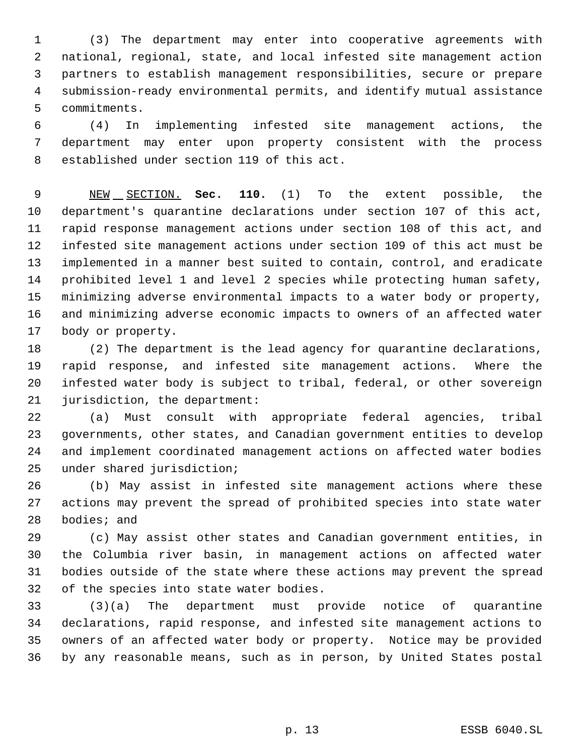(3) The department may enter into cooperative agreements with national, regional, state, and local infested site management action partners to establish management responsibilities, secure or prepare submission-ready environmental permits, and identify mutual assistance commitments.

(4) In implementing infested site management actions, the department may enter upon property consistent with the process established under section 119 of this act.

NEW SECTION. **Sec. 110.** (1) To the extent possible, the department's quarantine declarations under section 107 of this act, rapid response management actions under section 108 of this act, and infested site management actions under section 109 of this act must be implemented in a manner best suited to contain, control, and eradicate prohibited level 1 and level 2 species while protecting human safety, minimizing adverse environmental impacts to a water body or property, and minimizing adverse economic impacts to owners of an affected water body or property.

(2) The department is the lead agency for quarantine declarations, rapid response, and infested site management actions. Where the infested water body is subject to tribal, federal, or other sovereign jurisdiction, the department:

(a) Must consult with appropriate federal agencies, tribal governments, other states, and Canadian government entities to develop and implement coordinated management actions on affected water bodies under shared jurisdiction;

(b) May assist in infested site management actions where these actions may prevent the spread of prohibited species into state water bodies; and

(c) May assist other states and Canadian government entities, in the Columbia river basin, in management actions on affected water bodies outside of the state where these actions may prevent the spread of the species into state water bodies.

(3)(a) The department must provide notice of quarantine declarations, rapid response, and infested site management actions to owners of an affected water body or property. Notice may be provided by any reasonable means, such as in person, by United States postal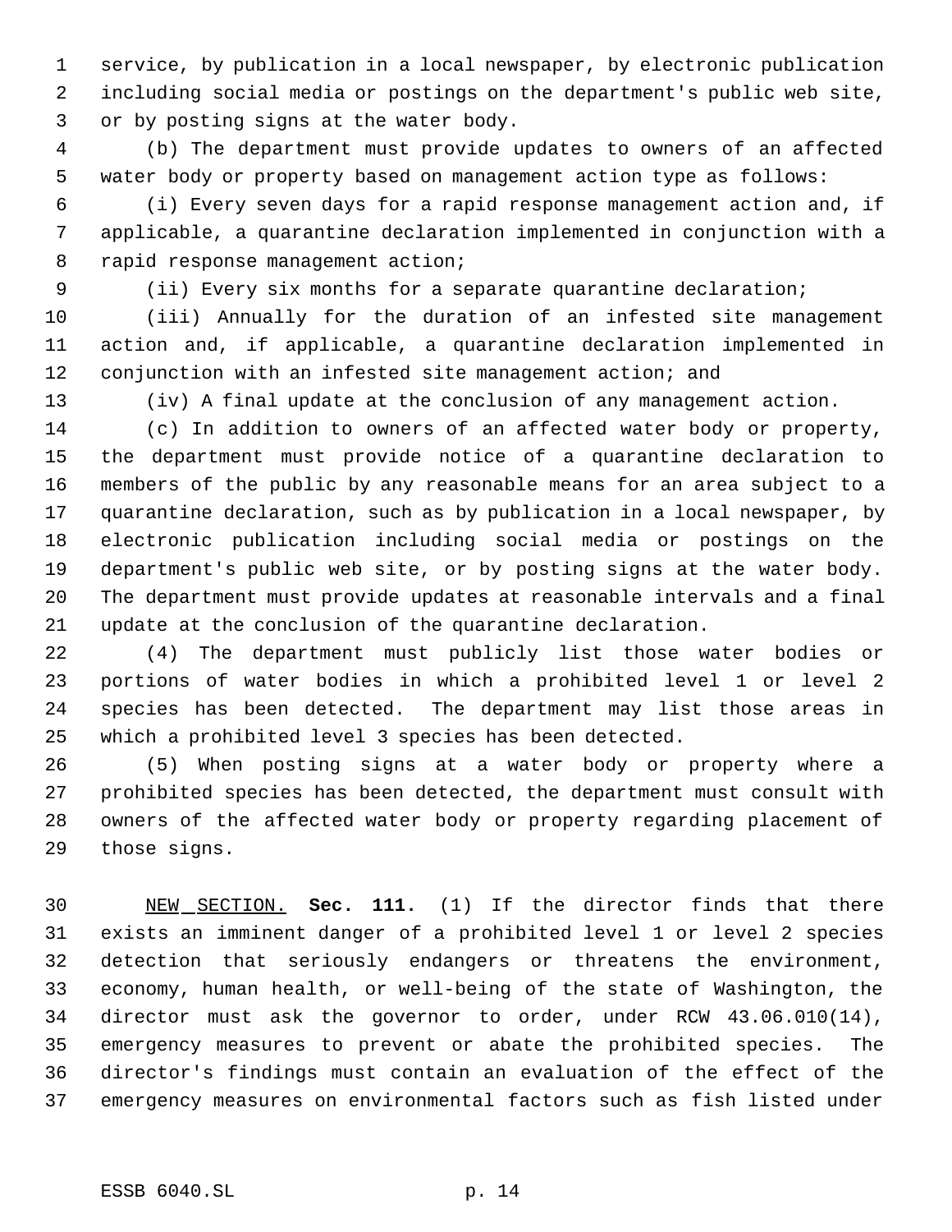service, by publication in a local newspaper, by electronic publication including social media or postings on the department's public web site, or by posting signs at the water body.

(b) The department must provide updates to owners of an affected water body or property based on management action type as follows:

(i) Every seven days for a rapid response management action and, if applicable, a quarantine declaration implemented in conjunction with a rapid response management action;

(ii) Every six months for a separate quarantine declaration;

(iii) Annually for the duration of an infested site management action and, if applicable, a quarantine declaration implemented in conjunction with an infested site management action; and

(iv) A final update at the conclusion of any management action.

(c) In addition to owners of an affected water body or property, the department must provide notice of a quarantine declaration to members of the public by any reasonable means for an area subject to a quarantine declaration, such as by publication in a local newspaper, by electronic publication including social media or postings on the department's public web site, or by posting signs at the water body. The department must provide updates at reasonable intervals and a final update at the conclusion of the quarantine declaration.

(4) The department must publicly list those water bodies or portions of water bodies in which a prohibited level 1 or level 2 species has been detected. The department may list those areas in which a prohibited level 3 species has been detected.

(5) When posting signs at a water body or property where a prohibited species has been detected, the department must consult with owners of the affected water body or property regarding placement of those signs.

NEW SECTION. **Sec. 111.** (1) If the director finds that there exists an imminent danger of a prohibited level 1 or level 2 species detection that seriously endangers or threatens the environment, economy, human health, or well-being of the state of Washington, the director must ask the governor to order, under RCW 43.06.010(14), emergency measures to prevent or abate the prohibited species. The director's findings must contain an evaluation of the effect of the emergency measures on environmental factors such as fish listed under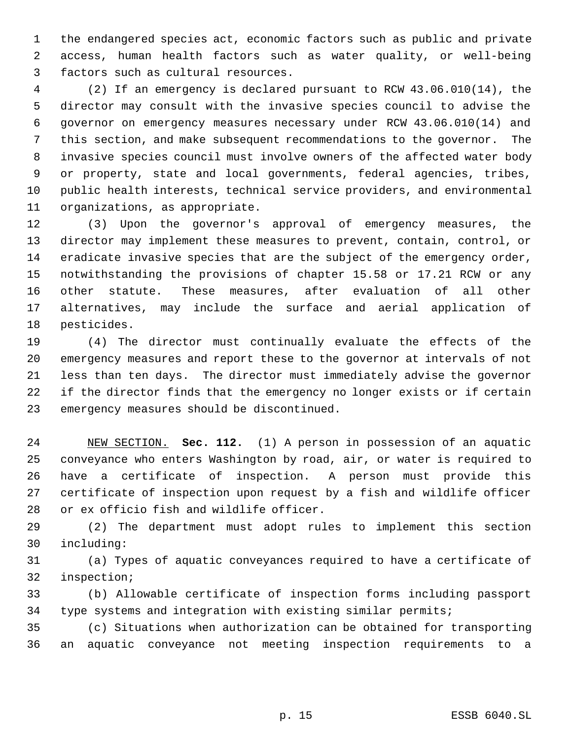the endangered species act, economic factors such as public and private access, human health factors such as water quality, or well-being factors such as cultural resources.

(2) If an emergency is declared pursuant to RCW 43.06.010(14), the director may consult with the invasive species council to advise the governor on emergency measures necessary under RCW 43.06.010(14) and this section, and make subsequent recommendations to the governor. The invasive species council must involve owners of the affected water body or property, state and local governments, federal agencies, tribes, public health interests, technical service providers, and environmental organizations, as appropriate.

(3) Upon the governor's approval of emergency measures, the director may implement these measures to prevent, contain, control, or eradicate invasive species that are the subject of the emergency order, notwithstanding the provisions of chapter 15.58 or 17.21 RCW or any other statute. These measures, after evaluation of all other alternatives, may include the surface and aerial application of pesticides.

(4) The director must continually evaluate the effects of the emergency measures and report these to the governor at intervals of not less than ten days. The director must immediately advise the governor if the director finds that the emergency no longer exists or if certain emergency measures should be discontinued.

NEW SECTION. **Sec. 112.** (1) A person in possession of an aquatic conveyance who enters Washington by road, air, or water is required to have a certificate of inspection. A person must provide this certificate of inspection upon request by a fish and wildlife officer or ex officio fish and wildlife officer.

(2) The department must adopt rules to implement this section including:

(a) Types of aquatic conveyances required to have a certificate of inspection;

(b) Allowable certificate of inspection forms including passport type systems and integration with existing similar permits;

(c) Situations when authorization can be obtained for transporting an aquatic conveyance not meeting inspection requirements to a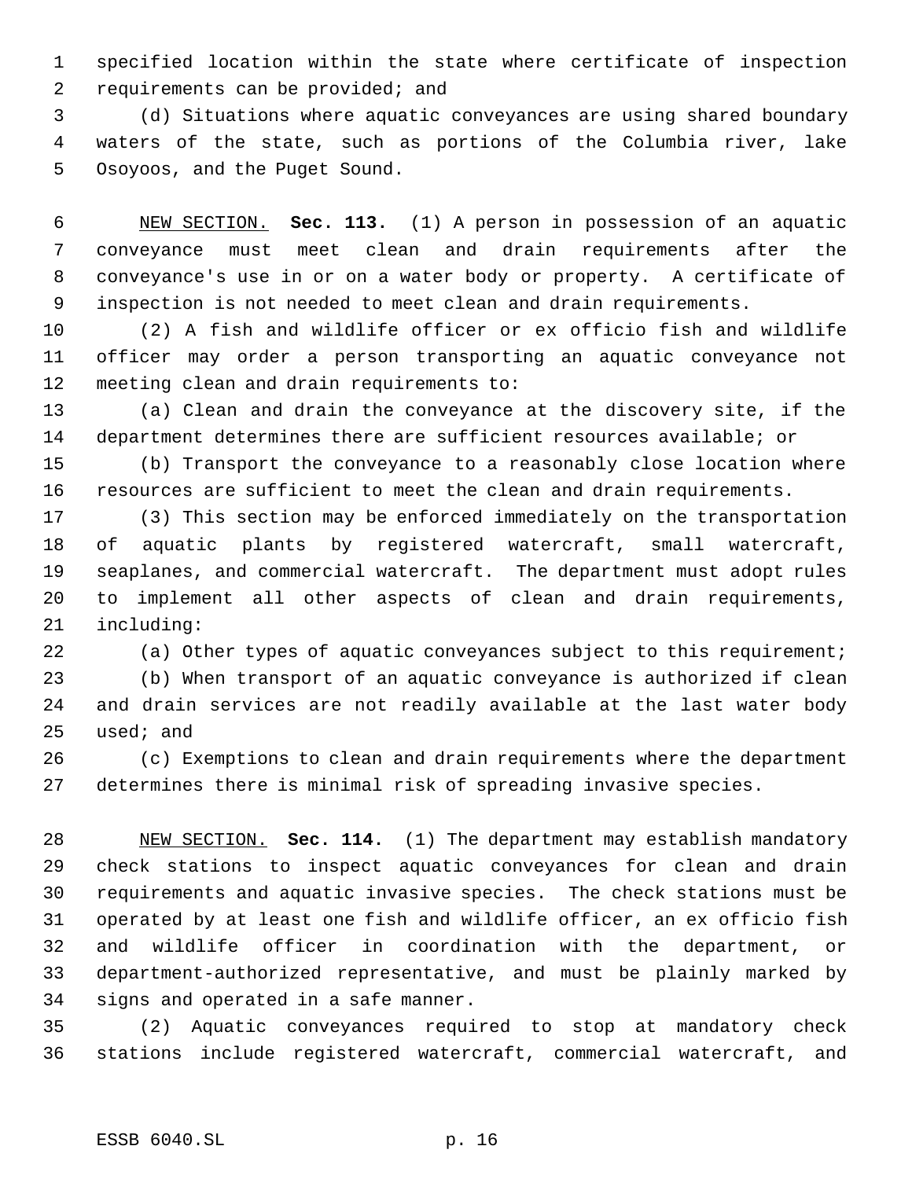specified location within the state where certificate of inspection requirements can be provided; and

(d) Situations where aquatic conveyances are using shared boundary waters of the state, such as portions of the Columbia river, lake Osoyoos, and the Puget Sound.

NEW SECTION. **Sec. 113.** (1) A person in possession of an aquatic conveyance must meet clean and drain requirements after the conveyance's use in or on a water body or property. A certificate of inspection is not needed to meet clean and drain requirements.

(2) A fish and wildlife officer or ex officio fish and wildlife officer may order a person transporting an aquatic conveyance not meeting clean and drain requirements to:

(a) Clean and drain the conveyance at the discovery site, if the department determines there are sufficient resources available; or

(b) Transport the conveyance to a reasonably close location where resources are sufficient to meet the clean and drain requirements.

(3) This section may be enforced immediately on the transportation of aquatic plants by registered watercraft, small watercraft, seaplanes, and commercial watercraft. The department must adopt rules to implement all other aspects of clean and drain requirements, including:

(a) Other types of aquatic conveyances subject to this requirement;

(b) When transport of an aquatic conveyance is authorized if clean and drain services are not readily available at the last water body used; and

(c) Exemptions to clean and drain requirements where the department determines there is minimal risk of spreading invasive species.

NEW SECTION. **Sec. 114.** (1) The department may establish mandatory check stations to inspect aquatic conveyances for clean and drain requirements and aquatic invasive species. The check stations must be operated by at least one fish and wildlife officer, an ex officio fish and wildlife officer in coordination with the department, or department-authorized representative, and must be plainly marked by signs and operated in a safe manner.

(2) Aquatic conveyances required to stop at mandatory check stations include registered watercraft, commercial watercraft, and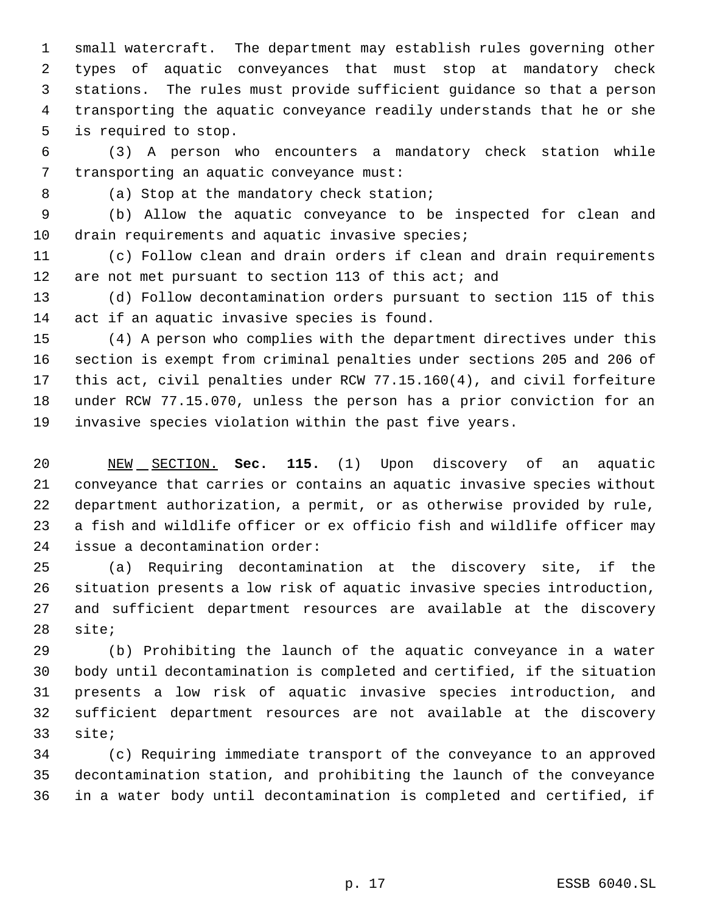small watercraft. The department may establish rules governing other types of aquatic conveyances that must stop at mandatory check stations. The rules must provide sufficient guidance so that a person transporting the aquatic conveyance readily understands that he or she is required to stop.

(3) A person who encounters a mandatory check station while transporting an aquatic conveyance must:

(a) Stop at the mandatory check station;

(b) Allow the aquatic conveyance to be inspected for clean and drain requirements and aquatic invasive species;

(c) Follow clean and drain orders if clean and drain requirements are not met pursuant to section 113 of this act; and

(d) Follow decontamination orders pursuant to section 115 of this act if an aquatic invasive species is found.

(4) A person who complies with the department directives under this section is exempt from criminal penalties under sections 205 and 206 of this act, civil penalties under RCW 77.15.160(4), and civil forfeiture under RCW 77.15.070, unless the person has a prior conviction for an invasive species violation within the past five years.

NEW SECTION. **Sec. 115.** (1) Upon discovery of an aquatic conveyance that carries or contains an aquatic invasive species without department authorization, a permit, or as otherwise provided by rule, a fish and wildlife officer or ex officio fish and wildlife officer may issue a decontamination order:

(a) Requiring decontamination at the discovery site, if the situation presents a low risk of aquatic invasive species introduction, and sufficient department resources are available at the discovery site;

(b) Prohibiting the launch of the aquatic conveyance in a water body until decontamination is completed and certified, if the situation presents a low risk of aquatic invasive species introduction, and sufficient department resources are not available at the discovery site;

(c) Requiring immediate transport of the conveyance to an approved decontamination station, and prohibiting the launch of the conveyance in a water body until decontamination is completed and certified, if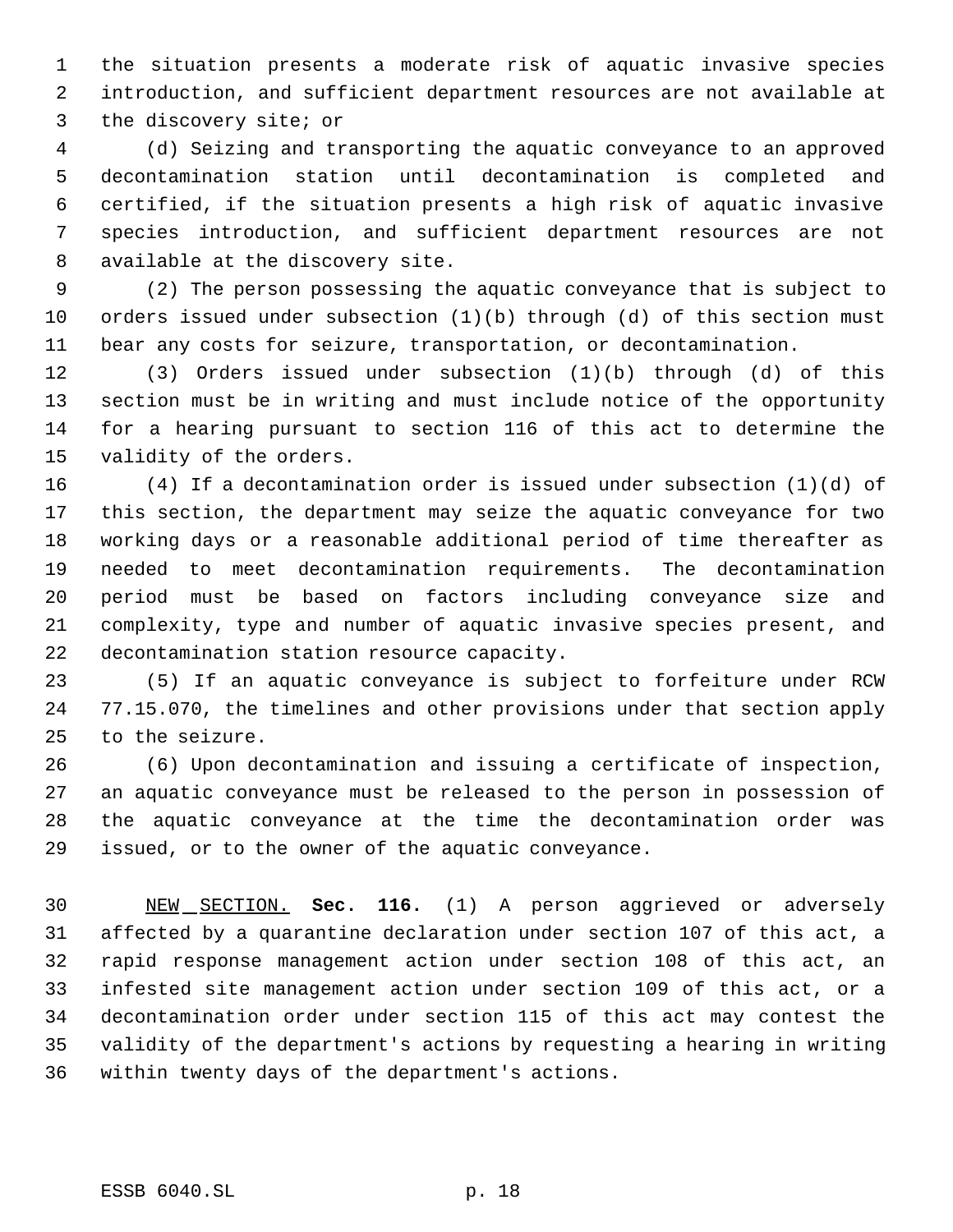the situation presents a moderate risk of aquatic invasive species introduction, and sufficient department resources are not available at the discovery site; or

(d) Seizing and transporting the aquatic conveyance to an approved decontamination station until decontamination is completed and certified, if the situation presents a high risk of aquatic invasive species introduction, and sufficient department resources are not available at the discovery site.

(2) The person possessing the aquatic conveyance that is subject to orders issued under subsection (1)(b) through (d) of this section must bear any costs for seizure, transportation, or decontamination.

(3) Orders issued under subsection (1)(b) through (d) of this section must be in writing and must include notice of the opportunity for a hearing pursuant to section 116 of this act to determine the validity of the orders.

(4) If a decontamination order is issued under subsection (1)(d) of this section, the department may seize the aquatic conveyance for two working days or a reasonable additional period of time thereafter as needed to meet decontamination requirements. The decontamination period must be based on factors including conveyance size and complexity, type and number of aquatic invasive species present, and decontamination station resource capacity.

(5) If an aquatic conveyance is subject to forfeiture under RCW 77.15.070, the timelines and other provisions under that section apply to the seizure.

(6) Upon decontamination and issuing a certificate of inspection, an aquatic conveyance must be released to the person in possession of the aquatic conveyance at the time the decontamination order was issued, or to the owner of the aquatic conveyance.

NEW SECTION. **Sec. 116.** (1) A person aggrieved or adversely affected by a quarantine declaration under section 107 of this act, a rapid response management action under section 108 of this act, an infested site management action under section 109 of this act, or a decontamination order under section 115 of this act may contest the validity of the department's actions by requesting a hearing in writing within twenty days of the department's actions.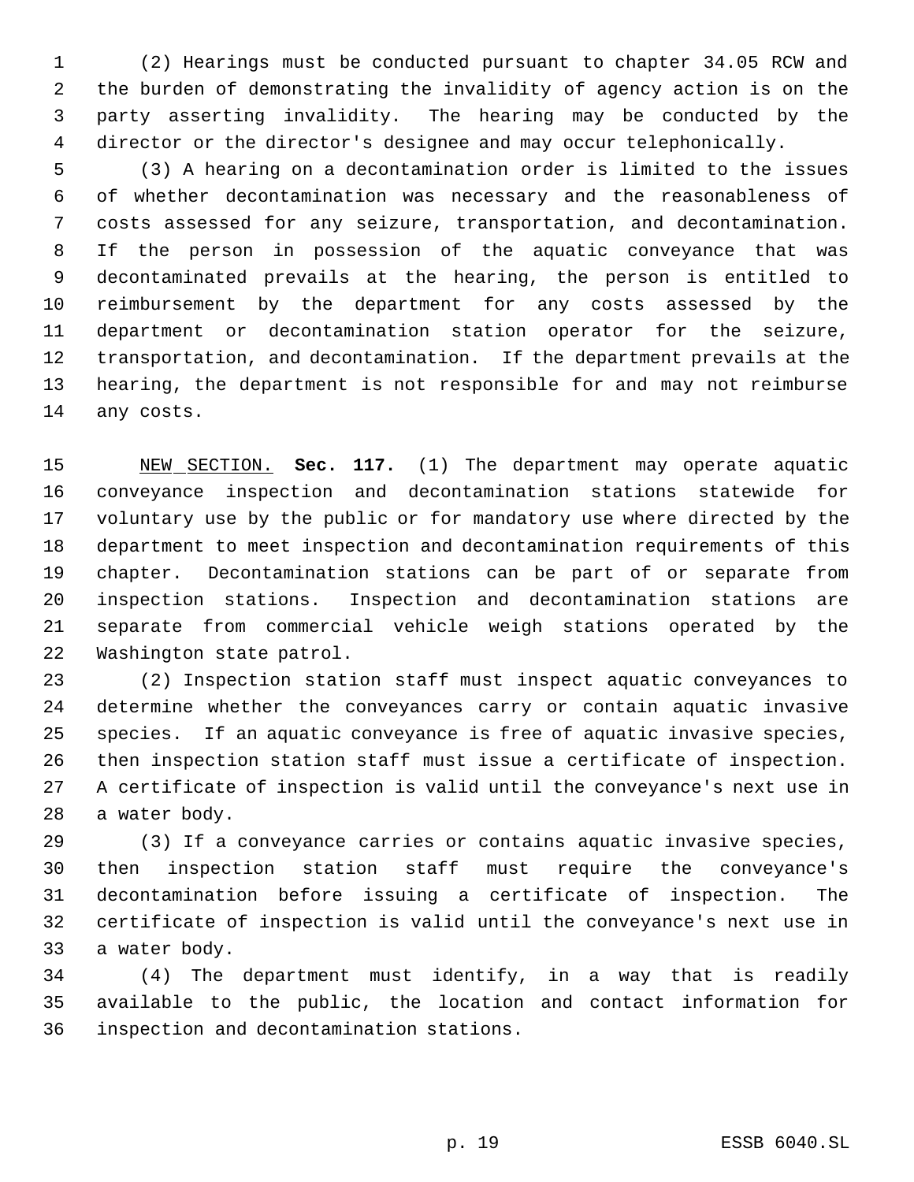(2) Hearings must be conducted pursuant to chapter 34.05 RCW and the burden of demonstrating the invalidity of agency action is on the party asserting invalidity. The hearing may be conducted by the director or the director's designee and may occur telephonically.

(3) A hearing on a decontamination order is limited to the issues of whether decontamination was necessary and the reasonableness of costs assessed for any seizure, transportation, and decontamination. If the person in possession of the aquatic conveyance that was decontaminated prevails at the hearing, the person is entitled to reimbursement by the department for any costs assessed by the department or decontamination station operator for the seizure, transportation, and decontamination. If the department prevails at the hearing, the department is not responsible for and may not reimburse any costs.

NEW SECTION. **Sec. 117.** (1) The department may operate aquatic conveyance inspection and decontamination stations statewide for voluntary use by the public or for mandatory use where directed by the department to meet inspection and decontamination requirements of this chapter. Decontamination stations can be part of or separate from inspection stations. Inspection and decontamination stations are separate from commercial vehicle weigh stations operated by the Washington state patrol.

(2) Inspection station staff must inspect aquatic conveyances to determine whether the conveyances carry or contain aquatic invasive species. If an aquatic conveyance is free of aquatic invasive species, then inspection station staff must issue a certificate of inspection. A certificate of inspection is valid until the conveyance's next use in a water body.

(3) If a conveyance carries or contains aquatic invasive species, then inspection station staff must require the conveyance's decontamination before issuing a certificate of inspection. The certificate of inspection is valid until the conveyance's next use in a water body.

(4) The department must identify, in a way that is readily available to the public, the location and contact information for inspection and decontamination stations.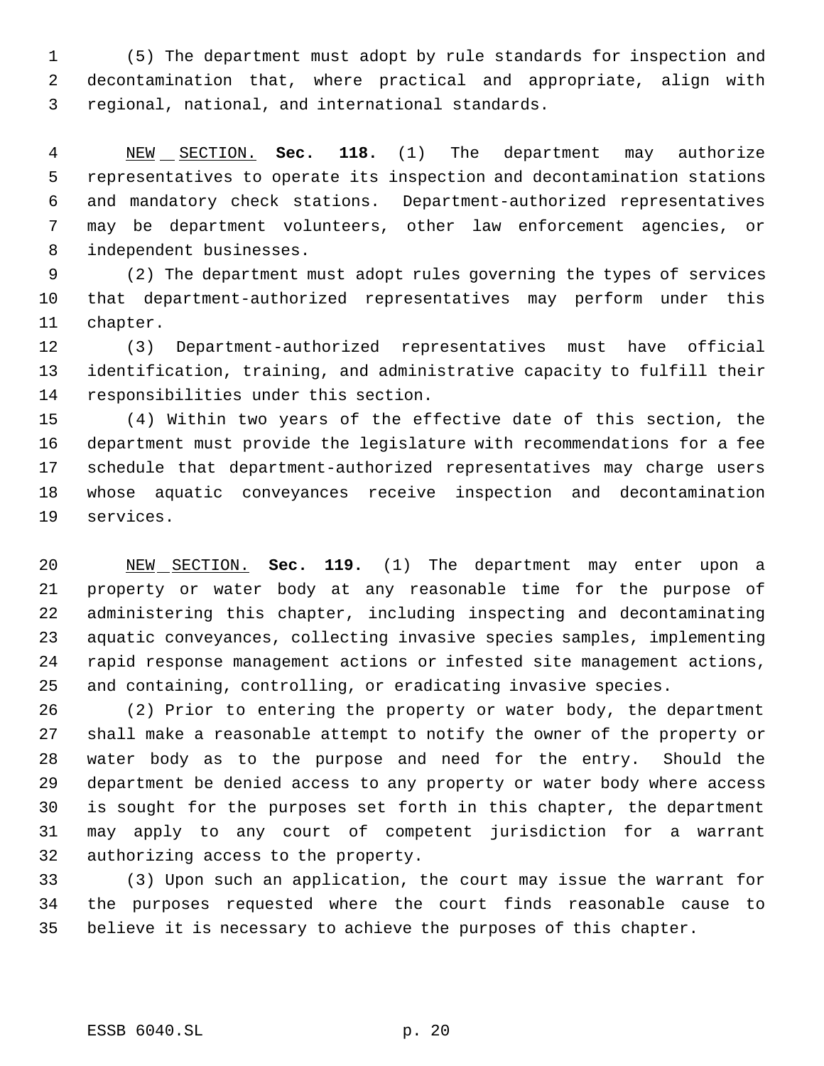(5) The department must adopt by rule standards for inspection and decontamination that, where practical and appropriate, align with regional, national, and international standards.

NEW SECTION. **Sec. 118.** (1) The department may authorize representatives to operate its inspection and decontamination stations and mandatory check stations. Department-authorized representatives may be department volunteers, other law enforcement agencies, or independent businesses.

(2) The department must adopt rules governing the types of services that department-authorized representatives may perform under this chapter.

(3) Department-authorized representatives must have official identification, training, and administrative capacity to fulfill their responsibilities under this section.

(4) Within two years of the effective date of this section, the department must provide the legislature with recommendations for a fee schedule that department-authorized representatives may charge users whose aquatic conveyances receive inspection and decontamination services.

NEW SECTION. **Sec. 119.** (1) The department may enter upon a property or water body at any reasonable time for the purpose of administering this chapter, including inspecting and decontaminating aquatic conveyances, collecting invasive species samples, implementing rapid response management actions or infested site management actions, and containing, controlling, or eradicating invasive species.

(2) Prior to entering the property or water body, the department shall make a reasonable attempt to notify the owner of the property or water body as to the purpose and need for the entry. Should the department be denied access to any property or water body where access is sought for the purposes set forth in this chapter, the department may apply to any court of competent jurisdiction for a warrant authorizing access to the property.

(3) Upon such an application, the court may issue the warrant for the purposes requested where the court finds reasonable cause to believe it is necessary to achieve the purposes of this chapter.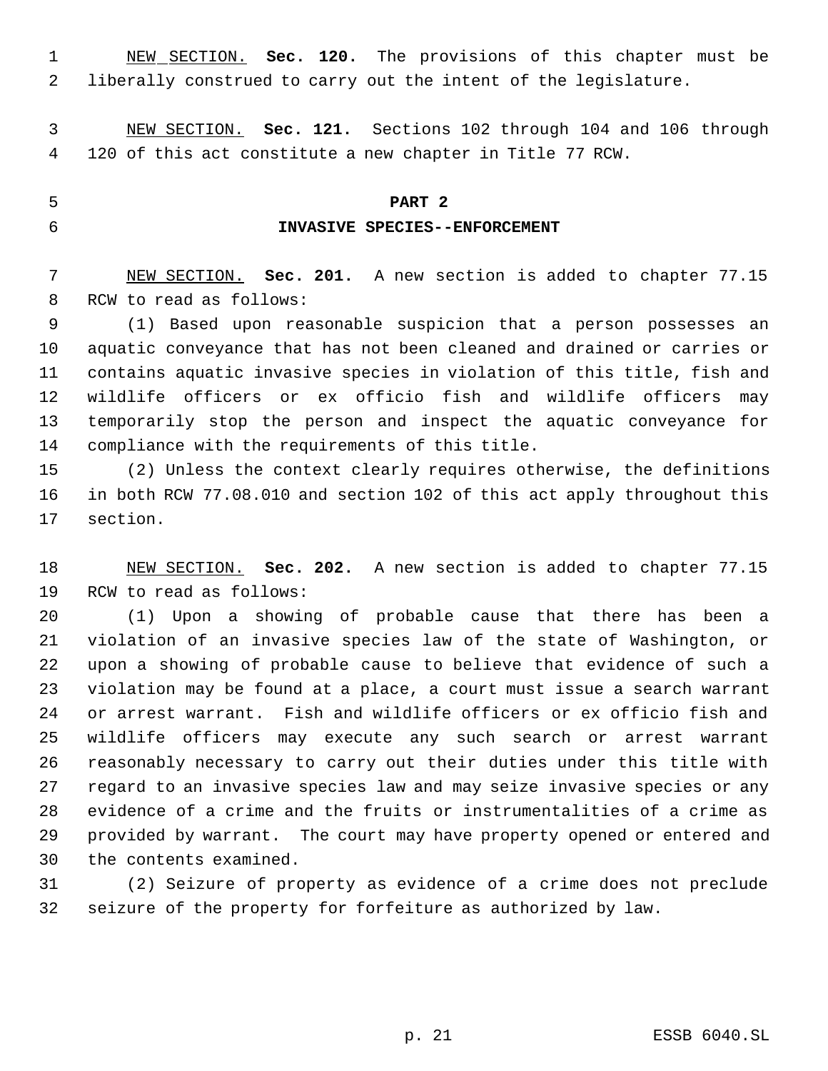NEW SECTION. **Sec. 120.** The provisions of this chapter must be liberally construed to carry out the intent of the legislature.

NEW SECTION. **Sec. 121.** Sections 102 through 104 and 106 through 120 of this act constitute a new chapter in Title 77 RCW.

## PART 2
## INVASIVE SPECIES--ENFORCEMENT

NEW SECTION. **Sec. 201.** A new section is added to chapter 77.15 RCW to read as follows:

(1) Based upon reasonable suspicion that a person possesses an aquatic conveyance that has not been cleaned and drained or carries or contains aquatic invasive species in violation of this title, fish and wildlife officers or ex officio fish and wildlife officers may temporarily stop the person and inspect the aquatic conveyance for compliance with the requirements of this title.

(2) Unless the context clearly requires otherwise, the definitions in both RCW 77.08.010 and section 102 of this act apply throughout this section.

NEW SECTION. **Sec. 202.** A new section is added to chapter 77.15 RCW to read as follows:

(1) Upon a showing of probable cause that there has been a violation of an invasive species law of the state of Washington, or upon a showing of probable cause to believe that evidence of such a violation may be found at a place, a court must issue a search warrant or arrest warrant. Fish and wildlife officers or ex officio fish and wildlife officers may execute any such search or arrest warrant reasonably necessary to carry out their duties under this title with regard to an invasive species law and may seize invasive species or any evidence of a crime and the fruits or instrumentalities of a crime as provided by warrant. The court may have property opened or entered and the contents examined.

(2) Seizure of property as evidence of a crime does not preclude seizure of the property for forfeiture as authorized by law.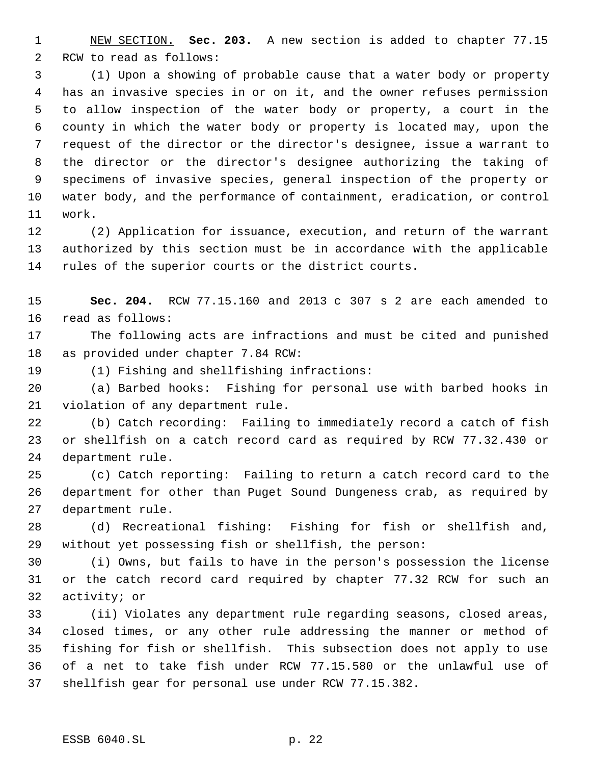NEW SECTION. **Sec. 203.** A new section is added to chapter 77.15 RCW to read as follows:

(1) Upon a showing of probable cause that a water body or property has an invasive species in or on it, and the owner refuses permission to allow inspection of the water body or property, a court in the county in which the water body or property is located may, upon the request of the director or the director's designee, issue a warrant to the director or the director's designee authorizing the taking of specimens of invasive species, general inspection of the property or water body, and the performance of containment, eradication, or control work.

(2) Application for issuance, execution, and return of the warrant authorized by this section must be in accordance with the applicable rules of the superior courts or the district courts.

**Sec. 204.** RCW 77.15.160 and 2013 c 307 s 2 are each amended to read as follows:

The following acts are infractions and must be cited and punished as provided under chapter 7.84 RCW:

(1) Fishing and shellfishing infractions:

(a) Barbed hooks: Fishing for personal use with barbed hooks in violation of any department rule.

(b) Catch recording: Failing to immediately record a catch of fish or shellfish on a catch record card as required by RCW 77.32.430 or department rule.

(c) Catch reporting: Failing to return a catch record card to the department for other than Puget Sound Dungeness crab, as required by department rule.

(d) Recreational fishing: Fishing for fish or shellfish and, without yet possessing fish or shellfish, the person:

(i) Owns, but fails to have in the person's possession the license or the catch record card required by chapter 77.32 RCW for such an activity; or

(ii) Violates any department rule regarding seasons, closed areas, closed times, or any other rule addressing the manner or method of fishing for fish or shellfish. This subsection does not apply to use of a net to take fish under RCW 77.15.580 or the unlawful use of shellfish gear for personal use under RCW 77.15.382.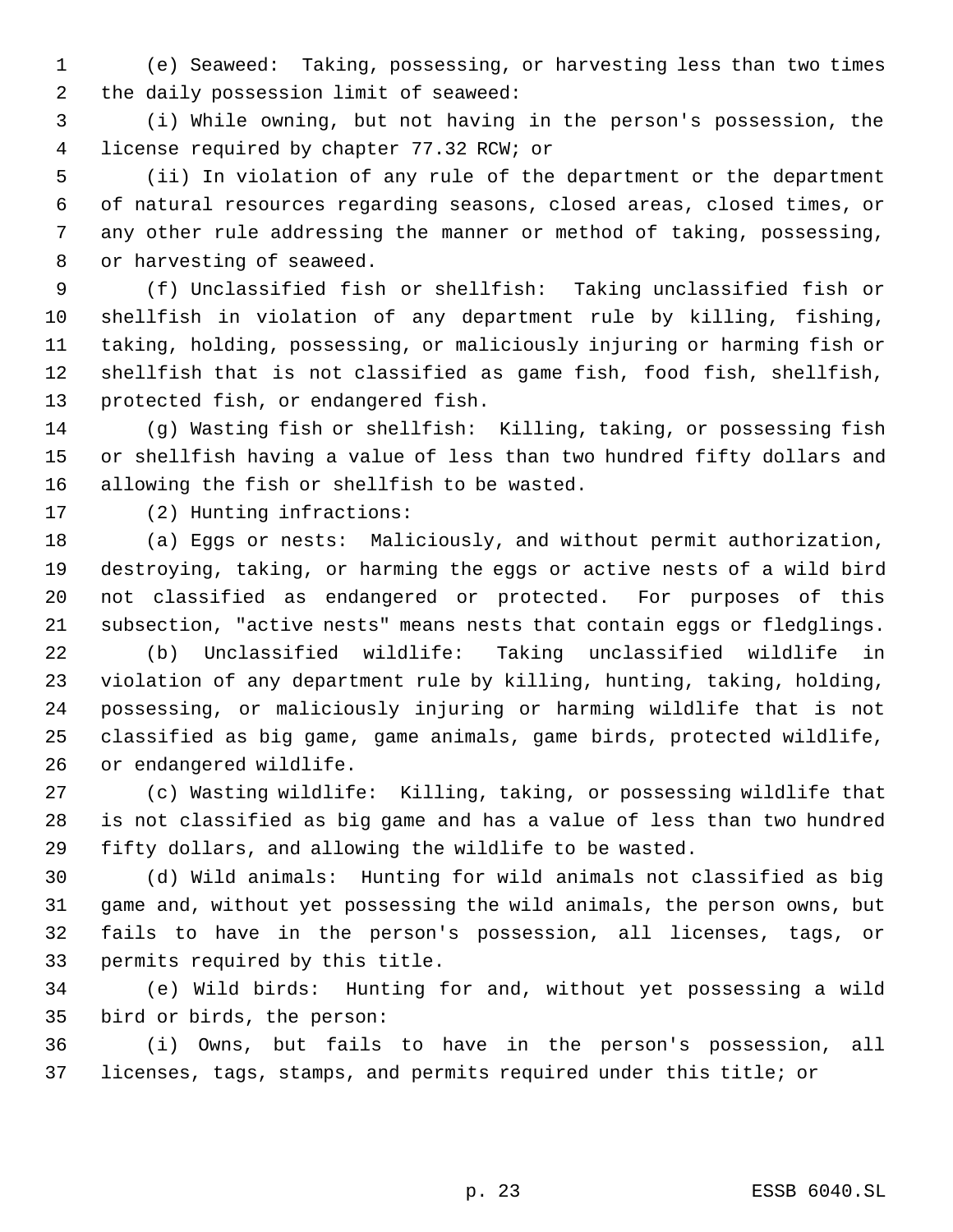(e) Seaweed: Taking, possessing, or harvesting less than two times the daily possession limit of seaweed:

(i) While owning, but not having in the person's possession, the license required by chapter 77.32 RCW; or

(ii) In violation of any rule of the department or the department of natural resources regarding seasons, closed areas, closed times, or any other rule addressing the manner or method of taking, possessing, or harvesting of seaweed.

(f) Unclassified fish or shellfish: Taking unclassified fish or shellfish in violation of any department rule by killing, fishing, taking, holding, possessing, or maliciously injuring or harming fish or shellfish that is not classified as game fish, food fish, shellfish, protected fish, or endangered fish.

(g) Wasting fish or shellfish: Killing, taking, or possessing fish or shellfish having a value of less than two hundred fifty dollars and allowing the fish or shellfish to be wasted.

(2) Hunting infractions:

(a) Eggs or nests: Maliciously, and without permit authorization, destroying, taking, or harming the eggs or active nests of a wild bird not classified as endangered or protected. For purposes of this subsection, "active nests" means nests that contain eggs or fledglings.

(b) Unclassified wildlife: Taking unclassified wildlife in violation of any department rule by killing, hunting, taking, holding, possessing, or maliciously injuring or harming wildlife that is not classified as big game, game animals, game birds, protected wildlife, or endangered wildlife.

(c) Wasting wildlife: Killing, taking, or possessing wildlife that is not classified as big game and has a value of less than two hundred fifty dollars, and allowing the wildlife to be wasted.

(d) Wild animals: Hunting for wild animals not classified as big game and, without yet possessing the wild animals, the person owns, but fails to have in the person's possession, all licenses, tags, or permits required by this title.

(e) Wild birds: Hunting for and, without yet possessing a wild bird or birds, the person:

(i) Owns, but fails to have in the person's possession, all licenses, tags, stamps, and permits required under this title; or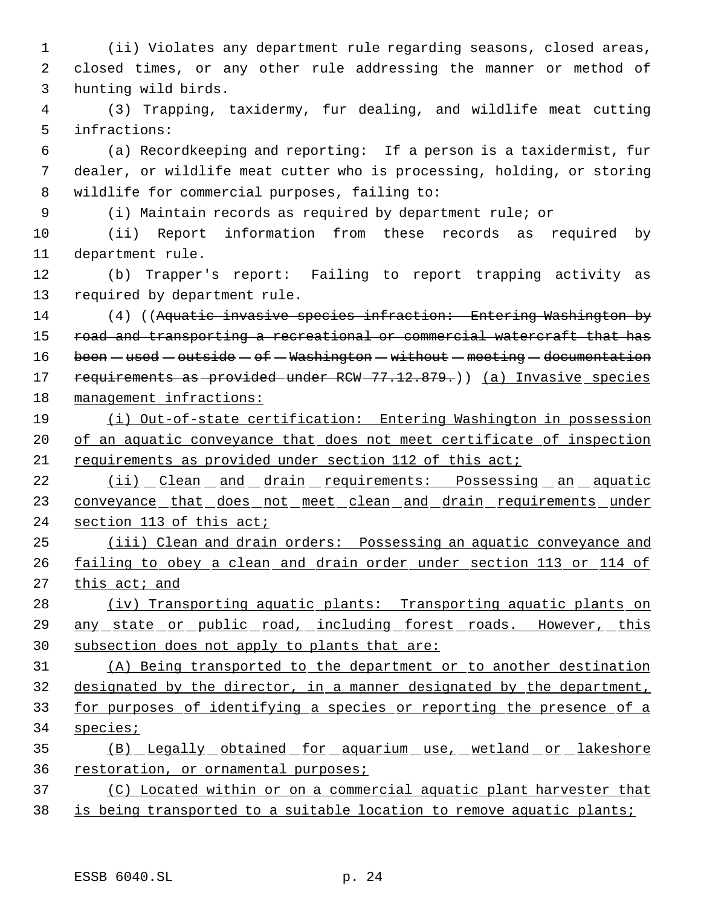(ii) Violates any department rule regarding seasons, closed areas, closed times, or any other rule addressing the manner or method of hunting wild birds.

(3) Trapping, taxidermy, fur dealing, and wildlife meat cutting infractions:

(a) Recordkeeping and reporting: If a person is a taxidermist, fur dealer, or wildlife meat cutter who is processing, holding, or storing wildlife for commercial purposes, failing to:

(i) Maintain records as required by department rule; or

(ii) Report information from these records as required by department rule.

(b) Trapper's report: Failing to report trapping activity as required by department rule.

(4) ((~~Aquatic invasive species infraction: Entering Washington by road and transporting a recreational or commercial watercraft that has been used outside of Washington without meeting documentation requirements as provided under RCW 77.12.879.~~)) <u>(a) Invasive species management infractions:</u>

<u>(i) Out-of-state certification: Entering Washington in possession of an aquatic conveyance that does not meet certificate of inspection requirements as provided under section 112 of this act;</u>

<u>(ii) Clean and drain requirements: Possessing an aquatic conveyance that does not meet clean and drain requirements under section 113 of this act;</u>

<u>(iii) Clean and drain orders: Possessing an aquatic conveyance and failing to obey a clean and drain order under section 113 or 114 of this act; and</u>

<u>(iv) Transporting aquatic plants: Transporting aquatic plants on any state or public road, including forest roads. However, this subsection does not apply to plants that are:</u>

<u>(A) Being transported to the department or to another destination designated by the director, in a manner designated by the department, for purposes of identifying a species or reporting the presence of a species;</u>

<u>(B) Legally obtained for aquarium use, wetland or lakeshore restoration, or ornamental purposes;</u>

<u>(C) Located within or on a commercial aquatic plant harvester that is being transported to a suitable location to remove aquatic plants;</u>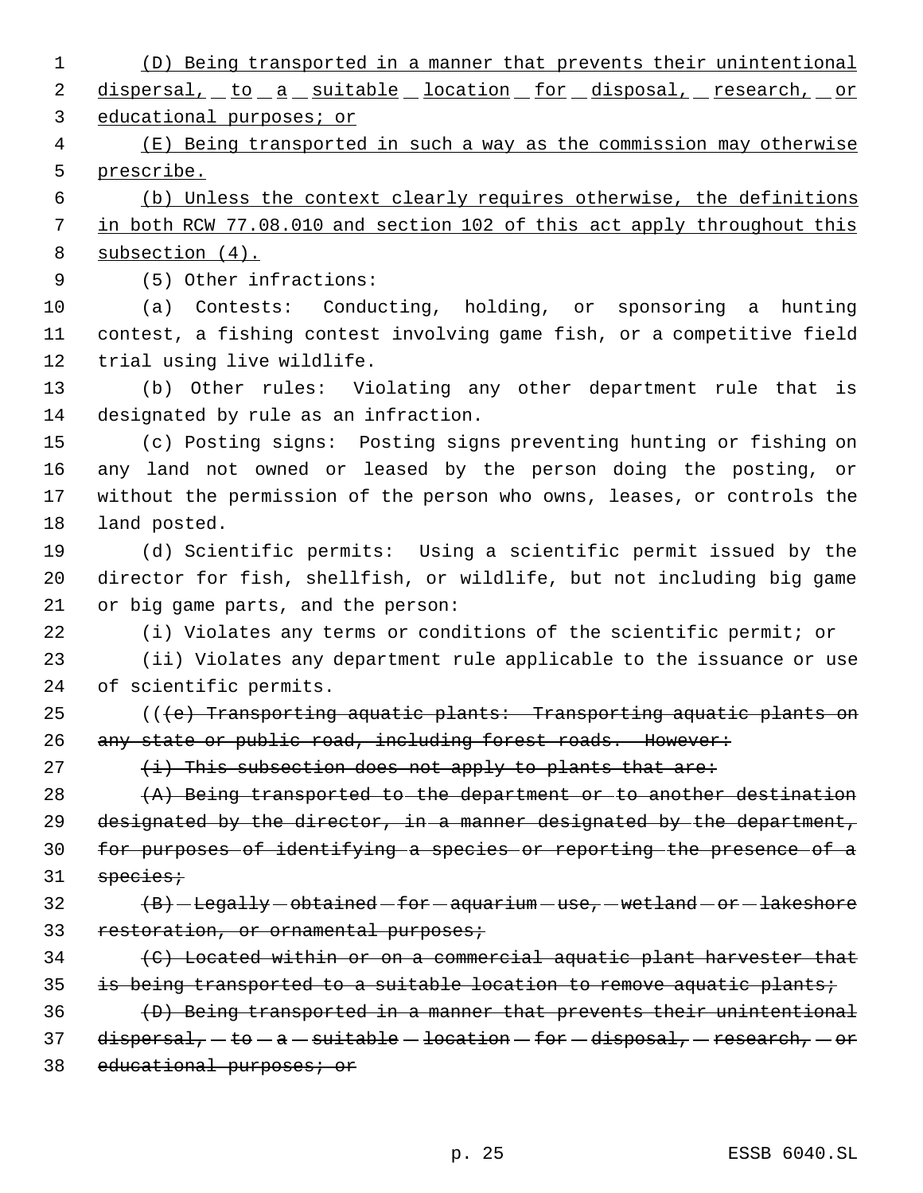(D) Being transported in a manner that prevents their unintentional dispersal, to a suitable location for disposal, research, or educational purposes; or

(E) Being transported in such a way as the commission may otherwise prescribe.

(b) Unless the context clearly requires otherwise, the definitions in both RCW 77.08.010 and section 102 of this act apply throughout this subsection (4).

(5) Other infractions:

(a) Contests: Conducting, holding, or sponsoring a hunting contest, a fishing contest involving game fish, or a competitive field trial using live wildlife.

(b) Other rules: Violating any other department rule that is designated by rule as an infraction.

(c) Posting signs: Posting signs preventing hunting or fishing on any land not owned or leased by the person doing the posting, or without the permission of the person who owns, leases, or controls the land posted.

(d) Scientific permits: Using a scientific permit issued by the director for fish, shellfish, or wildlife, but not including big game or big game parts, and the person:

(i) Violates any terms or conditions of the scientific permit; or

(ii) Violates any department rule applicable to the issuance or use of scientific permits.

(((e) Transporting aquatic plants: Transporting aquatic plants on any state or public road, including forest roads. However:

(i) This subsection does not apply to plants that are:

(A) Being transported to the department or to another destination designated by the director, in a manner designated by the department, for purposes of identifying a species or reporting the presence of a species;

(B) Legally obtained for aquarium use, wetland or lakeshore restoration, or ornamental purposes;

(C) Located within or on a commercial aquatic plant harvester that is being transported to a suitable location to remove aquatic plants;

(D) Being transported in a manner that prevents their unintentional dispersal, to a suitable location for disposal, research, or educational purposes; or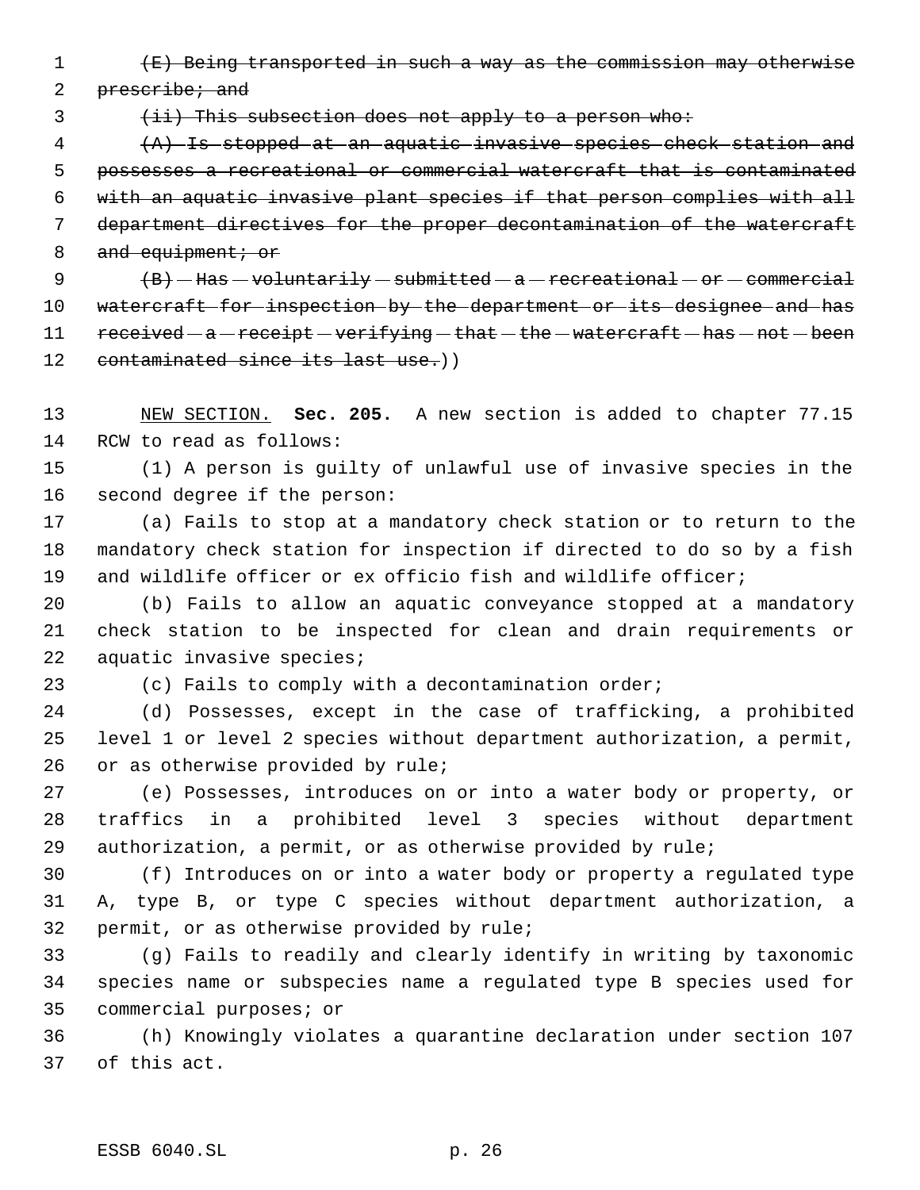~~(E) Being transported in such a way as the commission may otherwise prescribe; and~~

~~(ii) This subsection does not apply to a person who:~~

~~(A) Is stopped at an aquatic invasive species check station and possesses a recreational or commercial watercraft that is contaminated with an aquatic invasive plant species if that person complies with all department directives for the proper decontamination of the watercraft and equipment; or~~

~~(B) Has voluntarily submitted a recreational or commercial watercraft for inspection by the department or its designee and has received a receipt verifying that the watercraft has not been contaminated since its last use.~~))

NEW SECTION. **Sec. 205.** A new section is added to chapter 77.15 RCW to read as follows:

(1) A person is guilty of unlawful use of invasive species in the second degree if the person:

(a) Fails to stop at a mandatory check station or to return to the mandatory check station for inspection if directed to do so by a fish and wildlife officer or ex officio fish and wildlife officer;

(b) Fails to allow an aquatic conveyance stopped at a mandatory check station to be inspected for clean and drain requirements or aquatic invasive species;

(c) Fails to comply with a decontamination order;

(d) Possesses, except in the case of trafficking, a prohibited level 1 or level 2 species without department authorization, a permit, or as otherwise provided by rule;

(e) Possesses, introduces on or into a water body or property, or traffics in a prohibited level 3 species without department authorization, a permit, or as otherwise provided by rule;

(f) Introduces on or into a water body or property a regulated type A, type B, or type C species without department authorization, a permit, or as otherwise provided by rule;

(g) Fails to readily and clearly identify in writing by taxonomic species name or subspecies name a regulated type B species used for commercial purposes; or

(h) Knowingly violates a quarantine declaration under section 107 of this act.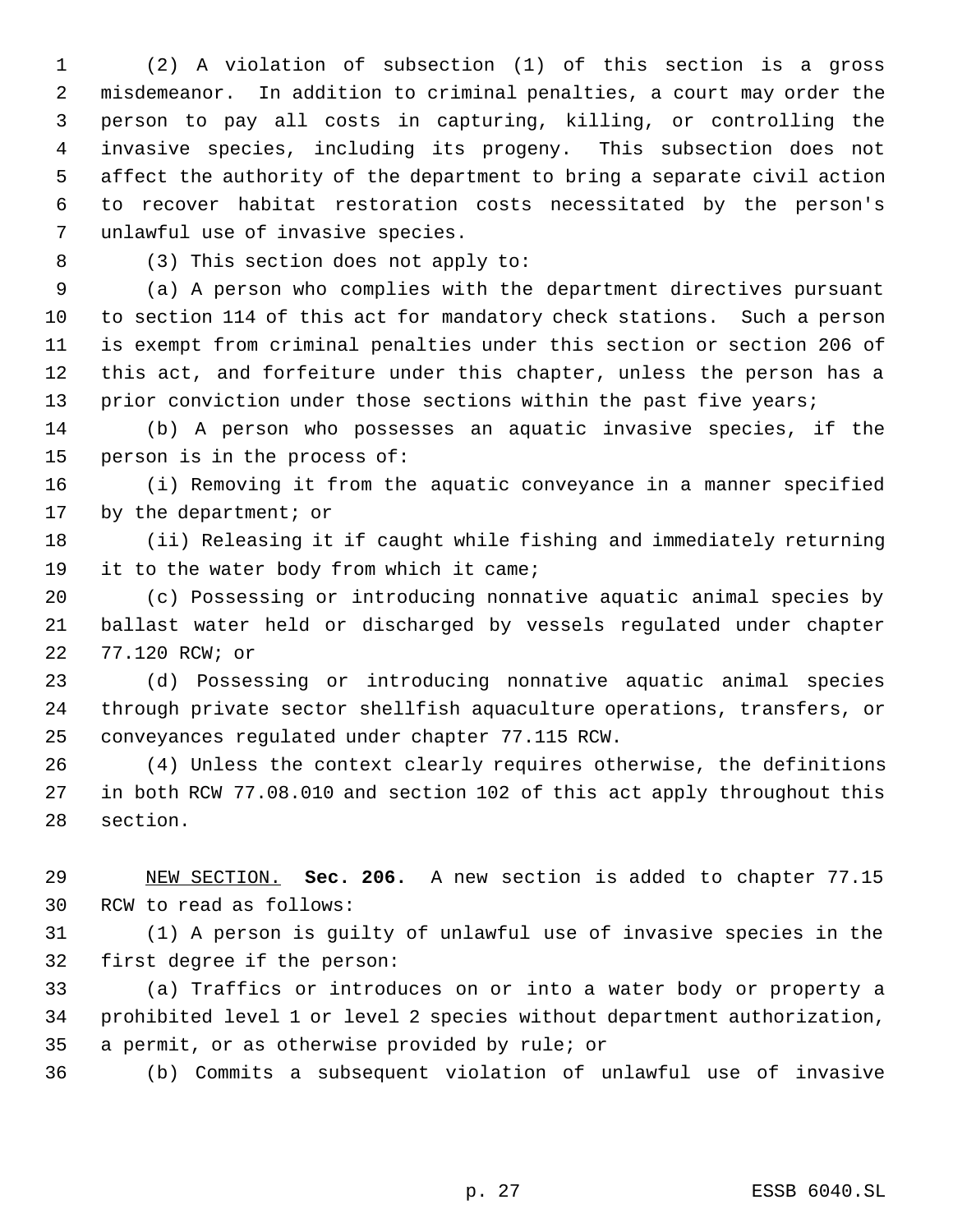(2) A violation of subsection (1) of this section is a gross misdemeanor. In addition to criminal penalties, a court may order the person to pay all costs in capturing, killing, or controlling the invasive species, including its progeny. This subsection does not affect the authority of the department to bring a separate civil action to recover habitat restoration costs necessitated by the person's unlawful use of invasive species.

(3) This section does not apply to:

(a) A person who complies with the department directives pursuant to section 114 of this act for mandatory check stations. Such a person is exempt from criminal penalties under this section or section 206 of this act, and forfeiture under this chapter, unless the person has a prior conviction under those sections within the past five years;

(b) A person who possesses an aquatic invasive species, if the person is in the process of:

(i) Removing it from the aquatic conveyance in a manner specified by the department; or

(ii) Releasing it if caught while fishing and immediately returning it to the water body from which it came;

(c) Possessing or introducing nonnative aquatic animal species by ballast water held or discharged by vessels regulated under chapter 77.120 RCW; or

(d) Possessing or introducing nonnative aquatic animal species through private sector shellfish aquaculture operations, transfers, or conveyances regulated under chapter 77.115 RCW.

(4) Unless the context clearly requires otherwise, the definitions in both RCW 77.08.010 and section 102 of this act apply throughout this section.

NEW SECTION. **Sec. 206.** A new section is added to chapter 77.15 RCW to read as follows:

(1) A person is guilty of unlawful use of invasive species in the first degree if the person:

(a) Traffics or introduces on or into a water body or property a prohibited level 1 or level 2 species without department authorization, a permit, or as otherwise provided by rule; or

(b) Commits a subsequent violation of unlawful use of invasive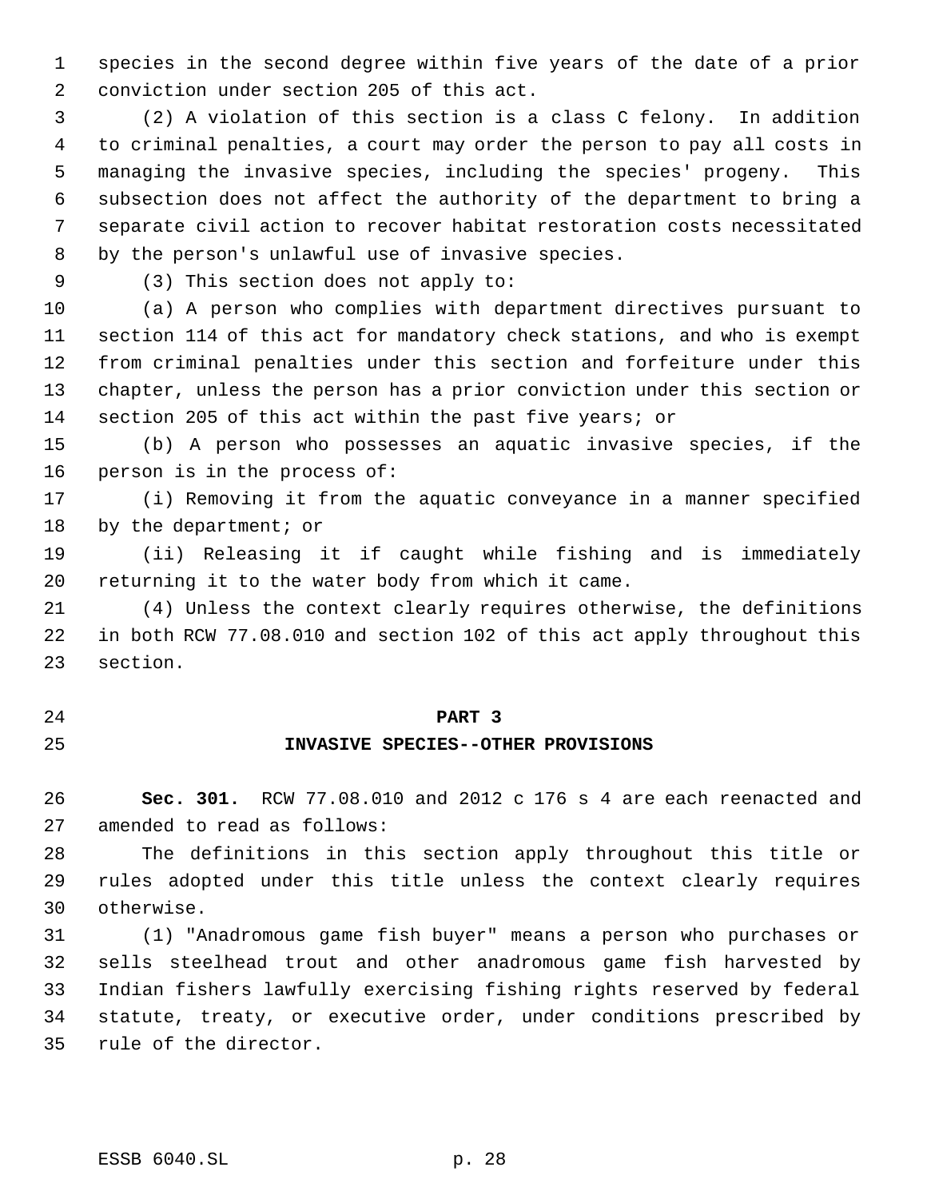species in the second degree within five years of the date of a prior conviction under section 205 of this act.

(2) A violation of this section is a class C felony. In addition to criminal penalties, a court may order the person to pay all costs in managing the invasive species, including the species' progeny. This subsection does not affect the authority of the department to bring a separate civil action to recover habitat restoration costs necessitated by the person's unlawful use of invasive species.

(3) This section does not apply to:

(a) A person who complies with department directives pursuant to section 114 of this act for mandatory check stations, and who is exempt from criminal penalties under this section and forfeiture under this chapter, unless the person has a prior conviction under this section or section 205 of this act within the past five years; or

(b) A person who possesses an aquatic invasive species, if the person is in the process of:

(i) Removing it from the aquatic conveyance in a manner specified by the department; or

(ii) Releasing it if caught while fishing and is immediately returning it to the water body from which it came.

(4) Unless the context clearly requires otherwise, the definitions in both RCW 77.08.010 and section 102 of this act apply throughout this section.

## PART 3
## INVASIVE SPECIES--OTHER PROVISIONS

**Sec. 301.** RCW 77.08.010 and 2012 c 176 s 4 are each reenacted and amended to read as follows:

The definitions in this section apply throughout this title or rules adopted under this title unless the context clearly requires otherwise.

(1) "Anadromous game fish buyer" means a person who purchases or sells steelhead trout and other anadromous game fish harvested by Indian fishers lawfully exercising fishing rights reserved by federal statute, treaty, or executive order, under conditions prescribed by rule of the director.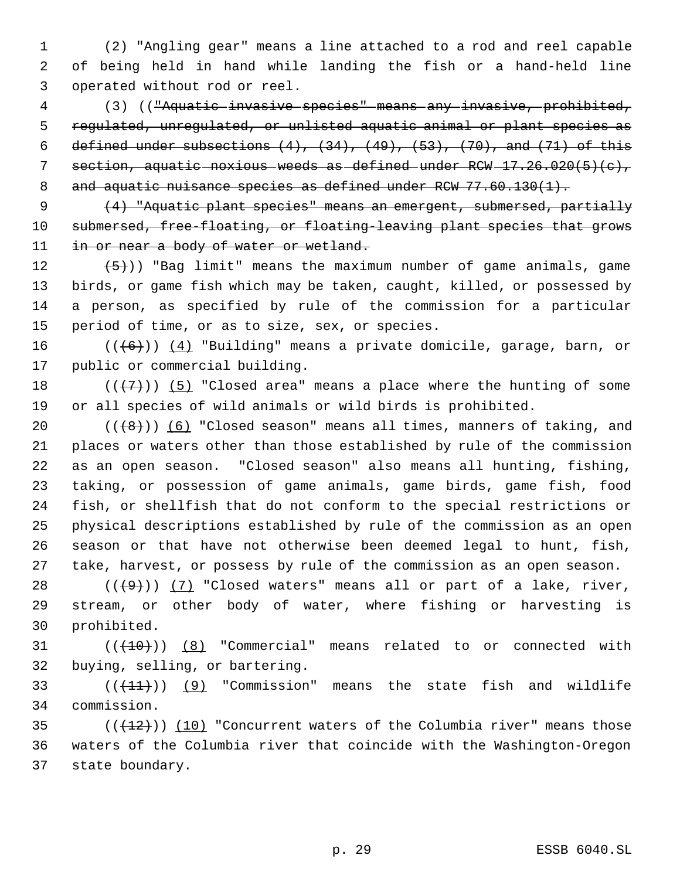(2) "Angling gear" means a line attached to a rod and reel capable of being held in hand while landing the fish or a hand-held line operated without rod or reel.

(3) ((~~"Aquatic invasive species" means any invasive, prohibited, regulated, unregulated, or unlisted aquatic animal or plant species as defined under subsections (4), (34), (49), (53), (70), and (71) of this section, aquatic noxious weeds as defined under RCW 17.26.020(5)(c), and aquatic nuisance species as defined under RCW 77.60.130(1).~~

~~(4) "Aquatic plant species" means an emergent, submersed, partially submersed, free-floating, or floating-leaving plant species that grows in or near a body of water or wetland.~~

~~(5)~~)) "Bag limit" means the maximum number of game animals, game birds, or game fish which may be taken, caught, killed, or possessed by a person, as specified by rule of the commission for a particular period of time, or as to size, sex, or species.

((~~(6)~~)) <u>(4)</u> "Building" means a private domicile, garage, barn, or public or commercial building.

((~~(7)~~)) <u>(5)</u> "Closed area" means a place where the hunting of some or all species of wild animals or wild birds is prohibited.

((~~(8)~~)) <u>(6)</u> "Closed season" means all times, manners of taking, and places or waters other than those established by rule of the commission as an open season. "Closed season" also means all hunting, fishing, taking, or possession of game animals, game birds, game fish, food fish, or shellfish that do not conform to the special restrictions or physical descriptions established by rule of the commission as an open season or that have not otherwise been deemed legal to hunt, fish, take, harvest, or possess by rule of the commission as an open season.

((~~(9)~~)) <u>(7)</u> "Closed waters" means all or part of a lake, river, stream, or other body of water, where fishing or harvesting is prohibited.

((~~(10)~~)) <u>(8)</u> "Commercial" means related to or connected with buying, selling, or bartering.

((~~(11)~~)) <u>(9)</u> "Commission" means the state fish and wildlife commission.

((~~(12)~~)) <u>(10)</u> "Concurrent waters of the Columbia river" means those waters of the Columbia river that coincide with the Washington-Oregon state boundary.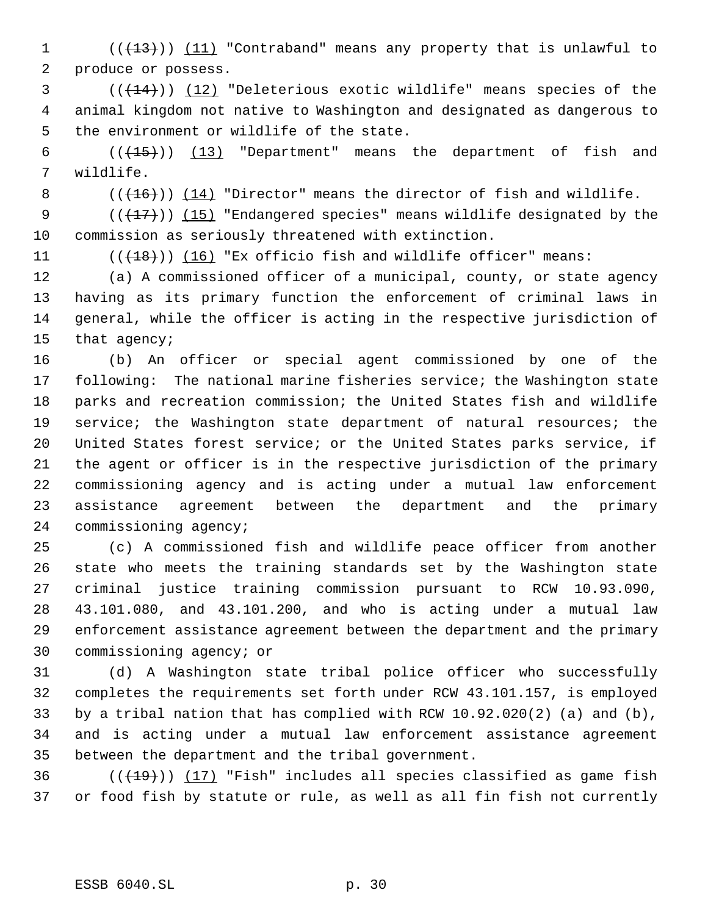((~~(13)~~)) <u>(11)</u> "Contraband" means any property that is unlawful to produce or possess.

((~~(14)~~)) <u>(12)</u> "Deleterious exotic wildlife" means species of the animal kingdom not native to Washington and designated as dangerous to the environment or wildlife of the state.

((~~(15)~~)) <u>(13)</u> "Department" means the department of fish and wildlife.

((~~(16)~~)) <u>(14)</u> "Director" means the director of fish and wildlife.

((~~(17)~~)) <u>(15)</u> "Endangered species" means wildlife designated by the commission as seriously threatened with extinction.

((~~(18)~~)) <u>(16)</u> "Ex officio fish and wildlife officer" means:

(a) A commissioned officer of a municipal, county, or state agency having as its primary function the enforcement of criminal laws in general, while the officer is acting in the respective jurisdiction of that agency;

(b) An officer or special agent commissioned by one of the following: The national marine fisheries service; the Washington state parks and recreation commission; the United States fish and wildlife service; the Washington state department of natural resources; the United States forest service; or the United States parks service, if the agent or officer is in the respective jurisdiction of the primary commissioning agency and is acting under a mutual law enforcement assistance agreement between the department and the primary commissioning agency;

(c) A commissioned fish and wildlife peace officer from another state who meets the training standards set by the Washington state criminal justice training commission pursuant to RCW 10.93.090, 43.101.080, and 43.101.200, and who is acting under a mutual law enforcement assistance agreement between the department and the primary commissioning agency; or

(d) A Washington state tribal police officer who successfully completes the requirements set forth under RCW 43.101.157, is employed by a tribal nation that has complied with RCW 10.92.020(2) (a) and (b), and is acting under a mutual law enforcement assistance agreement between the department and the tribal government.

((~~(19)~~)) <u>(17)</u> "Fish" includes all species classified as game fish or food fish by statute or rule, as well as all fin fish not currently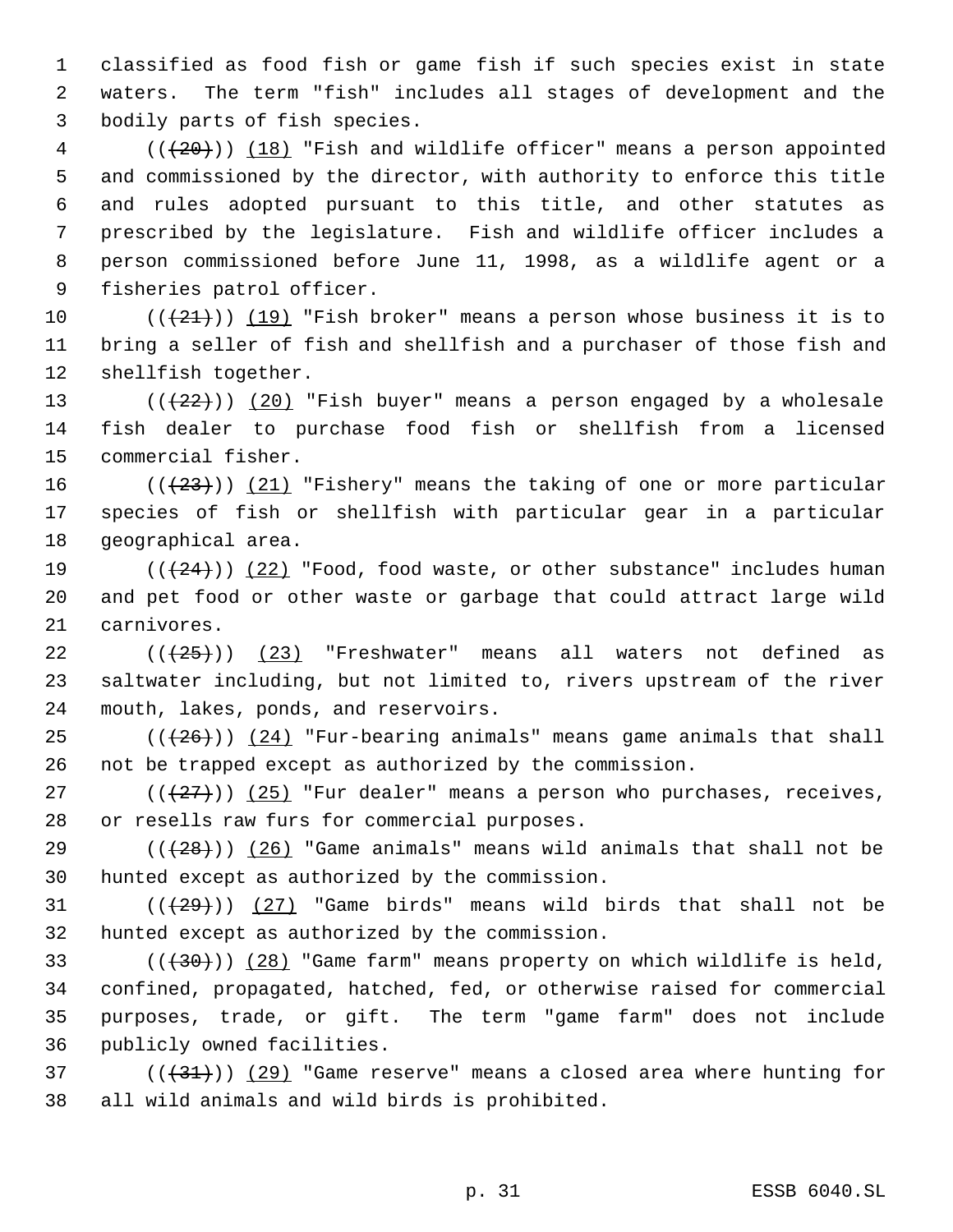classified as food fish or game fish if such species exist in state waters. The term "fish" includes all stages of development and the bodily parts of fish species.

~~((20))~~ (18) "Fish and wildlife officer" means a person appointed and commissioned by the director, with authority to enforce this title and rules adopted pursuant to this title, and other statutes as prescribed by the legislature. Fish and wildlife officer includes a person commissioned before June 11, 1998, as a wildlife agent or a fisheries patrol officer.

~~((21))~~ (19) "Fish broker" means a person whose business it is to bring a seller of fish and shellfish and a purchaser of those fish and shellfish together.

~~((22))~~ (20) "Fish buyer" means a person engaged by a wholesale fish dealer to purchase food fish or shellfish from a licensed commercial fisher.

~~((23))~~ (21) "Fishery" means the taking of one or more particular species of fish or shellfish with particular gear in a particular geographical area.

~~((24))~~ (22) "Food, food waste, or other substance" includes human and pet food or other waste or garbage that could attract large wild carnivores.

~~((25))~~ (23) "Freshwater" means all waters not defined as saltwater including, but not limited to, rivers upstream of the river mouth, lakes, ponds, and reservoirs.

~~((26))~~ (24) "Fur-bearing animals" means game animals that shall not be trapped except as authorized by the commission.

~~((27))~~ (25) "Fur dealer" means a person who purchases, receives, or resells raw furs for commercial purposes.

~~((28))~~ (26) "Game animals" means wild animals that shall not be hunted except as authorized by the commission.

~~((29))~~ (27) "Game birds" means wild birds that shall not be hunted except as authorized by the commission.

~~((30))~~ (28) "Game farm" means property on which wildlife is held, confined, propagated, hatched, fed, or otherwise raised for commercial purposes, trade, or gift. The term "game farm" does not include publicly owned facilities.

~~((31))~~ (29) "Game reserve" means a closed area where hunting for all wild animals and wild birds is prohibited.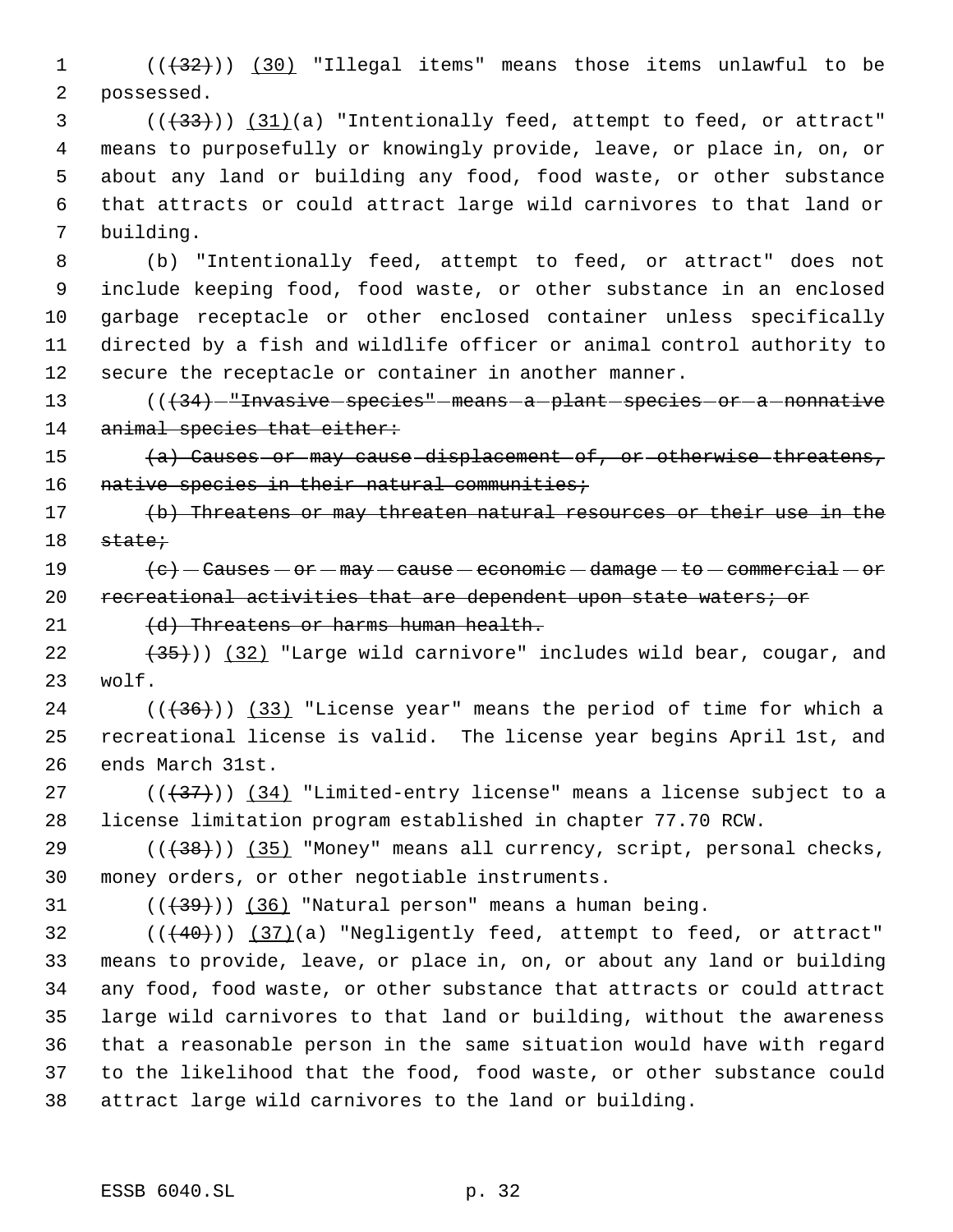((~~(32)~~)) <u>(30)</u> "Illegal items" means those items unlawful to be possessed.

((~~(33)~~)) <u>(31)</u>(a) "Intentionally feed, attempt to feed, or attract" means to purposefully or knowingly provide, leave, or place in, on, or about any land or building any food, food waste, or other substance that attracts or could attract large wild carnivores to that land or building.

(b) "Intentionally feed, attempt to feed, or attract" does not include keeping food, food waste, or other substance in an enclosed garbage receptacle or other enclosed container unless specifically directed by a fish and wildlife officer or animal control authority to secure the receptacle or container in another manner.

((~~(34) "Invasive species" means a plant species or a nonnative animal species that either:~~

~~(a) Causes or may cause displacement of, or otherwise threatens, native species in their natural communities;~~

~~(b) Threatens or may threaten natural resources or their use in the state;~~

~~(c) Causes or may cause economic damage to commercial or recreational activities that are dependent upon state waters; or~~

~~(d) Threatens or harms human health.~~

~~(35)~~)) <u>(32)</u> "Large wild carnivore" includes wild bear, cougar, and wolf.

((~~(36)~~)) <u>(33)</u> "License year" means the period of time for which a recreational license is valid. The license year begins April 1st, and ends March 31st.

((~~(37)~~)) <u>(34)</u> "Limited-entry license" means a license subject to a license limitation program established in chapter 77.70 RCW.

((~~(38)~~)) <u>(35)</u> "Money" means all currency, script, personal checks, money orders, or other negotiable instruments.

((~~(39)~~)) <u>(36)</u> "Natural person" means a human being.

((~~(40)~~)) <u>(37)</u>(a) "Negligently feed, attempt to feed, or attract" means to provide, leave, or place in, on, or about any land or building any food, food waste, or other substance that attracts or could attract large wild carnivores to that land or building, without the awareness that a reasonable person in the same situation would have with regard to the likelihood that the food, food waste, or other substance could attract large wild carnivores to the land or building.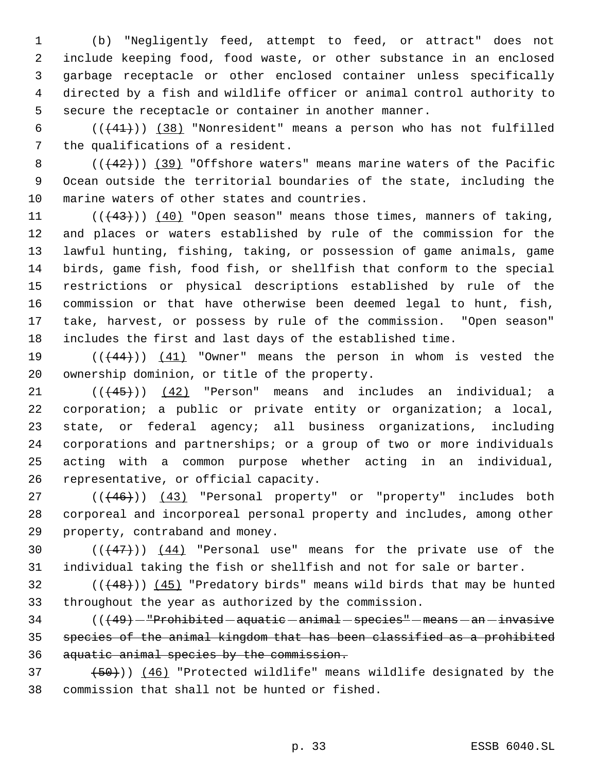(b) "Negligently feed, attempt to feed, or attract" does not include keeping food, food waste, or other substance in an enclosed garbage receptacle or other enclosed container unless specifically directed by a fish and wildlife officer or animal control authority to secure the receptacle or container in another manner.

(((41))) (38) "Nonresident" means a person who has not fulfilled the qualifications of a resident.

(((42))) (39) "Offshore waters" means marine waters of the Pacific Ocean outside the territorial boundaries of the state, including the marine waters of other states and countries.

(((43))) (40) "Open season" means those times, manners of taking, and places or waters established by rule of the commission for the lawful hunting, fishing, taking, or possession of game animals, game birds, game fish, food fish, or shellfish that conform to the special restrictions or physical descriptions established by rule of the commission or that have otherwise been deemed legal to hunt, fish, take, harvest, or possess by rule of the commission. "Open season" includes the first and last days of the established time.

(((44))) (41) "Owner" means the person in whom is vested the ownership dominion, or title of the property.

(((45))) (42) "Person" means and includes an individual; a corporation; a public or private entity or organization; a local, state, or federal agency; all business organizations, including corporations and partnerships; or a group of two or more individuals acting with a common purpose whether acting in an individual, representative, or official capacity.

(((46))) (43) "Personal property" or "property" includes both corporeal and incorporeal personal property and includes, among other property, contraband and money.

(((47))) (44) "Personal use" means for the private use of the individual taking the fish or shellfish and not for sale or barter.

(((48))) (45) "Predatory birds" means wild birds that may be hunted throughout the year as authorized by the commission.

(((49) "Prohibited aquatic animal species" means an invasive species of the animal kingdom that has been classified as a prohibited aquatic animal species by the commission.

(50))) (46) "Protected wildlife" means wildlife designated by the commission that shall not be hunted or fished.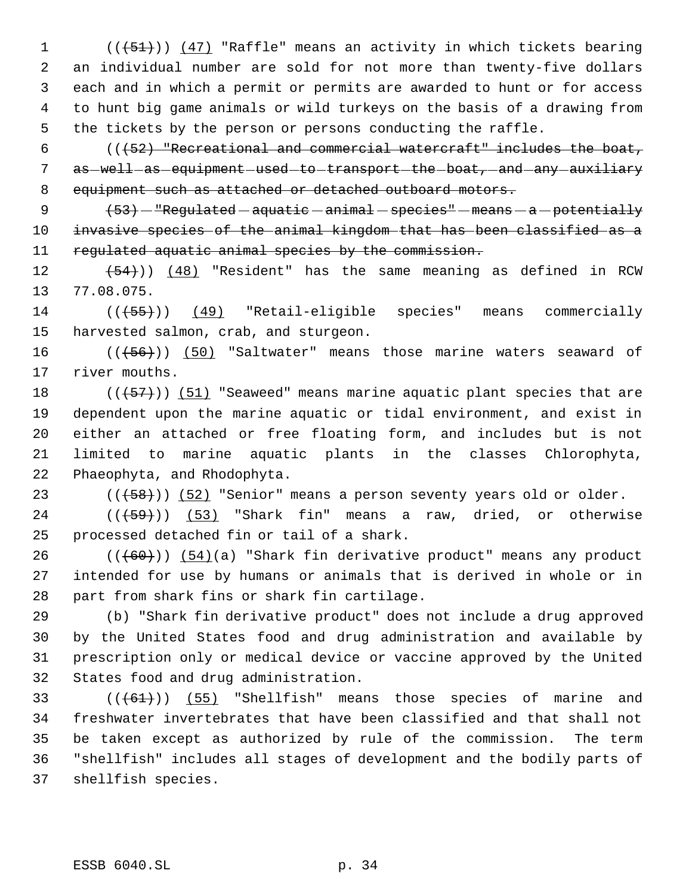((~~(51)~~)) <u>(47)</u> "Raffle" means an activity in which tickets bearing an individual number are sold for not more than twenty-five dollars each and in which a permit or permits are awarded to hunt or for access to hunt big game animals or wild turkeys on the basis of a drawing from the tickets by the person or persons conducting the raffle.

((~~(52) "Recreational and commercial watercraft" includes the boat, as well as equipment used to transport the boat, and any auxiliary equipment such as attached or detached outboard motors.~~

~~(53) "Regulated aquatic animal species" means a potentially invasive species of the animal kingdom that has been classified as a regulated aquatic animal species by the commission.~~

~~(54)~~)) <u>(48)</u> "Resident" has the same meaning as defined in RCW 77.08.075.

((~~(55)~~)) <u>(49)</u> "Retail-eligible species" means commercially harvested salmon, crab, and sturgeon.

((~~(56)~~)) <u>(50)</u> "Saltwater" means those marine waters seaward of river mouths.

((~~(57)~~)) <u>(51)</u> "Seaweed" means marine aquatic plant species that are dependent upon the marine aquatic or tidal environment, and exist in either an attached or free floating form, and includes but is not limited to marine aquatic plants in the classes Chlorophyta, Phaeophyta, and Rhodophyta.

((~~(58)~~)) <u>(52)</u> "Senior" means a person seventy years old or older.

((~~(59)~~)) <u>(53)</u> "Shark fin" means a raw, dried, or otherwise processed detached fin or tail of a shark.

((~~(60)~~)) <u>(54)</u>(a) "Shark fin derivative product" means any product intended for use by humans or animals that is derived in whole or in part from shark fins or shark fin cartilage.

(b) "Shark fin derivative product" does not include a drug approved by the United States food and drug administration and available by prescription only or medical device or vaccine approved by the United States food and drug administration.

((~~(61)~~)) <u>(55)</u> "Shellfish" means those species of marine and freshwater invertebrates that have been classified and that shall not be taken except as authorized by rule of the commission. The term "shellfish" includes all stages of development and the bodily parts of shellfish species.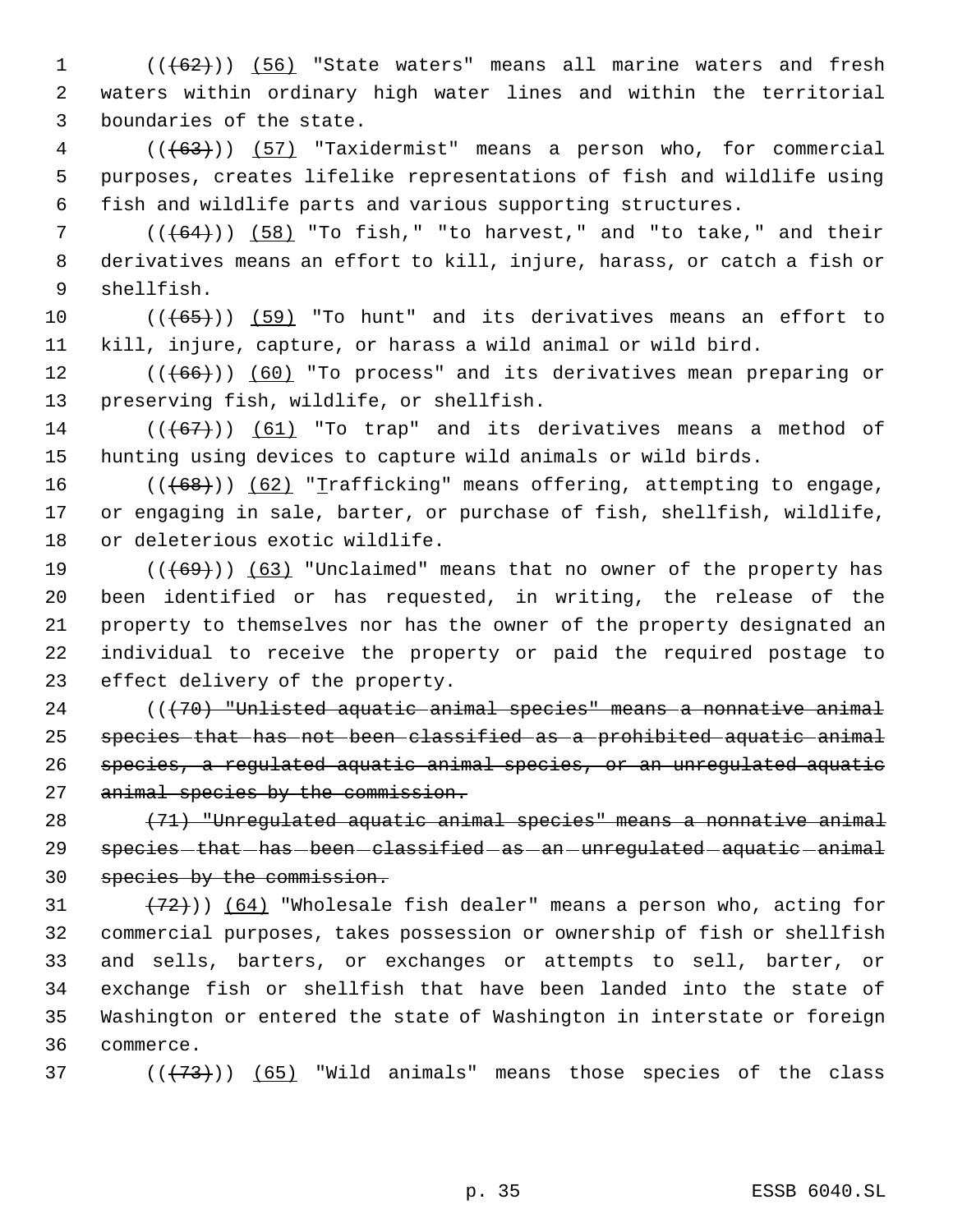((~~(62)~~)) (56) "State waters" means all marine waters and fresh waters within ordinary high water lines and within the territorial boundaries of the state.

((~~(63)~~)) (57) "Taxidermist" means a person who, for commercial purposes, creates lifelike representations of fish and wildlife using fish and wildlife parts and various supporting structures.

((~~(64)~~)) (58) "To fish," "to harvest," and "to take," and their derivatives means an effort to kill, injure, harass, or catch a fish or shellfish.

((~~(65)~~)) (59) "To hunt" and its derivatives means an effort to kill, injure, capture, or harass a wild animal or wild bird.

((~~(66)~~)) (60) "To process" and its derivatives mean preparing or preserving fish, wildlife, or shellfish.

((~~(67)~~)) (61) "To trap" and its derivatives means a method of hunting using devices to capture wild animals or wild birds.

((~~(68)~~)) (62) "Trafficking" means offering, attempting to engage, or engaging in sale, barter, or purchase of fish, shellfish, wildlife, or deleterious exotic wildlife.

((~~(69)~~)) (63) "Unclaimed" means that no owner of the property has been identified or has requested, in writing, the release of the property to themselves nor has the owner of the property designated an individual to receive the property or paid the required postage to effect delivery of the property.

((~~(70) "Unlisted aquatic animal species" means a nonnative animal species that has not been classified as a prohibited aquatic animal species, a regulated aquatic animal species, or an unregulated aquatic animal species by the commission.~~

~~(71) "Unregulated aquatic animal species" means a nonnative animal species that has been classified as an unregulated aquatic animal species by the commission.~~

~~(72)~~)) (64) "Wholesale fish dealer" means a person who, acting for commercial purposes, takes possession or ownership of fish or shellfish and sells, barters, or exchanges or attempts to sell, barter, or exchange fish or shellfish that have been landed into the state of Washington or entered the state of Washington in interstate or foreign commerce.

((~~(73)~~)) (65) "Wild animals" means those species of the class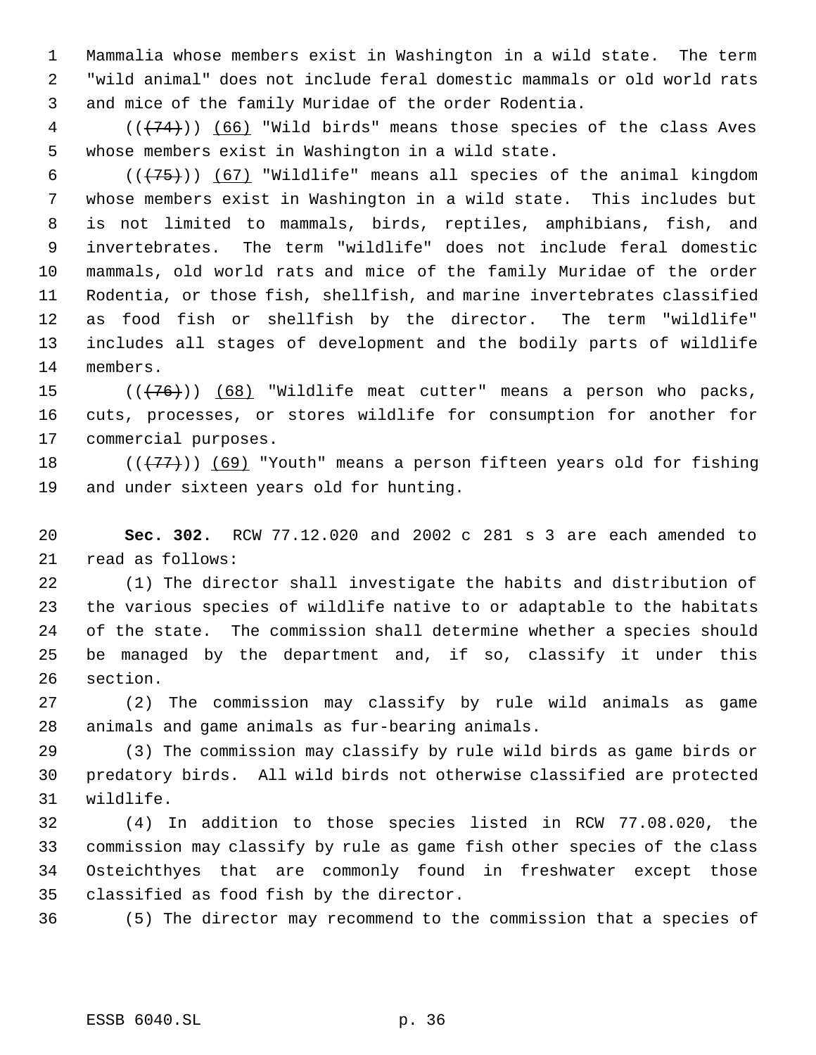Mammalia whose members exist in Washington in a wild state. The term "wild animal" does not include feral domestic mammals or old world rats and mice of the family Muridae of the order Rodentia.

((~~(74)~~)) (66) "Wild birds" means those species of the class Aves whose members exist in Washington in a wild state.

((~~(75)~~)) (67) "Wildlife" means all species of the animal kingdom whose members exist in Washington in a wild state. This includes but is not limited to mammals, birds, reptiles, amphibians, fish, and invertebrates. The term "wildlife" does not include feral domestic mammals, old world rats and mice of the family Muridae of the order Rodentia, or those fish, shellfish, and marine invertebrates classified as food fish or shellfish by the director. The term "wildlife" includes all stages of development and the bodily parts of wildlife members.

((~~(76)~~)) (68) "Wildlife meat cutter" means a person who packs, cuts, processes, or stores wildlife for consumption for another for commercial purposes.

((~~(77)~~)) (69) "Youth" means a person fifteen years old for fishing and under sixteen years old for hunting.

**Sec. 302.** RCW 77.12.020 and 2002 c 281 s 3 are each amended to read as follows:

(1) The director shall investigate the habits and distribution of the various species of wildlife native to or adaptable to the habitats of the state. The commission shall determine whether a species should be managed by the department and, if so, classify it under this section.

(2) The commission may classify by rule wild animals as game animals and game animals as fur-bearing animals.

(3) The commission may classify by rule wild birds as game birds or predatory birds. All wild birds not otherwise classified are protected wildlife.

(4) In addition to those species listed in RCW 77.08.020, the commission may classify by rule as game fish other species of the class Osteichthyes that are commonly found in freshwater except those classified as food fish by the director.

(5) The director may recommend to the commission that a species of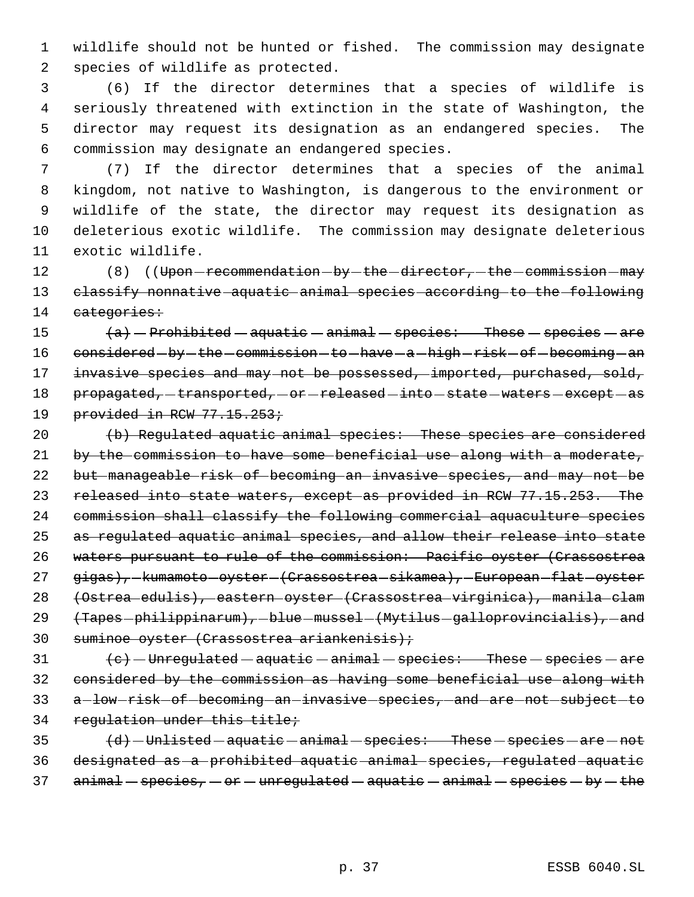wildlife should not be hunted or fished. The commission may designate species of wildlife as protected.

(6) If the director determines that a species of wildlife is seriously threatened with extinction in the state of Washington, the director may request its designation as an endangered species. The commission may designate an endangered species.

(7) If the director determines that a species of the animal kingdom, not native to Washington, is dangerous to the environment or wildlife of the state, the director may request its designation as deleterious exotic wildlife. The commission may designate deleterious exotic wildlife.

(8) ((~~Upon recommendation by the director, the commission may classify nonnative aquatic animal species according to the following categories:~~

~~(a) Prohibited aquatic animal species: These species are considered by the commission to have a high risk of becoming an invasive species and may not be possessed, imported, purchased, sold, propagated, transported, or released into state waters except as provided in RCW 77.15.253;~~

~~(b) Regulated aquatic animal species: These species are considered by the commission to have some beneficial use along with a moderate, but manageable risk of becoming an invasive species, and may not be released into state waters, except as provided in RCW 77.15.253. The commission shall classify the following commercial aquaculture species as regulated aquatic animal species, and allow their release into state waters pursuant to rule of the commission: Pacific oyster (Crassostrea gigas), kumamoto oyster (Crassostrea sikamea), European flat oyster (Ostrea edulis), eastern oyster (Crassostrea virginica), manila clam (Tapes philippinarum), blue mussel (Mytilus galloprovincialis), and suminoe oyster (Crassostrea ariankenisis);~~

~~(c) Unregulated aquatic animal species: These species are considered by the commission as having some beneficial use along with a low risk of becoming an invasive species, and are not subject to regulation under this title;~~

~~(d) Unlisted aquatic animal species: These species are not designated as a prohibited aquatic animal species, regulated aquatic animal species, or unregulated aquatic animal species by the~~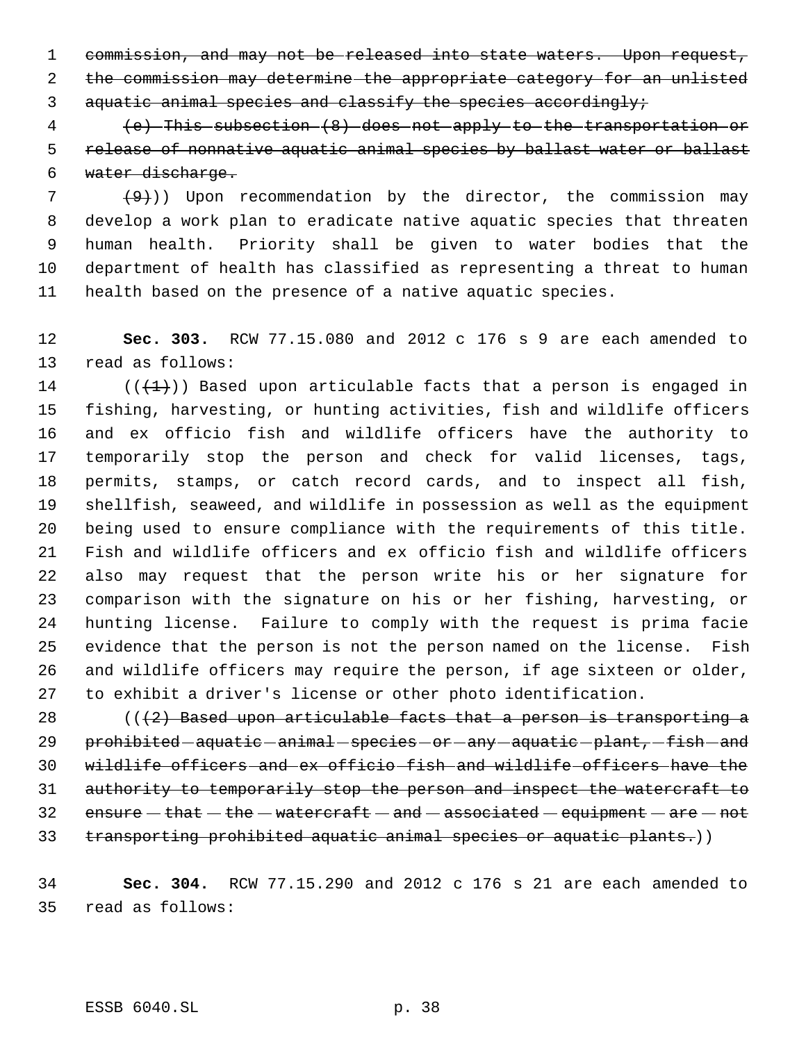~~commission, and may not be released into state waters. Upon request, the commission may determine the appropriate category for an unlisted aquatic animal species and classify the species accordingly;~~

~~(e) This subsection (8) does not apply to the transportation or release of nonnative aquatic animal species by ballast water or ballast water discharge.~~

~~(9)~~)) Upon recommendation by the director, the commission may develop a work plan to eradicate native aquatic species that threaten human health. Priority shall be given to water bodies that the department of health has classified as representing a threat to human health based on the presence of a native aquatic species.

**Sec. 303.** RCW 77.15.080 and 2012 c 176 s 9 are each amended to read as follows:

((~~(1)~~)) Based upon articulable facts that a person is engaged in fishing, harvesting, or hunting activities, fish and wildlife officers and ex officio fish and wildlife officers have the authority to temporarily stop the person and check for valid licenses, tags, permits, stamps, or catch record cards, and to inspect all fish, shellfish, seaweed, and wildlife in possession as well as the equipment being used to ensure compliance with the requirements of this title. Fish and wildlife officers and ex officio fish and wildlife officers also may request that the person write his or her signature for comparison with the signature on his or her fishing, harvesting, or hunting license. Failure to comply with the request is prima facie evidence that the person is not the person named on the license. Fish and wildlife officers may require the person, if age sixteen or older, to exhibit a driver's license or other photo identification.

((~~(2) Based upon articulable facts that a person is transporting a prohibited aquatic animal species or any aquatic plant, fish and wildlife officers and ex officio fish and wildlife officers have the authority to temporarily stop the person and inspect the watercraft to ensure that the watercraft and associated equipment are not transporting prohibited aquatic animal species or aquatic plants.~~))

**Sec. 304.** RCW 77.15.290 and 2012 c 176 s 21 are each amended to read as follows: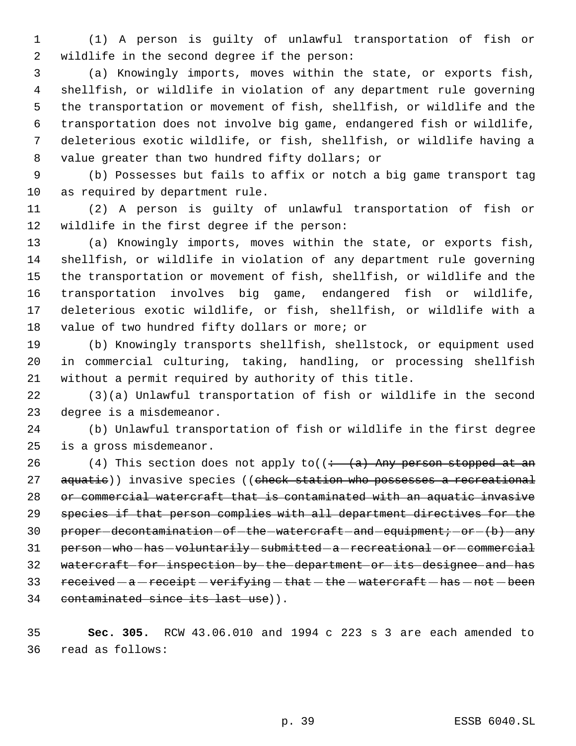(1) A person is guilty of unlawful transportation of fish or wildlife in the second degree if the person:

(a) Knowingly imports, moves within the state, or exports fish, shellfish, or wildlife in violation of any department rule governing the transportation or movement of fish, shellfish, or wildlife and the transportation does not involve big game, endangered fish or wildlife, deleterious exotic wildlife, or fish, shellfish, or wildlife having a value greater than two hundred fifty dollars; or

(b) Possesses but fails to affix or notch a big game transport tag as required by department rule.

(2) A person is guilty of unlawful transportation of fish or wildlife in the first degree if the person:

(a) Knowingly imports, moves within the state, or exports fish, shellfish, or wildlife in violation of any department rule governing the transportation or movement of fish, shellfish, or wildlife and the transportation involves big game, endangered fish or wildlife, deleterious exotic wildlife, or fish, shellfish, or wildlife with a value of two hundred fifty dollars or more; or

(b) Knowingly transports shellfish, shellstock, or equipment used in commercial culturing, taking, handling, or processing shellfish without a permit required by authority of this title.

(3)(a) Unlawful transportation of fish or wildlife in the second degree is a misdemeanor.

(b) Unlawful transportation of fish or wildlife in the first degree is a gross misdemeanor.

(4) This section does not apply to((~~: (a) Any person stopped at an aquatic~~)) invasive species ((~~check station who possesses a recreational or commercial watercraft that is contaminated with an aquatic invasive species if that person complies with all department directives for the proper decontamination of the watercraft and equipment; or (b) any person who has voluntarily submitted a recreational or commercial watercraft for inspection by the department or its designee and has received a receipt verifying that the watercraft has not been contaminated since its last use~~)).

**Sec. 305.** RCW 43.06.010 and 1994 c 223 s 3 are each amended to read as follows: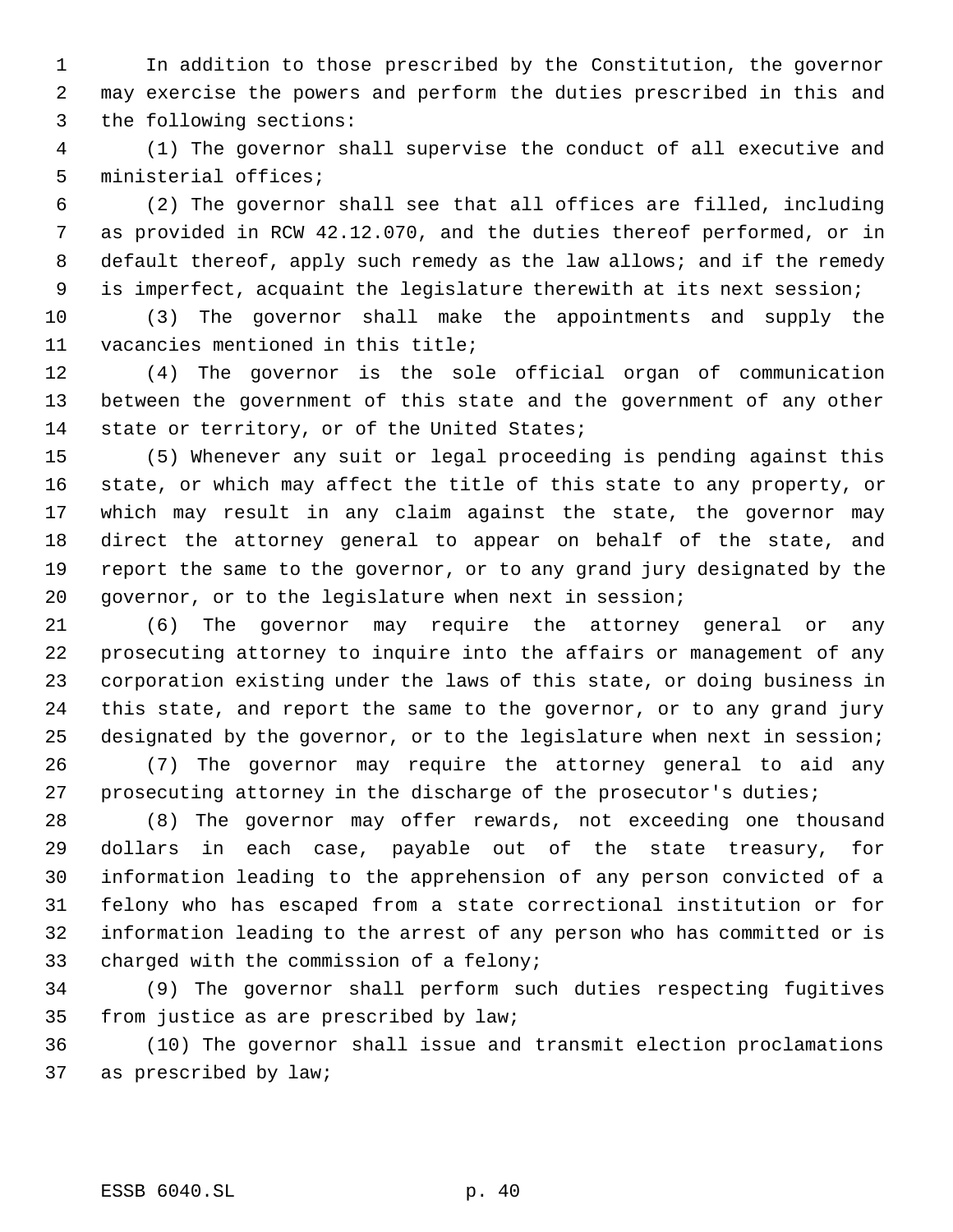In addition to those prescribed by the Constitution, the governor may exercise the powers and perform the duties prescribed in this and the following sections:

(1) The governor shall supervise the conduct of all executive and ministerial offices;

(2) The governor shall see that all offices are filled, including as provided in RCW 42.12.070, and the duties thereof performed, or in default thereof, apply such remedy as the law allows; and if the remedy is imperfect, acquaint the legislature therewith at its next session;

(3) The governor shall make the appointments and supply the vacancies mentioned in this title;

(4) The governor is the sole official organ of communication between the government of this state and the government of any other state or territory, or of the United States;

(5) Whenever any suit or legal proceeding is pending against this state, or which may affect the title of this state to any property, or which may result in any claim against the state, the governor may direct the attorney general to appear on behalf of the state, and report the same to the governor, or to any grand jury designated by the governor, or to the legislature when next in session;

(6) The governor may require the attorney general or any prosecuting attorney to inquire into the affairs or management of any corporation existing under the laws of this state, or doing business in this state, and report the same to the governor, or to any grand jury designated by the governor, or to the legislature when next in session;

(7) The governor may require the attorney general to aid any prosecuting attorney in the discharge of the prosecutor's duties;

(8) The governor may offer rewards, not exceeding one thousand dollars in each case, payable out of the state treasury, for information leading to the apprehension of any person convicted of a felony who has escaped from a state correctional institution or for information leading to the arrest of any person who has committed or is charged with the commission of a felony;

(9) The governor shall perform such duties respecting fugitives from justice as are prescribed by law;

(10) The governor shall issue and transmit election proclamations as prescribed by law;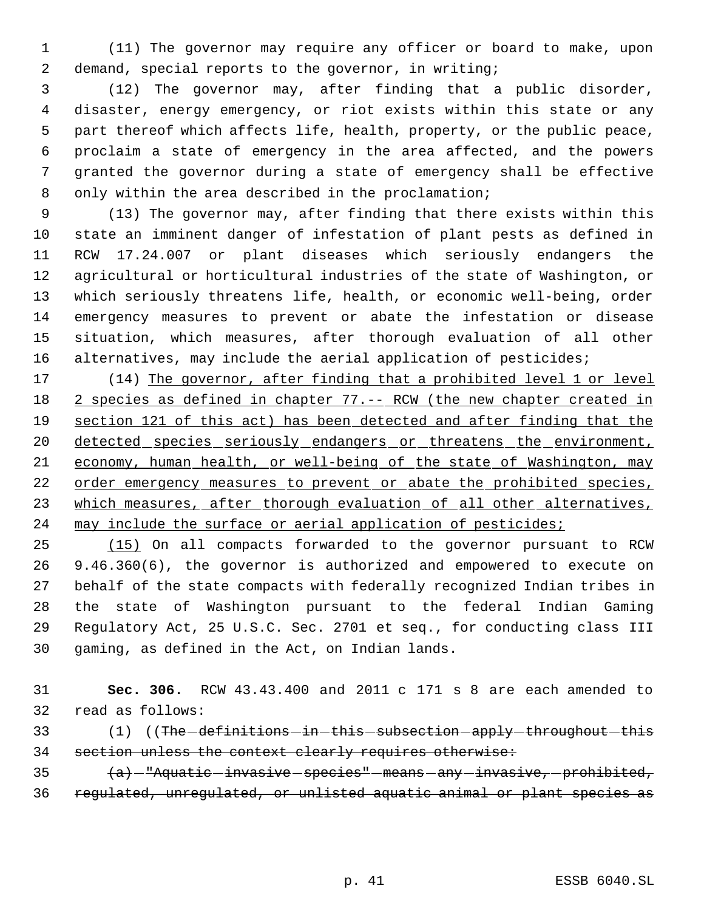(11) The governor may require any officer or board to make, upon demand, special reports to the governor, in writing;

(12) The governor may, after finding that a public disorder, disaster, energy emergency, or riot exists within this state or any part thereof which affects life, health, property, or the public peace, proclaim a state of emergency in the area affected, and the powers granted the governor during a state of emergency shall be effective only within the area described in the proclamation;

(13) The governor may, after finding that there exists within this state an imminent danger of infestation of plant pests as defined in RCW 17.24.007 or plant diseases which seriously endangers the agricultural or horticultural industries of the state of Washington, or which seriously threatens life, health, or economic well-being, order emergency measures to prevent or abate the infestation or disease situation, which measures, after thorough evaluation of all other alternatives, may include the aerial application of pesticides;

(14) <u>The governor, after finding that a prohibited level 1 or level 2 species as defined in chapter 77.-- RCW (the new chapter created in section 121 of this act) has been detected and after finding that the detected species seriously endangers or threatens the environment, economy, human health, or well-being of the state of Washington, may order emergency measures to prevent or abate the prohibited species, which measures, after thorough evaluation of all other alternatives, may include the surface or aerial application of pesticides;</u>

<u>(15)</u> On all compacts forwarded to the governor pursuant to RCW 9.46.360(6), the governor is authorized and empowered to execute on behalf of the state compacts with federally recognized Indian tribes in the state of Washington pursuant to the federal Indian Gaming Regulatory Act, 25 U.S.C. Sec. 2701 et seq., for conducting class III gaming, as defined in the Act, on Indian lands.

**Sec. 306.** RCW 43.43.400 and 2011 c 171 s 8 are each amended to read as follows:

(1) ((~~The definitions in this subsection apply throughout this section unless the context clearly requires otherwise:~~

~~(a) "Aquatic invasive species" means any invasive, prohibited, regulated, unregulated, or unlisted aquatic animal or plant species as~~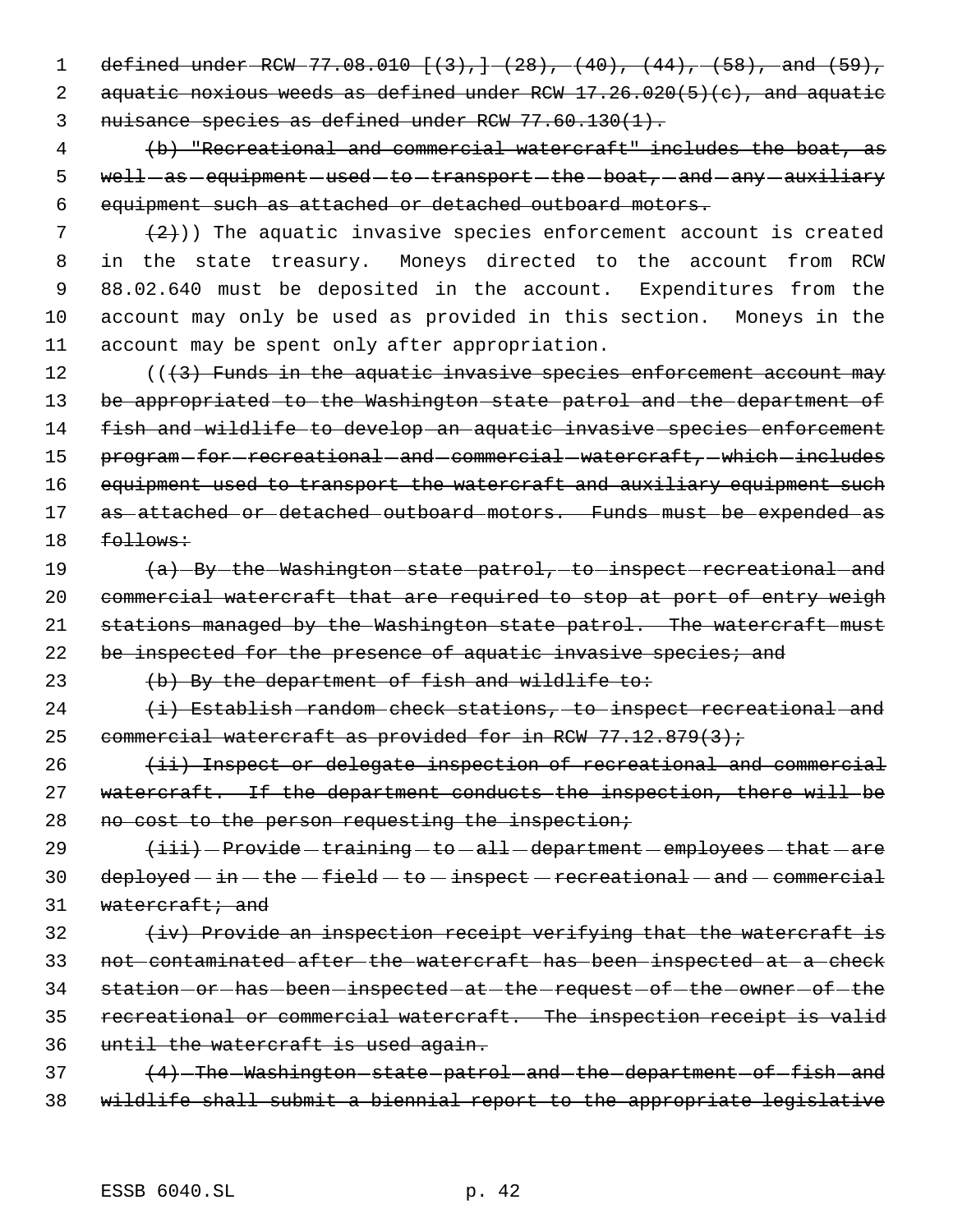~~defined under RCW 77.08.010 [(3),] (28), (40), (44), (58), and (59), aquatic noxious weeds as defined under RCW 17.26.020(5)(c), and aquatic nuisance species as defined under RCW 77.60.130(1).~~

~~(b) "Recreational and commercial watercraft" includes the boat, as well as equipment used to transport the boat, and any auxiliary equipment such as attached or detached outboard motors.~~

~~(2)~~)) The aquatic invasive species enforcement account is created in the state treasury. Moneys directed to the account from RCW 88.02.640 must be deposited in the account. Expenditures from the account may only be used as provided in this section. Moneys in the account may be spent only after appropriation.

((~~(3) Funds in the aquatic invasive species enforcement account may be appropriated to the Washington state patrol and the department of fish and wildlife to develop an aquatic invasive species enforcement program for recreational and commercial watercraft, which includes equipment used to transport the watercraft and auxiliary equipment such as attached or detached outboard motors. Funds must be expended as follows:~~

~~(a) By the Washington state patrol, to inspect recreational and commercial watercraft that are required to stop at port of entry weigh stations managed by the Washington state patrol. The watercraft must be inspected for the presence of aquatic invasive species; and~~

~~(b) By the department of fish and wildlife to:~~

~~(i) Establish random check stations, to inspect recreational and commercial watercraft as provided for in RCW 77.12.879(3);~~

~~(ii) Inspect or delegate inspection of recreational and commercial watercraft. If the department conducts the inspection, there will be no cost to the person requesting the inspection;~~

~~(iii) Provide training to all department employees that are deployed in the field to inspect recreational and commercial watercraft; and~~

~~(iv) Provide an inspection receipt verifying that the watercraft is not contaminated after the watercraft has been inspected at a check station or has been inspected at the request of the owner of the recreational or commercial watercraft. The inspection receipt is valid until the watercraft is used again.~~

~~(4) The Washington state patrol and the department of fish and wildlife shall submit a biennial report to the appropriate legislative~~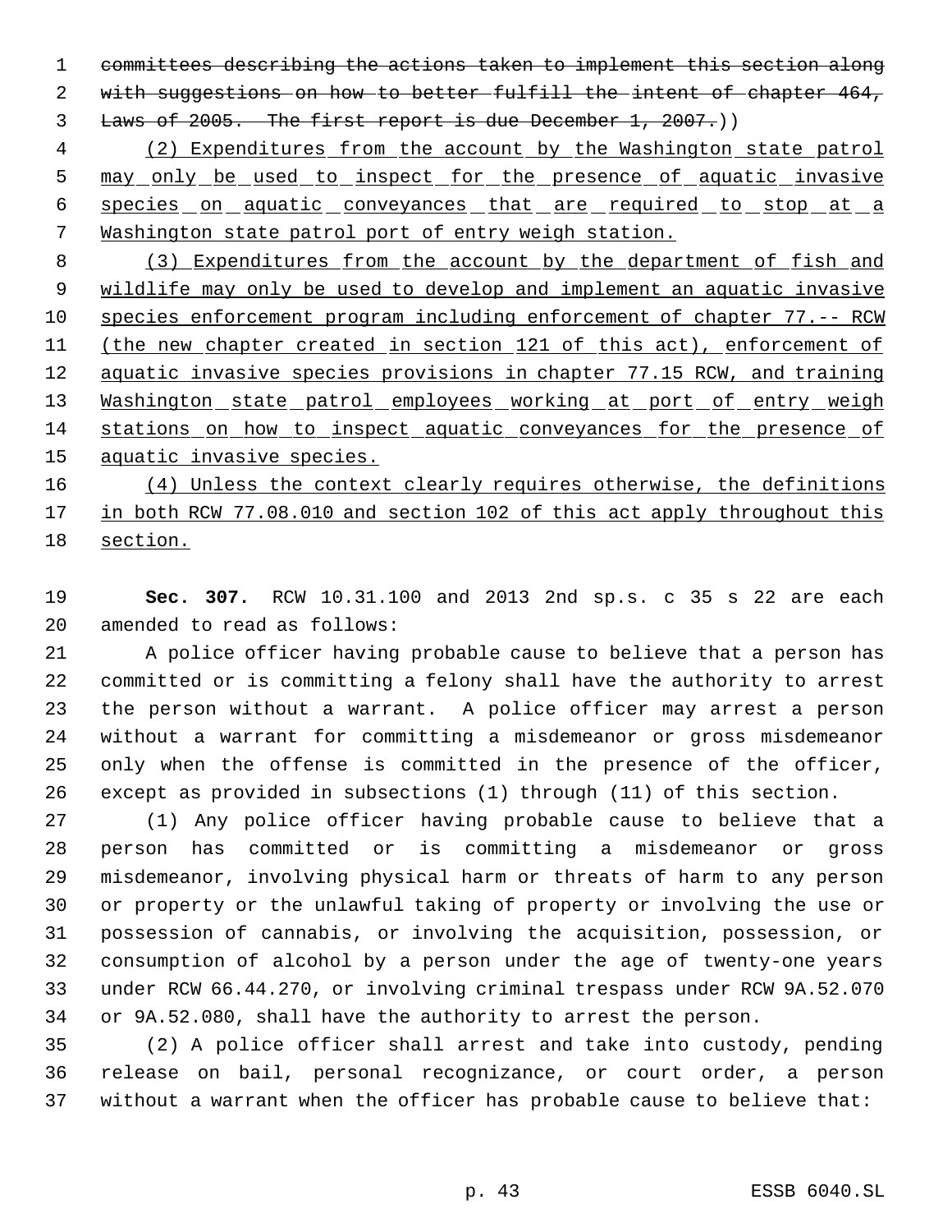~~committees describing the actions taken to implement this section along with suggestions on how to better fulfill the intent of chapter 464, Laws of 2005. The first report is due December 1, 2007.~~))

<u>(2) Expenditures from the account by the Washington state patrol may only be used to inspect for the presence of aquatic invasive species on aquatic conveyances that are required to stop at a Washington state patrol port of entry weigh station.</u>

<u>(3) Expenditures from the account by the department of fish and wildlife may only be used to develop and implement an aquatic invasive species enforcement program including enforcement of chapter 77.-- RCW (the new chapter created in section 121 of this act), enforcement of aquatic invasive species provisions in chapter 77.15 RCW, and training Washington state patrol employees working at port of entry weigh stations on how to inspect aquatic conveyances for the presence of aquatic invasive species.</u>

<u>(4) Unless the context clearly requires otherwise, the definitions in both RCW 77.08.010 and section 102 of this act apply throughout this section.</u>

**Sec. 307.** RCW 10.31.100 and 2013 2nd sp.s. c 35 s 22 are each amended to read as follows:

A police officer having probable cause to believe that a person has committed or is committing a felony shall have the authority to arrest the person without a warrant. A police officer may arrest a person without a warrant for committing a misdemeanor or gross misdemeanor only when the offense is committed in the presence of the officer, except as provided in subsections (1) through (11) of this section.

(1) Any police officer having probable cause to believe that a person has committed or is committing a misdemeanor or gross misdemeanor, involving physical harm or threats of harm to any person or property or the unlawful taking of property or involving the use or possession of cannabis, or involving the acquisition, possession, or consumption of alcohol by a person under the age of twenty-one years under RCW 66.44.270, or involving criminal trespass under RCW 9A.52.070 or 9A.52.080, shall have the authority to arrest the person.

(2) A police officer shall arrest and take into custody, pending release on bail, personal recognizance, or court order, a person without a warrant when the officer has probable cause to believe that: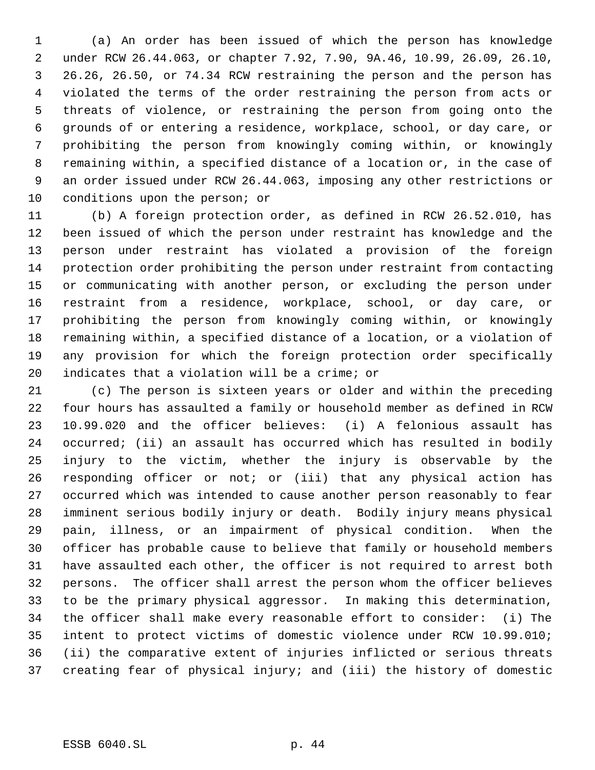(a) An order has been issued of which the person has knowledge under RCW 26.44.063, or chapter 7.92, 7.90, 9A.46, 10.99, 26.09, 26.10, 26.26, 26.50, or 74.34 RCW restraining the person and the person has violated the terms of the order restraining the person from acts or threats of violence, or restraining the person from going onto the grounds of or entering a residence, workplace, school, or day care, or prohibiting the person from knowingly coming within, or knowingly remaining within, a specified distance of a location or, in the case of an order issued under RCW 26.44.063, imposing any other restrictions or conditions upon the person; or

(b) A foreign protection order, as defined in RCW 26.52.010, has been issued of which the person under restraint has knowledge and the person under restraint has violated a provision of the foreign protection order prohibiting the person under restraint from contacting or communicating with another person, or excluding the person under restraint from a residence, workplace, school, or day care, or prohibiting the person from knowingly coming within, or knowingly remaining within, a specified distance of a location, or a violation of any provision for which the foreign protection order specifically indicates that a violation will be a crime; or

(c) The person is sixteen years or older and within the preceding four hours has assaulted a family or household member as defined in RCW 10.99.020 and the officer believes: (i) A felonious assault has occurred; (ii) an assault has occurred which has resulted in bodily injury to the victim, whether the injury is observable by the responding officer or not; or (iii) that any physical action has occurred which was intended to cause another person reasonably to fear imminent serious bodily injury or death. Bodily injury means physical pain, illness, or an impairment of physical condition. When the officer has probable cause to believe that family or household members have assaulted each other, the officer is not required to arrest both persons. The officer shall arrest the person whom the officer believes to be the primary physical aggressor. In making this determination, the officer shall make every reasonable effort to consider: (i) The intent to protect victims of domestic violence under RCW 10.99.010; (ii) the comparative extent of injuries inflicted or serious threats creating fear of physical injury; and (iii) the history of domestic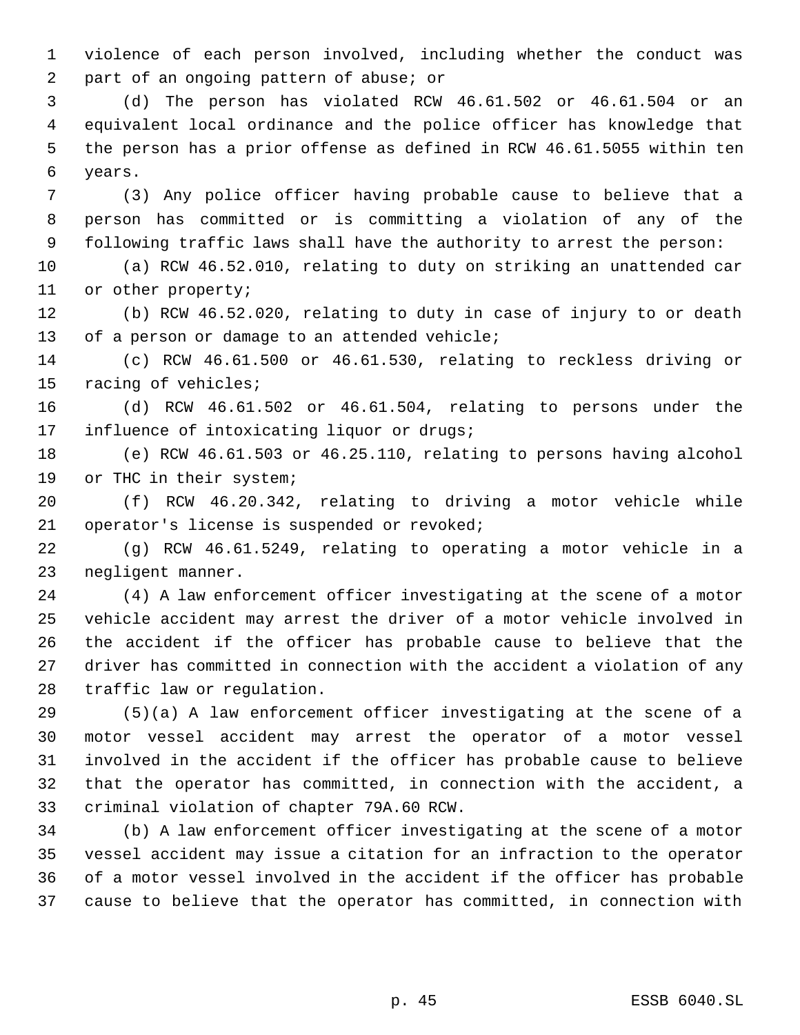violence of each person involved, including whether the conduct was part of an ongoing pattern of abuse; or

(d) The person has violated RCW 46.61.502 or 46.61.504 or an equivalent local ordinance and the police officer has knowledge that the person has a prior offense as defined in RCW 46.61.5055 within ten years.

(3) Any police officer having probable cause to believe that a person has committed or is committing a violation of any of the following traffic laws shall have the authority to arrest the person:

(a) RCW 46.52.010, relating to duty on striking an unattended car or other property;

(b) RCW 46.52.020, relating to duty in case of injury to or death of a person or damage to an attended vehicle;

(c) RCW 46.61.500 or 46.61.530, relating to reckless driving or racing of vehicles;

(d) RCW 46.61.502 or 46.61.504, relating to persons under the influence of intoxicating liquor or drugs;

(e) RCW 46.61.503 or 46.25.110, relating to persons having alcohol or THC in their system;

(f) RCW 46.20.342, relating to driving a motor vehicle while operator's license is suspended or revoked;

(g) RCW 46.61.5249, relating to operating a motor vehicle in a negligent manner.

(4) A law enforcement officer investigating at the scene of a motor vehicle accident may arrest the driver of a motor vehicle involved in the accident if the officer has probable cause to believe that the driver has committed in connection with the accident a violation of any traffic law or regulation.

(5)(a) A law enforcement officer investigating at the scene of a motor vessel accident may arrest the operator of a motor vessel involved in the accident if the officer has probable cause to believe that the operator has committed, in connection with the accident, a criminal violation of chapter 79A.60 RCW.

(b) A law enforcement officer investigating at the scene of a motor vessel accident may issue a citation for an infraction to the operator of a motor vessel involved in the accident if the officer has probable cause to believe that the operator has committed, in connection with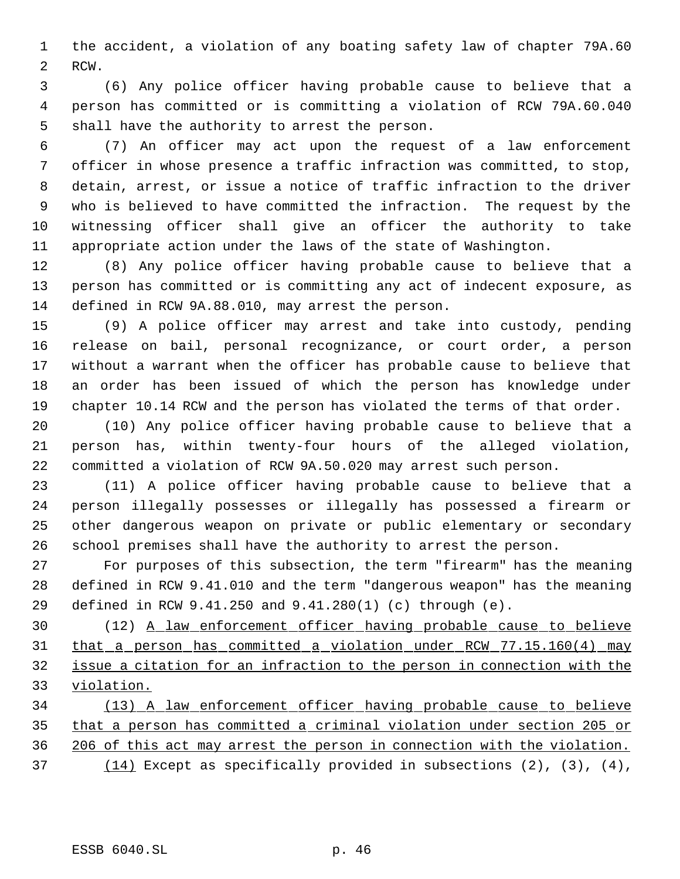the accident, a violation of any boating safety law of chapter 79A.60 RCW.

(6) Any police officer having probable cause to believe that a person has committed or is committing a violation of RCW 79A.60.040 shall have the authority to arrest the person.

(7) An officer may act upon the request of a law enforcement officer in whose presence a traffic infraction was committed, to stop, detain, arrest, or issue a notice of traffic infraction to the driver who is believed to have committed the infraction. The request by the witnessing officer shall give an officer the authority to take appropriate action under the laws of the state of Washington.

(8) Any police officer having probable cause to believe that a person has committed or is committing any act of indecent exposure, as defined in RCW 9A.88.010, may arrest the person.

(9) A police officer may arrest and take into custody, pending release on bail, personal recognizance, or court order, a person without a warrant when the officer has probable cause to believe that an order has been issued of which the person has knowledge under chapter 10.14 RCW and the person has violated the terms of that order.

(10) Any police officer having probable cause to believe that a person has, within twenty-four hours of the alleged violation, committed a violation of RCW 9A.50.020 may arrest such person.

(11) A police officer having probable cause to believe that a person illegally possesses or illegally has possessed a firearm or other dangerous weapon on private or public elementary or secondary school premises shall have the authority to arrest the person.

For purposes of this subsection, the term "firearm" has the meaning defined in RCW 9.41.010 and the term "dangerous weapon" has the meaning defined in RCW 9.41.250 and 9.41.280(1) (c) through (e).

(12) <u>A law enforcement officer having probable cause to believe that a person has committed a violation under RCW 77.15.160(4) may issue a citation for an infraction to the person in connection with the violation.</u>

<u>(13) A law enforcement officer having probable cause to believe that a person has committed a criminal violation under section 205 or 206 of this act may arrest the person in connection with the violation.</u>

<u>(14)</u> Except as specifically provided in subsections (2), (3), (4),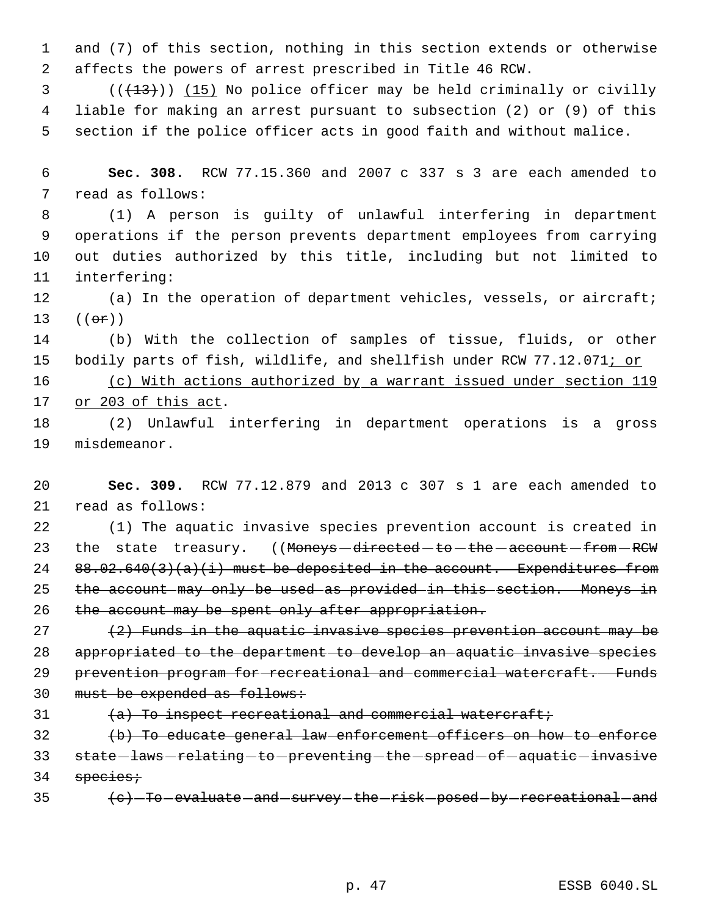and (7) of this section, nothing in this section extends or otherwise affects the powers of arrest prescribed in Title 46 RCW.

(((13))) (15) No police officer may be held criminally or civilly liable for making an arrest pursuant to subsection (2) or (9) of this section if the police officer acts in good faith and without malice.

**Sec. 308.** RCW 77.15.360 and 2007 c 337 s 3 are each amended to read as follows:

(1) A person is guilty of unlawful interfering in department operations if the person prevents department employees from carrying out duties authorized by this title, including but not limited to interfering:

(a) In the operation of department vehicles, vessels, or aircraft; ((or))

(b) With the collection of samples of tissue, fluids, or other bodily parts of fish, wildlife, and shellfish under RCW 77.12.071; or

(c) With actions authorized by a warrant issued under section 119 or 203 of this act.

(2) Unlawful interfering in department operations is a gross misdemeanor.

**Sec. 309.** RCW 77.12.879 and 2013 c 307 s 1 are each amended to read as follows:

(1) The aquatic invasive species prevention account is created in the state treasury. ((~~Moneys directed to the account from RCW 88.02.640(3)(a)(i) must be deposited in the account. Expenditures from the account may only be used as provided in this section. Moneys in the account may be spent only after appropriation.~~

~~(2) Funds in the aquatic invasive species prevention account may be appropriated to the department to develop an aquatic invasive species prevention program for recreational and commercial watercraft. Funds must be expended as follows:~~

~~(a) To inspect recreational and commercial watercraft;~~

~~(b) To educate general law enforcement officers on how to enforce state laws relating to preventing the spread of aquatic invasive species;~~

~~(c) To evaluate and survey the risk posed by recreational and~~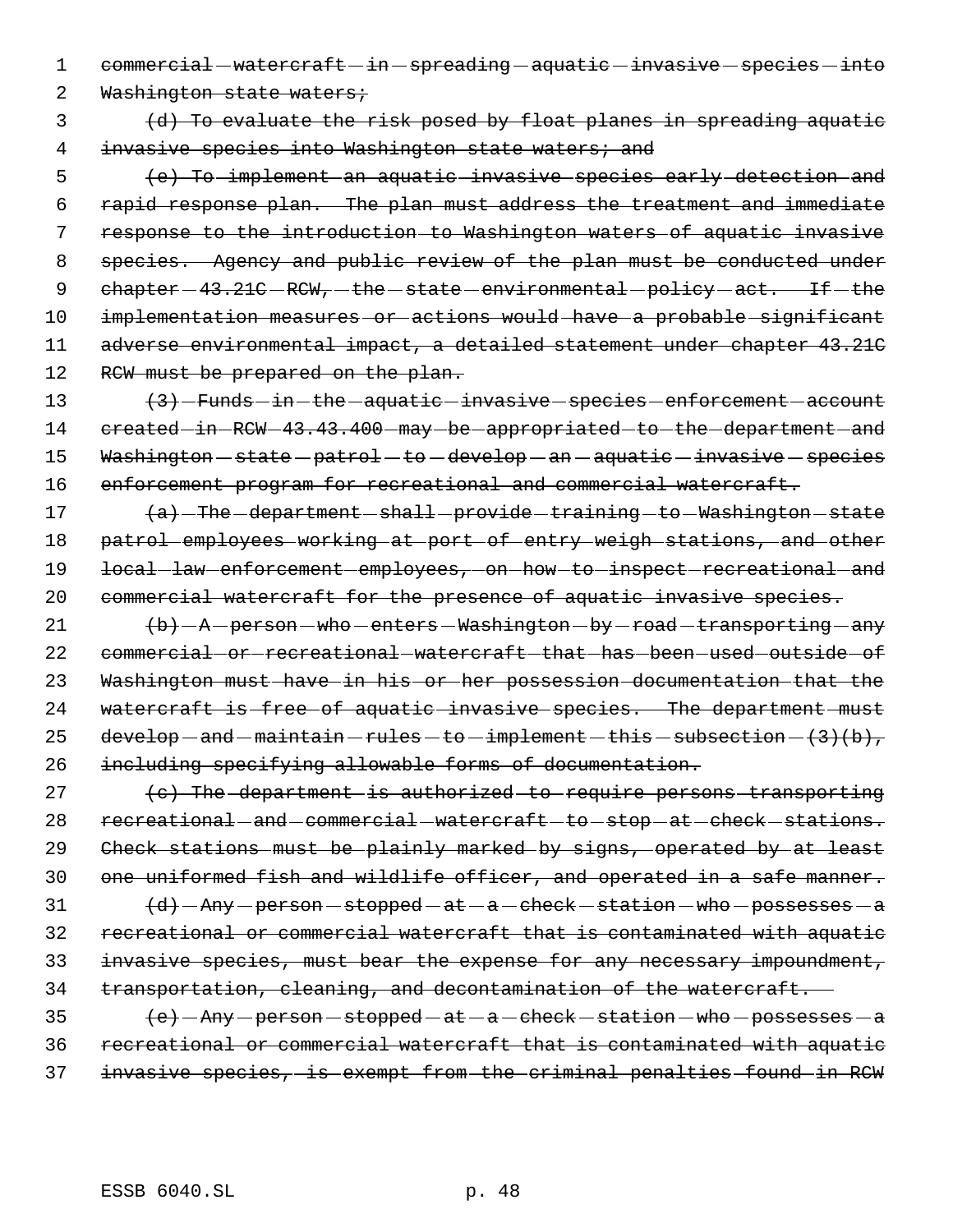commercial watercraft in spreading aquatic invasive species into Washington state waters;

(d) To evaluate the risk posed by float planes in spreading aquatic invasive species into Washington state waters; and

(e) To implement an aquatic invasive species early detection and rapid response plan. The plan must address the treatment and immediate response to the introduction to Washington waters of aquatic invasive species. Agency and public review of the plan must be conducted under chapter 43.21C RCW, the state environmental policy act. If the implementation measures or actions would have a probable significant adverse environmental impact, a detailed statement under chapter 43.21C RCW must be prepared on the plan.

(3) Funds in the aquatic invasive species enforcement account created in RCW 43.43.400 may be appropriated to the department and Washington state patrol to develop an aquatic invasive species enforcement program for recreational and commercial watercraft.

(a) The department shall provide training to Washington state patrol employees working at port of entry weigh stations, and other local law enforcement employees, on how to inspect recreational and commercial watercraft for the presence of aquatic invasive species.

(b) A person who enters Washington by road transporting any commercial or recreational watercraft that has been used outside of Washington must have in his or her possession documentation that the watercraft is free of aquatic invasive species. The department must develop and maintain rules to implement this subsection (3)(b), including specifying allowable forms of documentation.

(c) The department is authorized to require persons transporting recreational and commercial watercraft to stop at check stations. Check stations must be plainly marked by signs, operated by at least one uniformed fish and wildlife officer, and operated in a safe manner.

(d) Any person stopped at a check station who possesses a recreational or commercial watercraft that is contaminated with aquatic invasive species, must bear the expense for any necessary impoundment, transportation, cleaning, and decontamination of the watercraft.

(e) Any person stopped at a check station who possesses a recreational or commercial watercraft that is contaminated with aquatic invasive species, is exempt from the criminal penalties found in RCW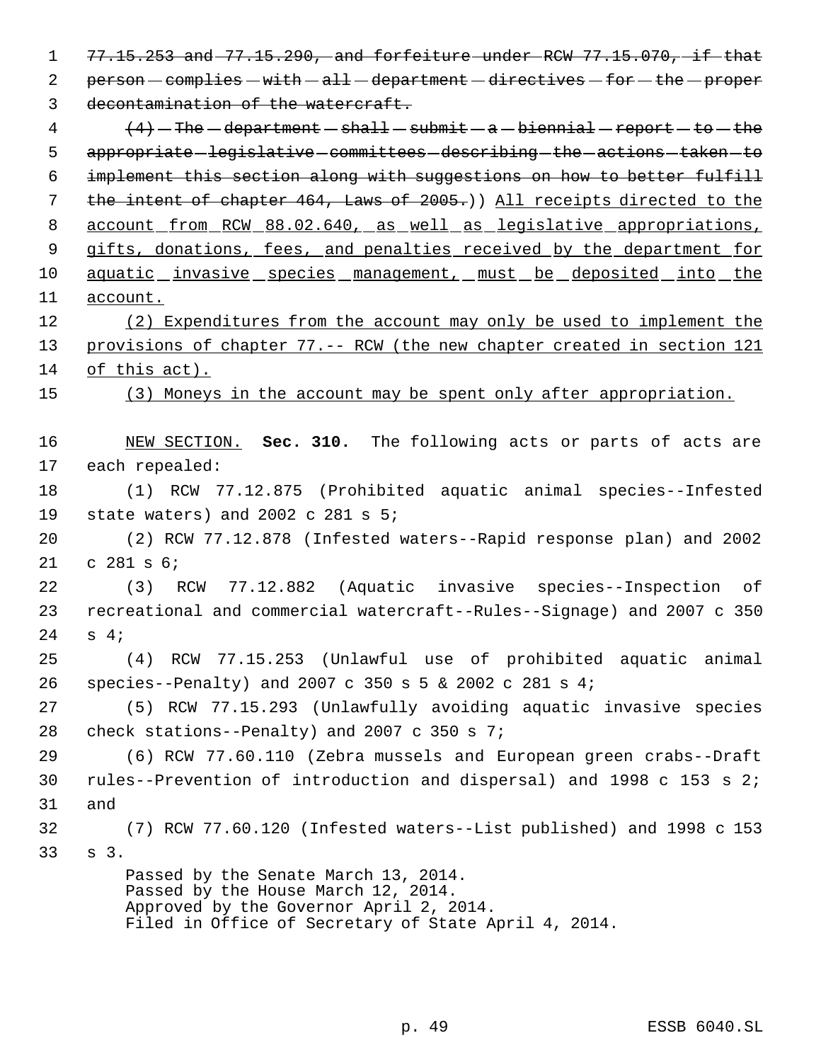~~77.15.253 and 77.15.290, and forfeiture under RCW 77.15.070, if that person complies with all department directives for the proper decontamination of the watercraft.~~

~~(4) The department shall submit a biennial report to the appropriate legislative committees describing the actions taken to implement this section along with suggestions on how to better fulfill the intent of chapter 464, Laws of 2005.~~)) <u>All receipts directed to the account from RCW 88.02.640, as well as legislative appropriations, gifts, donations, fees, and penalties received by the department for aquatic invasive species management, must be deposited into the account.</u>

<u>(2) Expenditures from the account may only be used to implement the provisions of chapter 77.-- RCW (the new chapter created in section 121 of this act).</u>

<u>(3) Moneys in the account may be spent only after appropriation.</u>

<u>NEW SECTION.</u> **Sec. 310.** The following acts or parts of acts are each repealed:

(1) RCW 77.12.875 (Prohibited aquatic animal species--Infested state waters) and 2002 c 281 s 5;

(2) RCW 77.12.878 (Infested waters--Rapid response plan) and 2002 c 281 s 6;

(3) RCW 77.12.882 (Aquatic invasive species--Inspection of recreational and commercial watercraft--Rules--Signage) and 2007 c 350 s 4;

(4) RCW 77.15.253 (Unlawful use of prohibited aquatic animal species--Penalty) and 2007 c 350 s 5 & 2002 c 281 s 4;

(5) RCW 77.15.293 (Unlawfully avoiding aquatic invasive species check stations--Penalty) and 2007 c 350 s 7;

(6) RCW 77.60.110 (Zebra mussels and European green crabs--Draft rules--Prevention of introduction and dispersal) and 1998 c 153 s 2; and

(7) RCW 77.60.120 (Infested waters--List published) and 1998 c 153 s 3.

Passed by the Senate March 13, 2014.
Passed by the House March 12, 2014.
Approved by the Governor April 2, 2014.
Filed in Office of Secretary of State April 4, 2014.